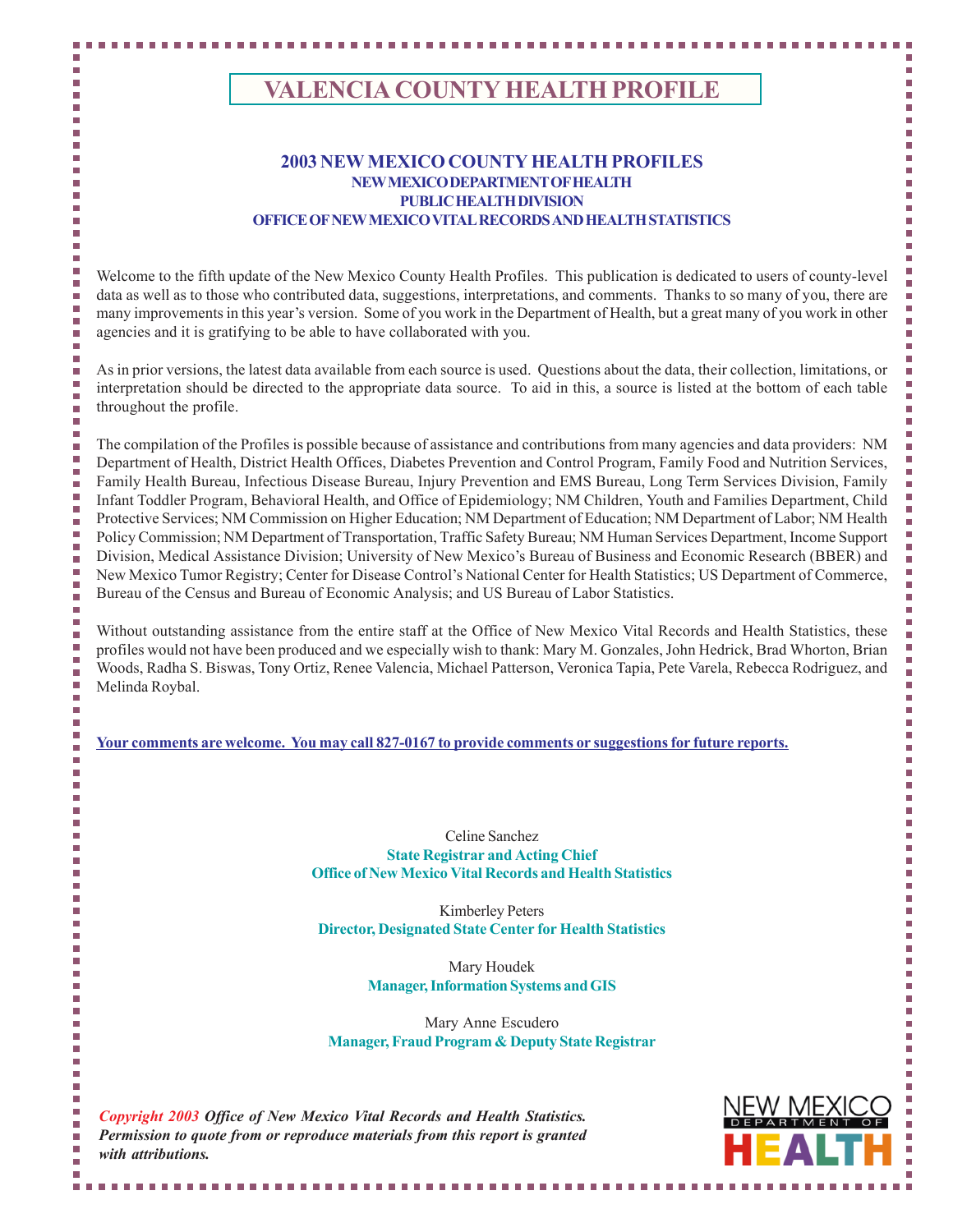# VALENCIA COUNTY HEALTH PROFILE

## 2003 NEW MEXICO COUNTY HEALTH PROFILES

**NEW MEXICO DEPARTMENT OF HEALTH**
**PUBLIC HEALTH DIVISION**
**OFFICE OF NEW MEXICO VITAL RECORDS AND HEALTH STATISTICS**

Welcome to the fifth update of the New Mexico County Health Profiles. This publication is dedicated to users of county-level data as well as to those who contributed data, suggestions, interpretations, and comments. Thanks to so many of you, there are many improvements in this year's version. Some of you work in the Department of Health, but a great many of you work in other agencies and it is gratifying to be able to have collaborated with you.

As in prior versions, the latest data available from each source is used. Questions about the data, their collection, limitations, or interpretation should be directed to the appropriate data source. To aid in this, a source is listed at the bottom of each table throughout the profile.

The compilation of the Profiles is possible because of assistance and contributions from many agencies and data providers: NM Department of Health, District Health Offices, Diabetes Prevention and Control Program, Family Food and Nutrition Services, Family Health Bureau, Infectious Disease Bureau, Injury Prevention and EMS Bureau, Long Term Services Division, Family Infant Toddler Program, Behavioral Health, and Office of Epidemiology; NM Children, Youth and Families Department, Child Protective Services; NM Commission on Higher Education; NM Department of Education; NM Department of Labor; NM Health Policy Commission; NM Department of Transportation, Traffic Safety Bureau; NM Human Services Department, Income Support Division, Medical Assistance Division; University of New Mexico's Bureau of Business and Economic Research (BBER) and New Mexico Tumor Registry; Center for Disease Control's National Center for Health Statistics; US Department of Commerce, Bureau of the Census and Bureau of Economic Analysis; and US Bureau of Labor Statistics.

Without outstanding assistance from the entire staff at the Office of New Mexico Vital Records and Health Statistics, these profiles would not have been produced and we especially wish to thank: Mary M. Gonzales, John Hedrick, Brad Whorton, Brian Woods, Radha S. Biswas, Tony Ortiz, Renee Valencia, Michael Patterson, Veronica Tapia, Pete Varela, Rebecca Rodriguez, and Melinda Roybal.

**Your comments are welcome. You may call 827-0167 to provide comments or suggestions for future reports.**

Celine Sanchez
**State Registrar and Acting Chief**
**Office of New Mexico Vital Records and Health Statistics**

Kimberley Peters
**Director, Designated State Center for Health Statistics**

Mary Houdek
**Manager, Information Systems and GIS**

Mary Anne Escudero
**Manager, Fraud Program & Deputy State Registrar**

***Copyright 2003 Office of New Mexico Vital Records and Health Statistics. Permission to quote from or reproduce materials from this report is granted with attributions.***

NEW MEXICO DEPARTMENT OF HEALTH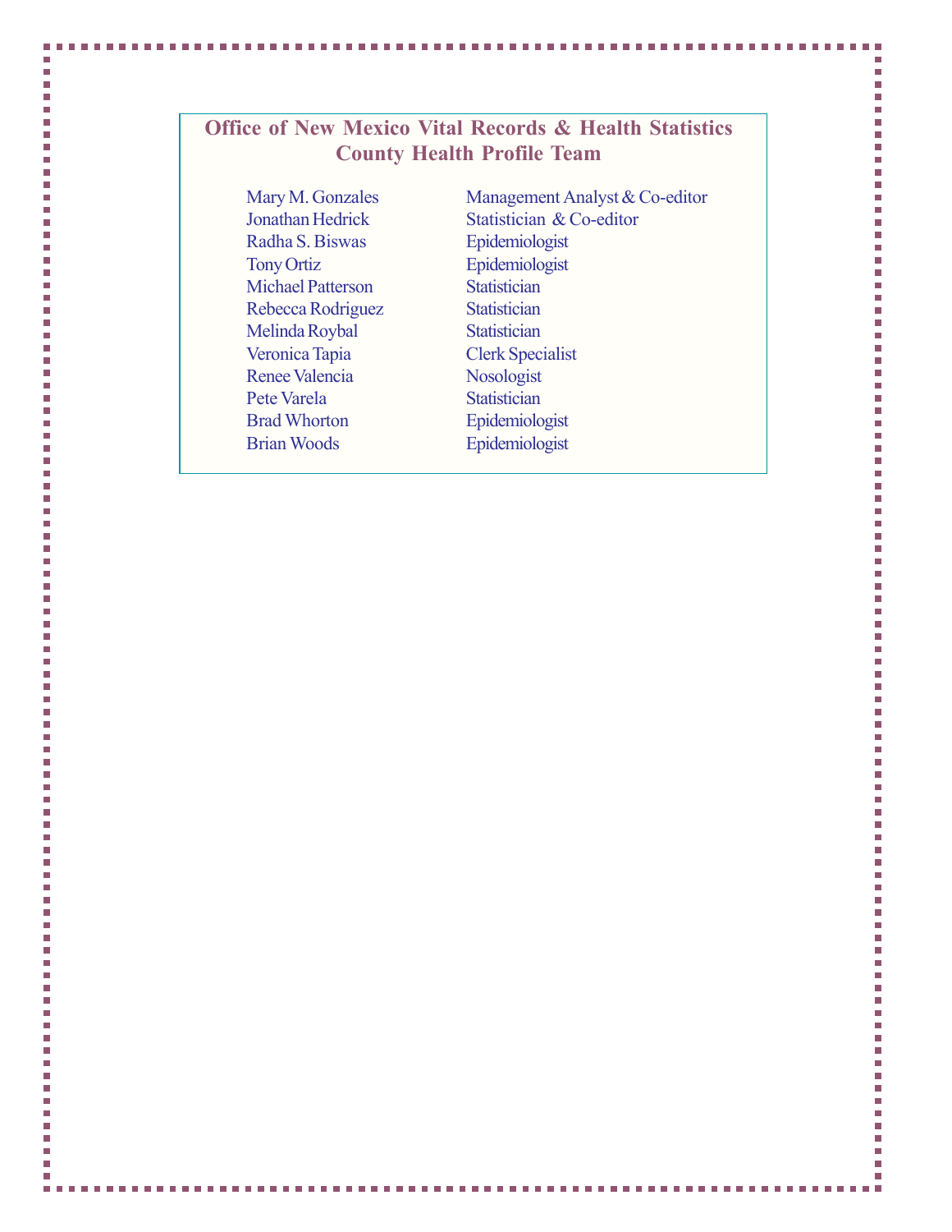## Office of New Mexico Vital Records & Health Statistics
## County Health Profile Team

| | |
|---|---|
| Mary M. Gonzales | Management Analyst & Co-editor |
| Jonathan Hedrick | Statistician & Co-editor |
| Radha S. Biswas | Epidemiologist |
| Tony Ortiz | Epidemiologist |
| Michael Patterson | Statistician |
| Rebecca Rodriguez | Statistician |
| Melinda Roybal | Statistician |
| Veronica Tapia | Clerk Specialist |
| Renee Valencia | Nosologist |
| Pete Varela | Statistician |
| Brad Whorton | Epidemiologist |
| Brian Woods | Epidemiologist |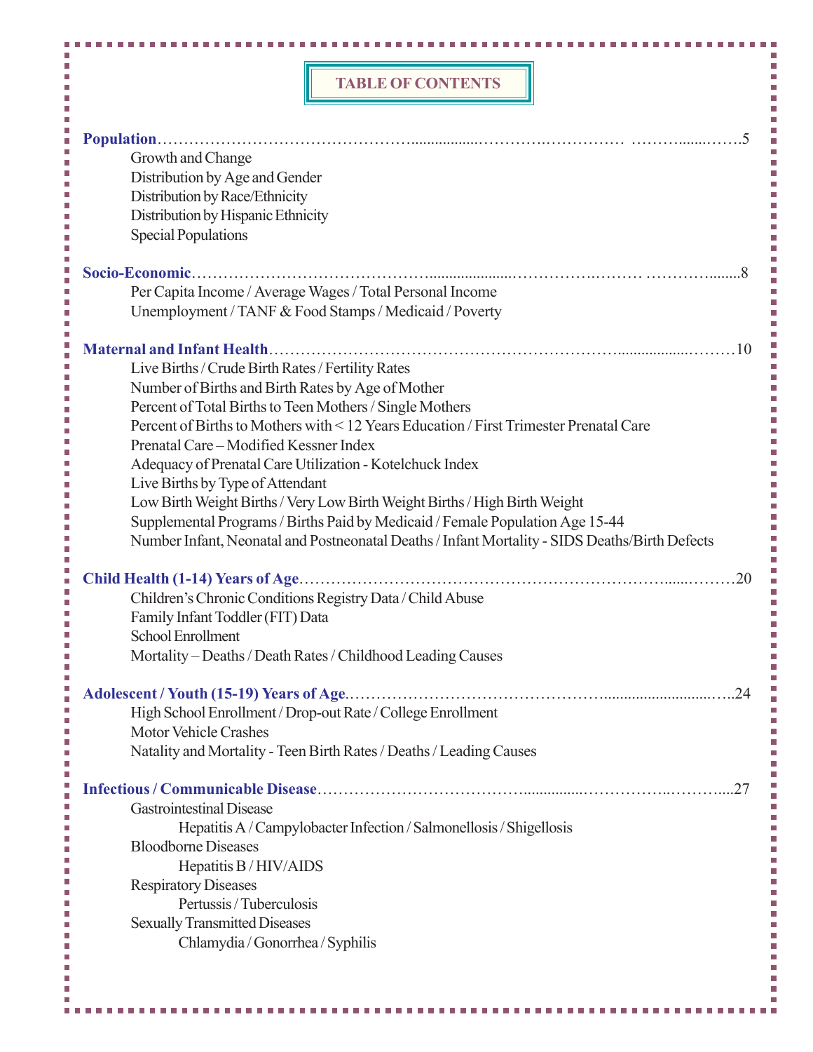## TABLE OF CONTENTS

**Population** ........................................................................................................................ 5

- Growth and Change
- Distribution by Age and Gender
- Distribution by Race/Ethnicity
- Distribution by Hispanic Ethnicity
- Special Populations

**Socio-Economic** ................................................................................................................. 8

- Per Capita Income / Average Wages / Total Personal Income
- Unemployment / TANF & Food Stamps / Medicaid / Poverty

**Maternal and Infant Health** .............................................................................................. 10

- Live Births / Crude Birth Rates / Fertility Rates
- Number of Births and Birth Rates by Age of Mother
- Percent of Total Births to Teen Mothers / Single Mothers
- Percent of Births to Mothers with < 12 Years Education / First Trimester Prenatal Care
- Prenatal Care – Modified Kessner Index
- Adequacy of Prenatal Care Utilization - Kotelchuck Index
- Live Births by Type of Attendant
- Low Birth Weight Births / Very Low Birth Weight Births / High Birth Weight
- Supplemental Programs / Births Paid by Medicaid / Female Population Age 15-44
- Number Infant, Neonatal and Postneonatal Deaths / Infant Mortality - SIDS Deaths/Birth Defects

**Child Health (1-14) Years of Age** ...................................................................................... 20

- Children's Chronic Conditions Registry Data / Child Abuse
- Family Infant Toddler (FIT) Data
- School Enrollment
- Mortality – Deaths / Death Rates / Childhood Leading Causes

**Adolescent / Youth (15-19) Years of Age** .......................................................................... 24

- High School Enrollment / Drop-out Rate / College Enrollment
- Motor Vehicle Crashes
- Natality and Mortality - Teen Birth Rates / Deaths / Leading Causes

**Infectious / Communicable Disease** .................................................................................. 27

- Gastrointestinal Disease
  - Hepatitis A / Campylobacter Infection / Salmonellosis / Shigellosis
- Bloodborne Diseases
  - Hepatitis B / HIV/AIDS
- Respiratory Diseases
  - Pertussis / Tuberculosis
- Sexually Transmitted Diseases
  - Chlamydia / Gonorrhea / Syphilis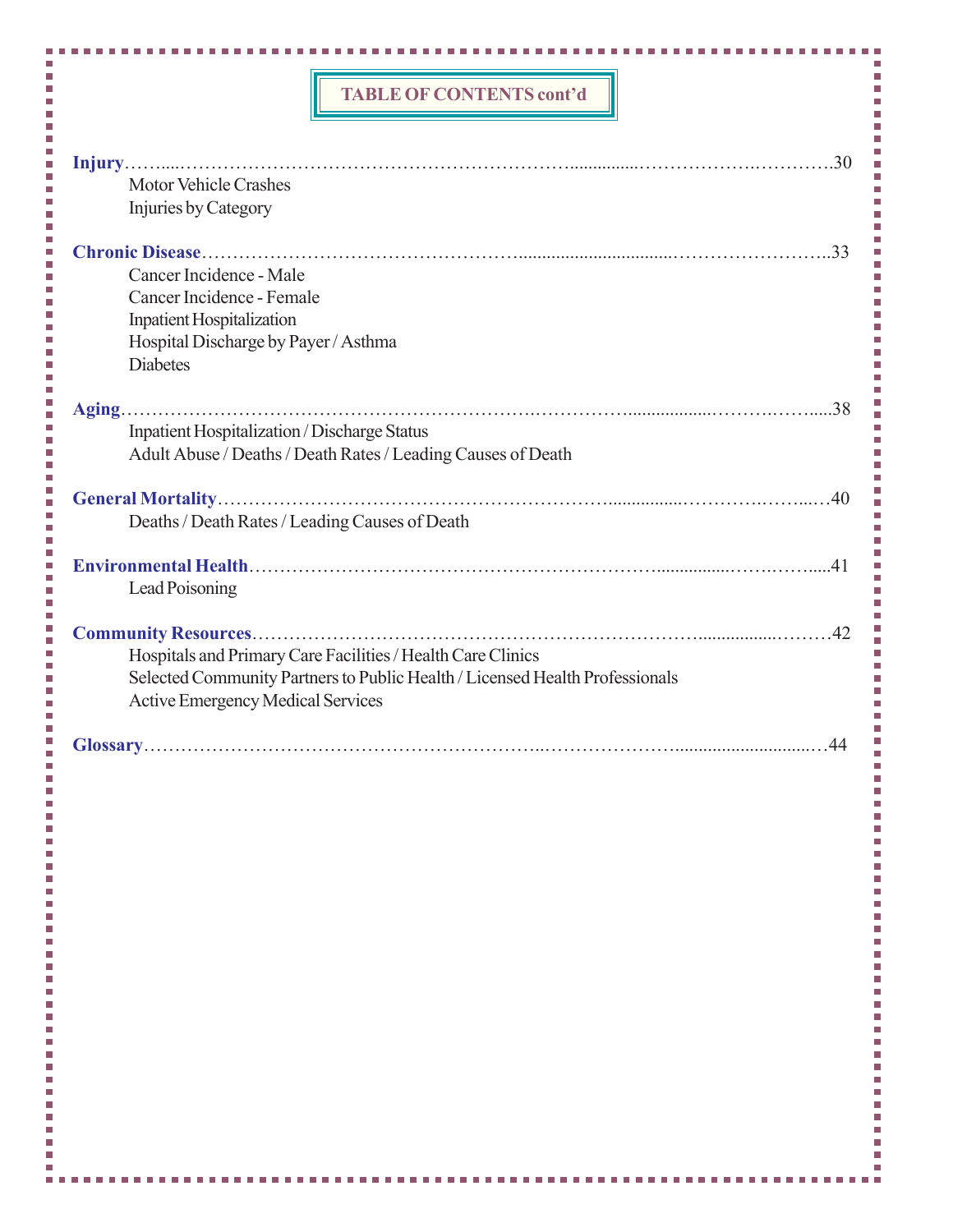## TABLE OF CONTENTS cont'd

**Injury** ........................................................................................................ 30

- Motor Vehicle Crashes
- Injuries by Category

**Chronic Disease** ........................................................................................ 33

- Cancer Incidence - Male
- Cancer Incidence - Female
- Inpatient Hospitalization
- Hospital Discharge by Payer / Asthma
- Diabetes

**Aging** ........................................................................................................ 38

- Inpatient Hospitalization / Discharge Status
- Adult Abuse / Deaths / Death Rates / Leading Causes of Death

**General Mortality** ...................................................................................... 40

- Deaths / Death Rates / Leading Causes of Death

**Environmental Health** ................................................................................ 41

- Lead Poisoning

**Community Resources** .............................................................................. 42

- Hospitals and Primary Care Facilities / Health Care Clinics
- Selected Community Partners to Public Health / Licensed Health Professionals
- Active Emergency Medical Services

**Glossary** .................................................................................................... 44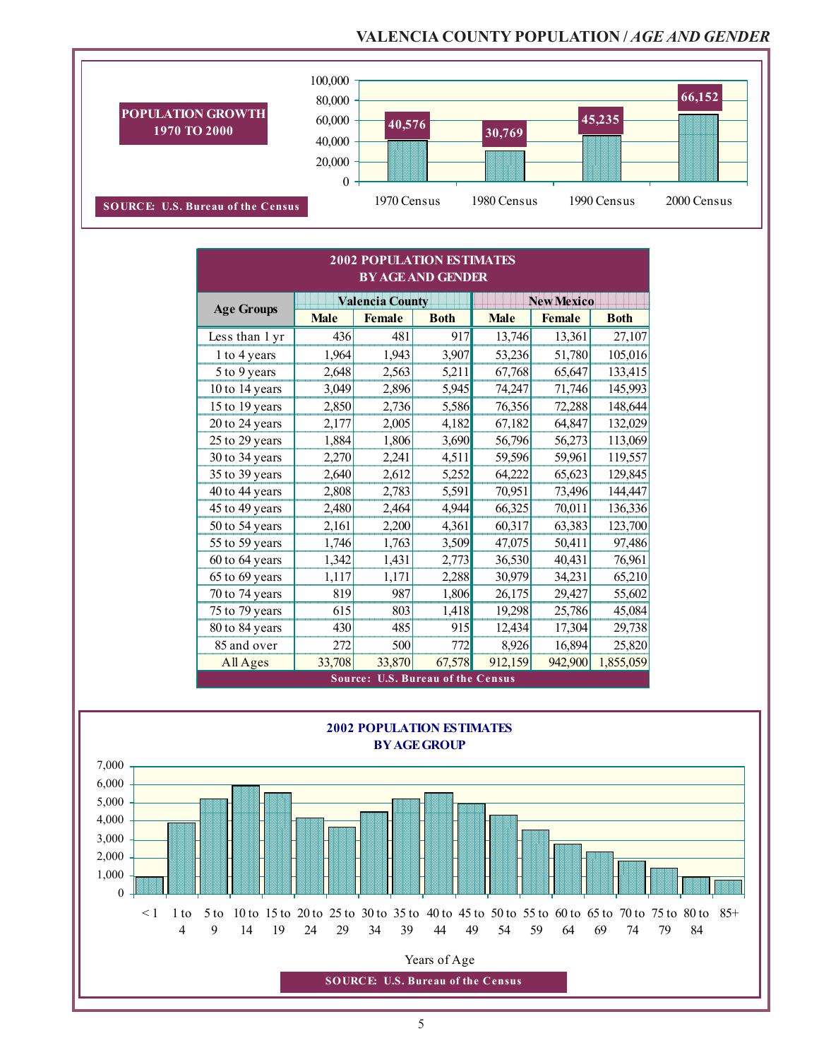# VALENCIA COUNTY POPULATION / *AGE AND GENDER*

## POPULATION GROWTH 1970 TO 2000

| Census | Population |
|---|---|
| 1970 Census | 40,576 |
| 1980 Census | 30,769 |
| 1990 Census | 45,235 |
| 2000 Census | 66,152 |

SOURCE: U.S. Bureau of the Census

## 2002 POPULATION ESTIMATES BY AGE AND GENDER

| Age Groups | Valencia County | | | New Mexico | | |
|---|---|---|---|---|---|---|
| | Male | Female | Both | Male | Female | Both |
| Less than 1 yr | 436 | 481 | 917 | 13,746 | 13,361 | 27,107 |
| 1 to 4 years | 1,964 | 1,943 | 3,907 | 53,236 | 51,780 | 105,016 |
| 5 to 9 years | 2,648 | 2,563 | 5,211 | 67,768 | 65,647 | 133,415 |
| 10 to 14 years | 3,049 | 2,896 | 5,945 | 74,247 | 71,746 | 145,993 |
| 15 to 19 years | 2,850 | 2,736 | 5,586 | 76,356 | 72,288 | 148,644 |
| 20 to 24 years | 2,177 | 2,005 | 4,182 | 67,182 | 64,847 | 132,029 |
| 25 to 29 years | 1,884 | 1,806 | 3,690 | 56,796 | 56,273 | 113,069 |
| 30 to 34 years | 2,270 | 2,241 | 4,511 | 59,596 | 59,961 | 119,557 |
| 35 to 39 years | 2,640 | 2,612 | 5,252 | 64,222 | 65,623 | 129,845 |
| 40 to 44 years | 2,808 | 2,783 | 5,591 | 70,951 | 73,496 | 144,447 |
| 45 to 49 years | 2,480 | 2,464 | 4,944 | 66,325 | 70,011 | 136,336 |
| 50 to 54 years | 2,161 | 2,200 | 4,361 | 60,317 | 63,383 | 123,700 |
| 55 to 59 years | 1,746 | 1,763 | 3,509 | 47,075 | 50,411 | 97,486 |
| 60 to 64 years | 1,342 | 1,431 | 2,773 | 36,530 | 40,431 | 76,961 |
| 65 to 69 years | 1,117 | 1,171 | 2,288 | 30,979 | 34,231 | 65,210 |
| 70 to 74 years | 819 | 987 | 1,806 | 26,175 | 29,427 | 55,602 |
| 75 to 79 years | 615 | 803 | 1,418 | 19,298 | 25,786 | 45,084 |
| 80 to 84 years | 430 | 485 | 915 | 12,434 | 17,304 | 29,738 |
| 85 and over | 272 | 500 | 772 | 8,926 | 16,894 | 25,820 |
| All Ages | 33,708 | 33,870 | 67,578 | 912,159 | 942,900 | 1,855,059 |

Source: U.S. Bureau of the Census

## 2002 POPULATION ESTIMATES BY AGE GROUP

Chart: Valencia County population by age group (Years of Age: < 1, 1 to 4, 5 to 9, 10 to 14, 15 to 19, 20 to 24, 25 to 29, 30 to 34, 35 to 39, 40 to 44, 45 to 49, 50 to 54, 55 to 59, 60 to 64, 65 to 69, 70 to 74, 75 to 79, 80 to 84, 85+); y-axis 0 to 7,000.

SOURCE: U.S. Bureau of the Census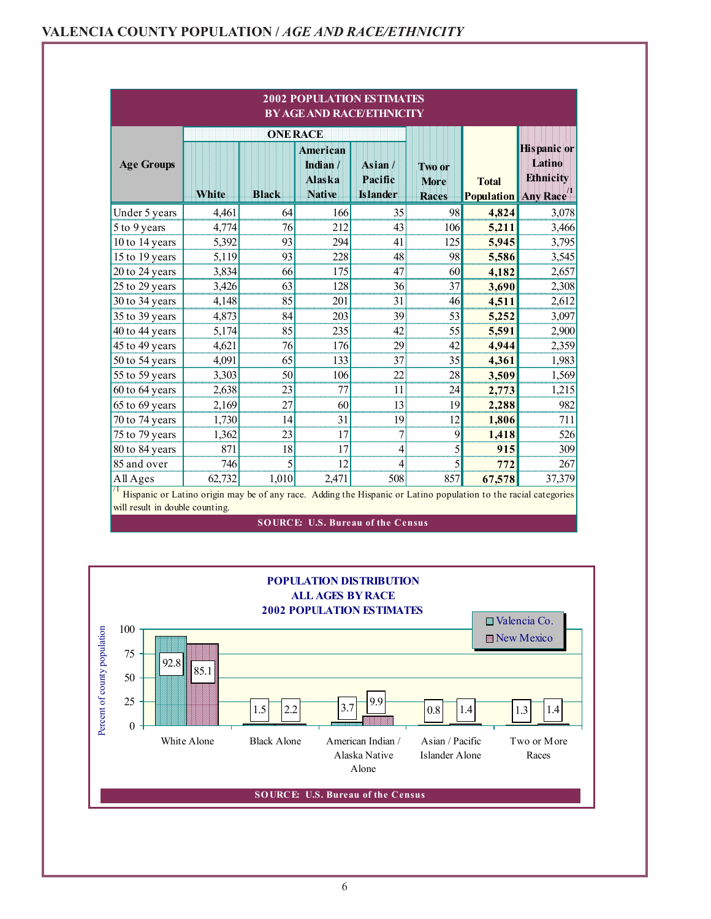## VALENCIA COUNTY POPULATION / *AGE AND RACE/ETHNICITY*

**2002 POPULATION ESTIMATES BY AGE AND RACE/ETHNICITY**

| Age Groups | ONE RACE | | | | Two or More Races | Total Population | Hispanic or Latino Ethnicity Any Race [/1] |
|---|---|---|---|---|---|---|---|
| | White | Black | American Indian / Alaska Native | Asian / Pacific Islander | | | |
| Under 5 years | 4,461 | 64 | 166 | 35 | 98 | **4,824** | 3,078 |
| 5 to 9 years | 4,774 | 76 | 212 | 43 | 106 | **5,211** | 3,466 |
| 10 to 14 years | 5,392 | 93 | 294 | 41 | 125 | **5,945** | 3,795 |
| 15 to 19 years | 5,119 | 93 | 228 | 48 | 98 | **5,586** | 3,545 |
| 20 to 24 years | 3,834 | 66 | 175 | 47 | 60 | **4,182** | 2,657 |
| 25 to 29 years | 3,426 | 63 | 128 | 36 | 37 | **3,690** | 2,308 |
| 30 to 34 years | 4,148 | 85 | 201 | 31 | 46 | **4,511** | 2,612 |
| 35 to 39 years | 4,873 | 84 | 203 | 39 | 53 | **5,252** | 3,097 |
| 40 to 44 years | 5,174 | 85 | 235 | 42 | 55 | **5,591** | 2,900 |
| 45 to 49 years | 4,621 | 76 | 176 | 29 | 42 | **4,944** | 2,359 |
| 50 to 54 years | 4,091 | 65 | 133 | 37 | 35 | **4,361** | 1,983 |
| 55 to 59 years | 3,303 | 50 | 106 | 22 | 28 | **3,509** | 1,569 |
| 60 to 64 years | 2,638 | 23 | 77 | 11 | 24 | **2,773** | 1,215 |
| 65 to 69 years | 2,169 | 27 | 60 | 13 | 19 | **2,288** | 982 |
| 70 to 74 years | 1,730 | 14 | 31 | 19 | 12 | **1,806** | 711 |
| 75 to 79 years | 1,362 | 23 | 17 | 7 | 9 | **1,418** | 526 |
| 80 to 84 years | 871 | 18 | 17 | 4 | 5 | **915** | 309 |
| 85 and over | 746 | 5 | 12 | 4 | 5 | **772** | 267 |
| All Ages | 62,732 | 1,010 | 2,471 | 508 | 857 | **67,578** | 37,379 |

[/1] Hispanic or Latino origin may be of any race. Adding the Hispanic or Latino population to the racial categories will result in double counting.

SOURCE: U.S. Bureau of the Census

**POPULATION DISTRIBUTION ALL AGES BY RACE 2002 POPULATION ESTIMATES**

| Race | Valencia Co. | New Mexico |
|---|---|---|
| White Alone | 92.8 | 85.1 |
| Black Alone | 1.5 | 2.2 |
| American Indian / Alaska Native Alone | 3.7 | 9.9 |
| Asian / Pacific Islander Alone | 0.8 | 1.4 |
| Two or More Races | 1.3 | 1.4 |

Percent of county population

SOURCE: U.S. Bureau of the Census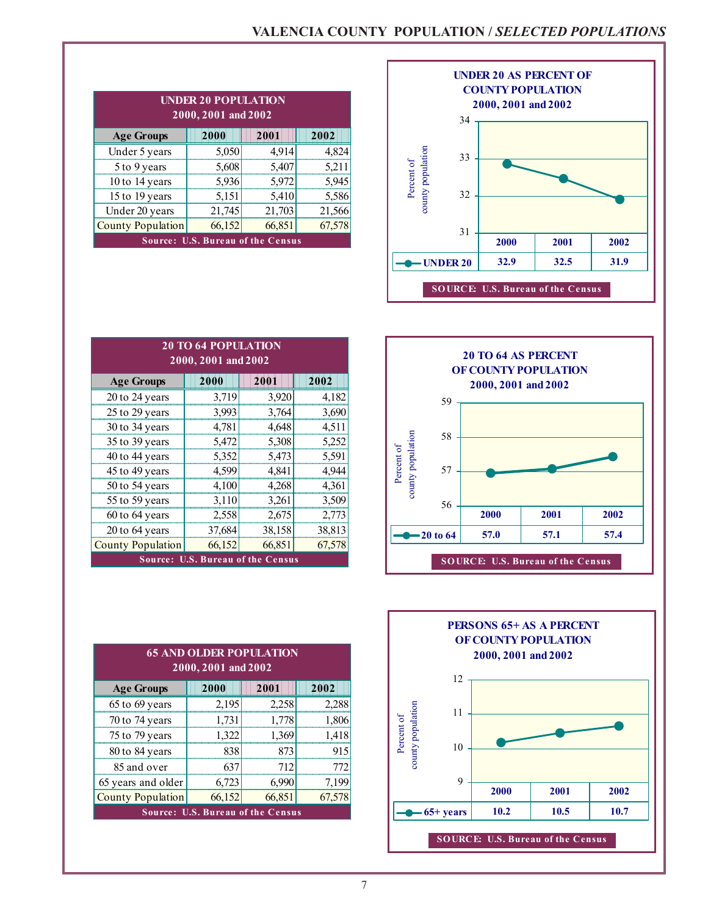# VALENCIA COUNTY POPULATION / *SELECTED POPULATIONS*

**UNDER 20 POPULATION**
**2000, 2001 and 2002**

| Age Groups | 2000 | 2001 | 2002 |
|---|---|---|---|
| Under 5 years | 5,050 | 4,914 | 4,824 |
| 5 to 9 years | 5,608 | 5,407 | 5,211 |
| 10 to 14 years | 5,936 | 5,972 | 5,945 |
| 15 to 19 years | 5,151 | 5,410 | 5,586 |
| Under 20 years | 21,745 | 21,703 | 21,566 |
| County Population | 66,152 | 66,851 | 67,578 |

Source: U.S. Bureau of the Census

**UNDER 20 AS PERCENT OF COUNTY POPULATION**
**2000, 2001 and 2002**

| | 2000 | 2001 | 2002 |
|---|---|---|---|
| UNDER 20 | 32.9 | 32.5 | 31.9 |

SOURCE: U.S. Bureau of the Census

**20 TO 64 POPULATION**
**2000, 2001 and 2002**

| Age Groups | 2000 | 2001 | 2002 |
|---|---|---|---|
| 20 to 24 years | 3,719 | 3,920 | 4,182 |
| 25 to 29 years | 3,993 | 3,764 | 3,690 |
| 30 to 34 years | 4,781 | 4,648 | 4,511 |
| 35 to 39 years | 5,472 | 5,308 | 5,252 |
| 40 to 44 years | 5,352 | 5,473 | 5,591 |
| 45 to 49 years | 4,599 | 4,841 | 4,944 |
| 50 to 54 years | 4,100 | 4,268 | 4,361 |
| 55 to 59 years | 3,110 | 3,261 | 3,509 |
| 60 to 64 years | 2,558 | 2,675 | 2,773 |
| 20 to 64 years | 37,684 | 38,158 | 38,813 |
| County Population | 66,152 | 66,851 | 67,578 |

Source: U.S. Bureau of the Census

**20 TO 64 AS PERCENT OF COUNTY POPULATION**
**2000, 2001 and 2002**

| | 2000 | 2001 | 2002 |
|---|---|---|---|
| 20 to 64 | 57.0 | 57.1 | 57.4 |

SOURCE: U.S. Bureau of the Census

**65 AND OLDER POPULATION**
**2000, 2001 and 2002**

| Age Groups | 2000 | 2001 | 2002 |
|---|---|---|---|
| 65 to 69 years | 2,195 | 2,258 | 2,288 |
| 70 to 74 years | 1,731 | 1,778 | 1,806 |
| 75 to 79 years | 1,322 | 1,369 | 1,418 |
| 80 to 84 years | 838 | 873 | 915 |
| 85 and over | 637 | 712 | 772 |
| 65 years and older | 6,723 | 6,990 | 7,199 |
| County Population | 66,152 | 66,851 | 67,578 |

Source: U.S. Bureau of the Census

**PERSONS 65+ AS A PERCENT OF COUNTY POPULATION**
**2000, 2001 and 2002**

| | 2000 | 2001 | 2002 |
|---|---|---|---|
| 65+ years | 10.2 | 10.5 | 10.7 |

SOURCE: U.S. Bureau of the Census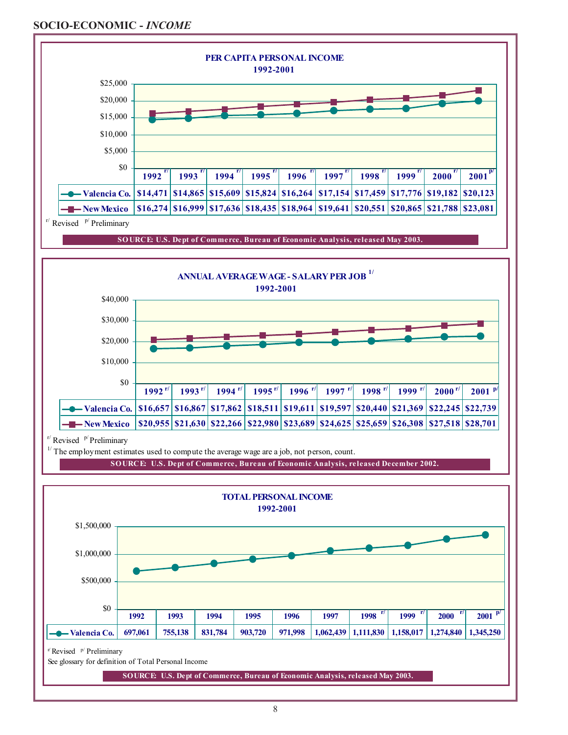## SOCIO-ECONOMIC - *INCOME*

### PER CAPITA PERSONAL INCOME 1992-2001

| | 1992 r/ | 1993 r/ | 1994 r/ | 1995 r/ | 1996 r/ | 1997 r/ | 1998 r/ | 1999 r/ | 2000 r/ | 2001 p/ |
|---|---|---|---|---|---|---|---|---|---|---|
| Valencia Co. | $14,471 | $14,865 | $15,609 | $15,824 | $16,264 | $17,154 | $17,459 | $17,776 | $19,182 | $20,123 |
| New Mexico | $16,274 | $16,999 | $17,636 | $18,435 | $18,964 | $19,641 | $20,551 | $20,865 | $21,788 | $23,081 |

r/ Revised p/ Preliminary

SOURCE: U.S. Dept of Commerce, Bureau of Economic Analysis, released May 2003.

### ANNUAL AVERAGE WAGE - SALARY PER JOB [1] 1992-2001

| | 1992 r/ | 1993 r/ | 1994 r/ | 1995 r/ | 1996 r/ | 1997 r/ | 1998 r/ | 1999 r/ | 2000 r/ | 2001 p/ |
|---|---|---|---|---|---|---|---|---|---|---|
| Valencia Co. | $16,657 | $16,867 | $17,862 | $18,511 | $19,611 | $19,597 | $20,440 | $21,369 | $22,245 | $22,739 |
| New Mexico | $20,955 | $21,630 | $22,266 | $22,980 | $23,689 | $24,625 | $25,659 | $26,308 | $27,518 | $28,701 |

r/ Revised p/ Preliminary

1/ The employment estimates used to compute the average wage are a job, not person, count.

SOURCE: U.S. Dept of Commerce, Bureau of Economic Analysis, released December 2002.

### TOTAL PERSONAL INCOME 1992-2001

| | 1992 | 1993 | 1994 | 1995 | 1996 | 1997 | 1998 r/ | 1999 r/ | 2000 r/ | 2001 p/ |
|---|---|---|---|---|---|---|---|---|---|---|
| Valencia Co. | 697,061 | 755,138 | 831,784 | 903,720 | 971,998 | 1,062,439 | 1,111,830 | 1,158,017 | 1,274,840 | 1,345,250 |

r/ Revised p/ Preliminary

See glossary for definition of Total Personal Income

SOURCE: U.S. Dept of Commerce, Bureau of Economic Analysis, released May 2003.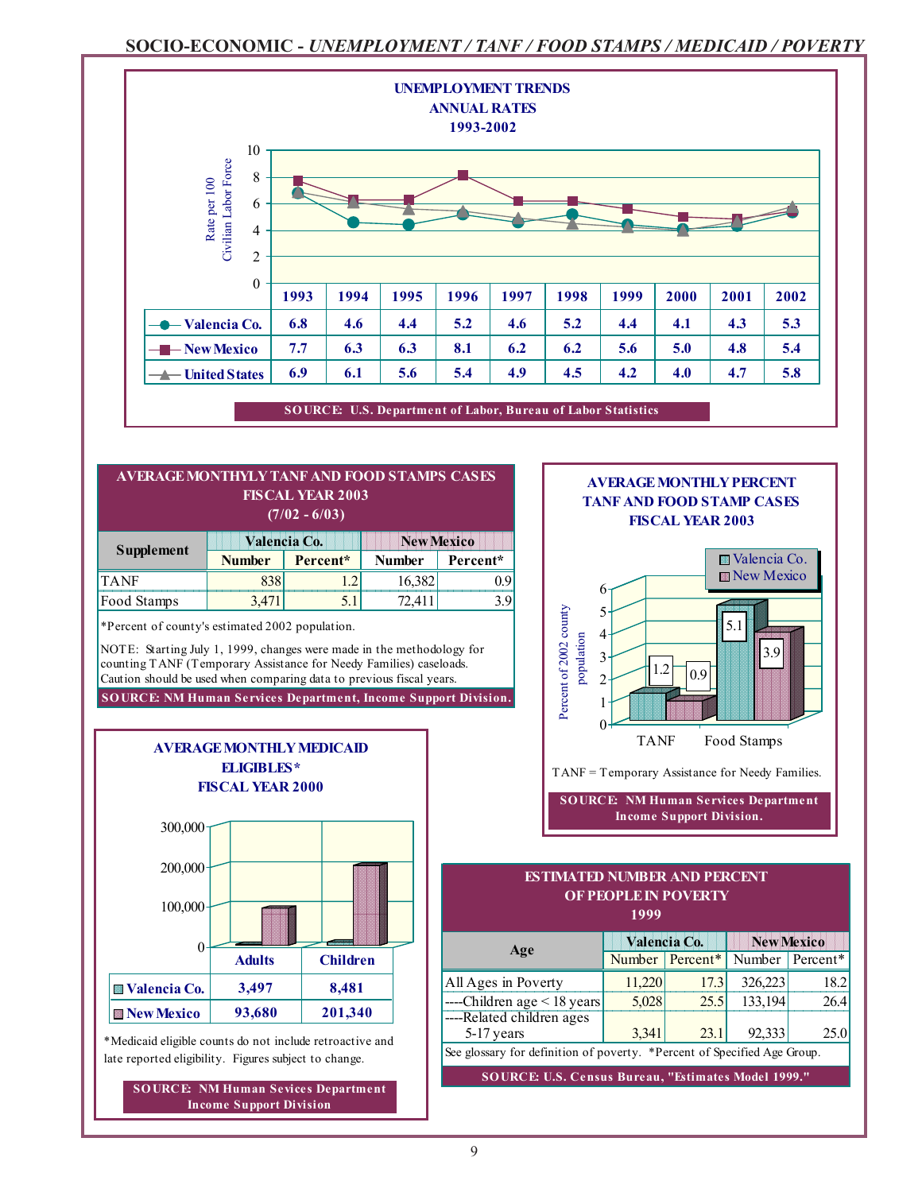# SOCIO-ECONOMIC - *UNEMPLOYMENT / TANF / FOOD STAMPS / MEDICAID / POVERTY*

## UNEMPLOYMENT TRENDS ANNUAL RATES 1993-2002

Rate per 100 Civilian Labor Force

| | 1993 | 1994 | 1995 | 1996 | 1997 | 1998 | 1999 | 2000 | 2001 | 2002 |
|---|---|---|---|---|---|---|---|---|---|---|
| Valencia Co. | 6.8 | 4.6 | 4.4 | 5.2 | 4.6 | 5.2 | 4.4 | 4.1 | 4.3 | 5.3 |
| New Mexico | 7.7 | 6.3 | 6.3 | 8.1 | 6.2 | 6.2 | 5.6 | 5.0 | 4.8 | 5.4 |
| United States | 6.9 | 6.1 | 5.6 | 5.4 | 4.9 | 4.5 | 4.2 | 4.0 | 4.7 | 5.8 |

SOURCE: U.S. Department of Labor, Bureau of Labor Statistics

## AVERAGE MONTHYLY TANF AND FOOD STAMPS CASES FISCAL YEAR 2003 (7/02 - 6/03)

| Supplement | Valencia Co. | | New Mexico | |
|---|---|---|---|---|
| | Number | Percent* | Number | Percent* |
| TANF | 838 | 1.2 | 16,382 | 0.9 |
| Food Stamps | 3,471 | 5.1 | 72,411 | 3.9 |

*Percent of county's estimated 2002 population.

NOTE: Starting July 1, 1999, changes were made in the methodology for counting TANF (Temporary Assistance for Needy Families) caseloads. Caution should be used when comparing data to previous fiscal years.

SOURCE: NM Human Services Department, Income Support Division.

## AVERAGE MONTHLY PERCENT TANF AND FOOD STAMP CASES FISCAL YEAR 2003

Percent of 2002 county population

| | TANF | Food Stamps |
|---|---|---|
| Valencia Co. | 1.2 | 5.1 |
| New Mexico | 0.9 | 3.9 |

TANF = Temporary Assistance for Needy Families.

SOURCE: NM Human Services Department Income Support Division.

## AVERAGE MONTHLY MEDICAID ELIGIBLES* FISCAL YEAR 2000

| | Adults | Children |
|---|---|---|
| Valencia Co. | 3,497 | 8,481 |
| New Mexico | 93,680 | 201,340 |

*Medicaid eligible counts do not include retroactive and late reported eligibility. Figures subject to change.

SOURCE: NM Human Sevices Department Income Support Division

## ESTIMATED NUMBER AND PERCENT OF PEOPLE IN POVERTY 1999

| Age | Valencia Co. | | New Mexico | |
|---|---|---|---|---|
| | Number | Percent* | Number | Percent* |
| All Ages in Poverty | 11,220 | 17.3 | 326,223 | 18.2 |
| ----Children age < 18 years | 5,028 | 25.5 | 133,194 | 26.4 |
| ----Related children ages 5-17 years | 3,341 | 23.1 | 92,333 | 25.0 |

See glossary for definition of poverty. *Percent of Specified Age Group.

SOURCE: U.S. Census Bureau, "Estimates Model 1999."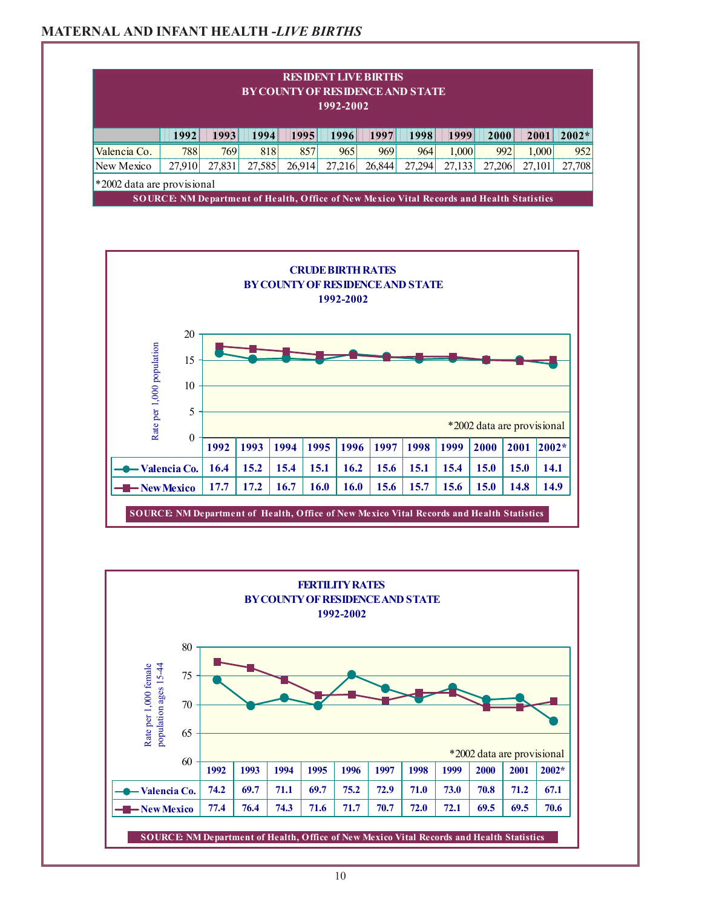# MATERNAL AND INFANT HEALTH -*LIVE BIRTHS*

**RESIDENT LIVE BIRTHS BY COUNTY OF RESIDENCE AND STATE 1992-2002**

| | 1992 | 1993 | 1994 | 1995 | 1996 | 1997 | 1998 | 1999 | 2000 | 2001 | 2002* |
|---|---|---|---|---|---|---|---|---|---|---|---|
| Valencia Co. | 788 | 769 | 818 | 857 | 965 | 969 | 964 | 1,000 | 992 | 1,000 | 952 |
| New Mexico | 27,910 | 27,831 | 27,585 | 26,914 | 27,216 | 26,844 | 27,294 | 27,133 | 27,206 | 27,101 | 27,708 |

*2002 data are provisional

SOURCE: NM Department of Health, Office of New Mexico Vital Records and Health Statistics

**CRUDE BIRTH RATES BY COUNTY OF RESIDENCE AND STATE 1992-2002**

Rate per 1,000 population

| | 1992 | 1993 | 1994 | 1995 | 1996 | 1997 | 1998 | 1999 | 2000 | 2001 | 2002* |
|---|---|---|---|---|---|---|---|---|---|---|---|
| Valencia Co. | 16.4 | 15.2 | 15.4 | 15.1 | 16.2 | 15.6 | 15.1 | 15.4 | 15.0 | 15.0 | 14.1 |
| New Mexico | 17.7 | 17.2 | 16.7 | 16.0 | 16.0 | 15.6 | 15.7 | 15.6 | 15.0 | 14.8 | 14.9 |

*2002 data are provisional

SOURCE: NM Department of Health, Office of New Mexico Vital Records and Health Statistics

**FERTILITY RATES BY COUNTY OF RESIDENCE AND STATE 1992-2002**

Rate per 1,000 female population ages 15-44

| | 1992 | 1993 | 1994 | 1995 | 1996 | 1997 | 1998 | 1999 | 2000 | 2001 | 2002* |
|---|---|---|---|---|---|---|---|---|---|---|---|
| Valencia Co. | 74.2 | 69.7 | 71.1 | 69.7 | 75.2 | 72.9 | 71.0 | 73.0 | 70.8 | 71.2 | 67.1 |
| New Mexico | 77.4 | 76.4 | 74.3 | 71.6 | 71.7 | 70.7 | 72.0 | 72.1 | 69.5 | 69.5 | 70.6 |

*2002 data are provisional

SOURCE: NM Department of Health, Office of New Mexico Vital Records and Health Statistics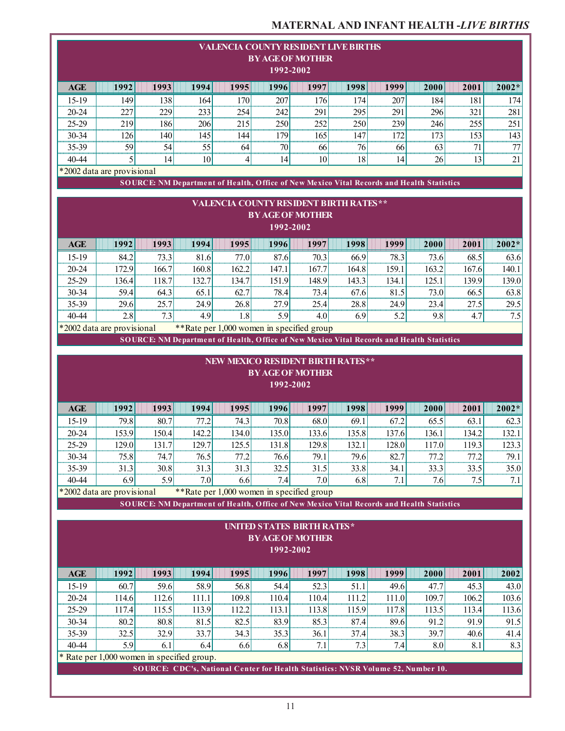## VALENCIA COUNTY RESIDENT LIVE BIRTHS BY AGE OF MOTHER 1992-2002

| AGE | 1992 | 1993 | 1994 | 1995 | 1996 | 1997 | 1998 | 1999 | 2000 | 2001 | 2002* |
|---|---|---|---|---|---|---|---|---|---|---|---|
| 15-19 | 149 | 138 | 164 | 170 | 207 | 176 | 174 | 207 | 184 | 181 | 174 |
| 20-24 | 227 | 229 | 233 | 254 | 242 | 291 | 295 | 291 | 296 | 321 | 281 |
| 25-29 | 219 | 186 | 206 | 215 | 250 | 252 | 250 | 239 | 246 | 255 | 251 |
| 30-34 | 126 | 140 | 145 | 144 | 179 | 165 | 147 | 172 | 173 | 153 | 143 |
| 35-39 | 59 | 54 | 55 | 64 | 70 | 66 | 76 | 66 | 63 | 71 | 77 |
| 40-44 | 5 | 14 | 10 | 4 | 14 | 10 | 18 | 14 | 26 | 13 | 21 |

*2002 data are provisional

SOURCE: NM Department of Health, Office of New Mexico Vital Records and Health Statistics

## VALENCIA COUNTY RESIDENT BIRTH RATES** BY AGE OF MOTHER 1992-2002

| AGE | 1992 | 1993 | 1994 | 1995 | 1996 | 1997 | 1998 | 1999 | 2000 | 2001 | 2002* |
|---|---|---|---|---|---|---|---|---|---|---|---|
| 15-19 | 84.2 | 73.3 | 81.6 | 77.0 | 87.6 | 70.3 | 66.9 | 78.3 | 73.6 | 68.5 | 63.6 |
| 20-24 | 172.9 | 166.7 | 160.8 | 162.2 | 147.1 | 167.7 | 164.8 | 159.1 | 163.2 | 167.6 | 140.1 |
| 25-29 | 136.4 | 118.7 | 132.7 | 134.7 | 151.9 | 148.9 | 143.3 | 134.1 | 125.1 | 139.9 | 139.0 |
| 30-34 | 59.4 | 64.3 | 65.1 | 62.7 | 78.4 | 73.4 | 67.6 | 81.5 | 73.0 | 66.5 | 63.8 |
| 35-39 | 29.6 | 25.7 | 24.9 | 26.8 | 27.9 | 25.4 | 28.8 | 24.9 | 23.4 | 27.5 | 29.5 |
| 40-44 | 2.8 | 7.3 | 4.9 | 1.8 | 5.9 | 4.0 | 6.9 | 5.2 | 9.8 | 4.7 | 7.5 |

*2002 data are provisional **Rate per 1,000 women in specified group

SOURCE: NM Department of Health, Office of New Mexico Vital Records and Health Statistics

## NEW MEXICO RESIDENT BIRTH RATES** BY AGE OF MOTHER 1992-2002

| AGE | 1992 | 1993 | 1994 | 1995 | 1996 | 1997 | 1998 | 1999 | 2000 | 2001 | 2002* |
|---|---|---|---|---|---|---|---|---|---|---|---|
| 15-19 | 79.8 | 80.7 | 77.2 | 74.3 | 70.8 | 68.0 | 69.1 | 67.2 | 65.5 | 63.1 | 62.3 |
| 20-24 | 153.9 | 150.4 | 142.2 | 134.0 | 135.0 | 133.6 | 135.8 | 137.6 | 136.1 | 134.2 | 132.1 |
| 25-29 | 129.0 | 131.7 | 129.7 | 125.5 | 131.8 | 129.8 | 132.1 | 128.0 | 117.0 | 119.3 | 123.3 |
| 30-34 | 75.8 | 74.7 | 76.5 | 77.2 | 76.6 | 79.1 | 79.6 | 82.7 | 77.2 | 77.2 | 79.1 |
| 35-39 | 31.3 | 30.8 | 31.3 | 31.3 | 32.5 | 31.5 | 33.8 | 34.1 | 33.3 | 33.5 | 35.0 |
| 40-44 | 6.9 | 5.9 | 7.0 | 6.6 | 7.4 | 7.0 | 6.8 | 7.1 | 7.6 | 7.5 | 7.1 |

*2002 data are provisional **Rate per 1,000 women in specified group

SOURCE: NM Department of Health, Office of New Mexico Vital Records and Health Statistics

## UNITED STATES BIRTH RATES* BY AGE OF MOTHER 1992-2002

| AGE | 1992 | 1993 | 1994 | 1995 | 1996 | 1997 | 1998 | 1999 | 2000 | 2001 | 2002 |
|---|---|---|---|---|---|---|---|---|---|---|---|
| 15-19 | 60.7 | 59.6 | 58.9 | 56.8 | 54.4 | 52.3 | 51.1 | 49.6 | 47.7 | 45.3 | 43.0 |
| 20-24 | 114.6 | 112.6 | 111.1 | 109.8 | 110.4 | 110.4 | 111.2 | 111.0 | 109.7 | 106.2 | 103.6 |
| 25-29 | 117.4 | 115.5 | 113.9 | 112.2 | 113.1 | 113.8 | 115.9 | 117.8 | 113.5 | 113.4 | 113.6 |
| 30-34 | 80.2 | 80.8 | 81.5 | 82.5 | 83.9 | 85.3 | 87.4 | 89.6 | 91.2 | 91.9 | 91.5 |
| 35-39 | 32.5 | 32.9 | 33.7 | 34.3 | 35.3 | 36.1 | 37.4 | 38.3 | 39.7 | 40.6 | 41.4 |
| 40-44 | 5.9 | 6.1 | 6.4 | 6.6 | 6.8 | 7.1 | 7.3 | 7.4 | 8.0 | 8.1 | 8.3 |

* Rate per 1,000 women in specified group.

SOURCE: CDC's, National Center for Health Statistics: NVSR Volume 52, Number 10.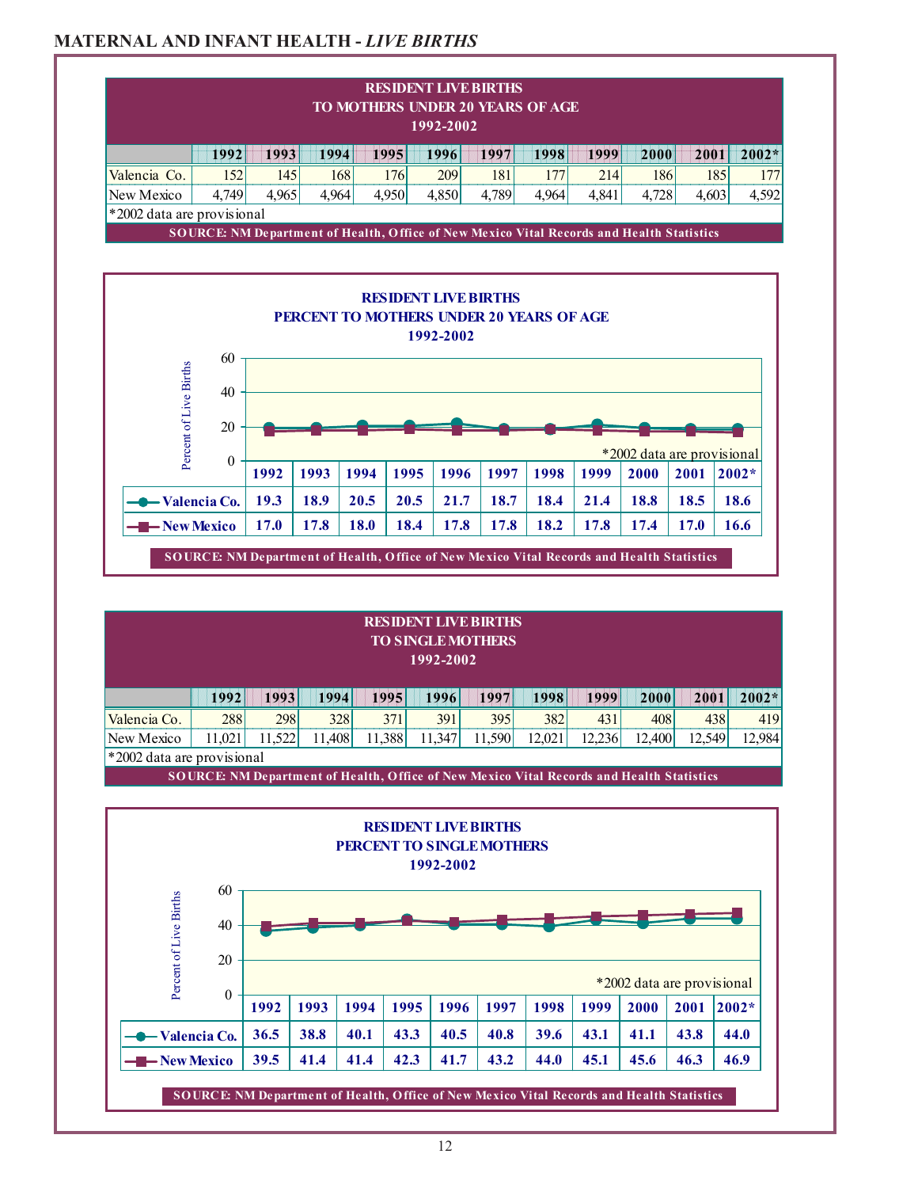## MATERNAL AND INFANT HEALTH - *LIVE BIRTHS*

### RESIDENT LIVE BIRTHS TO MOTHERS UNDER 20 YEARS OF AGE 1992-2002

| | 1992 | 1993 | 1994 | 1995 | 1996 | 1997 | 1998 | 1999 | 2000 | 2001 | 2002* |
|---|---|---|---|---|---|---|---|---|---|---|---|
| Valencia Co. | 152 | 145 | 168 | 176 | 209 | 181 | 177 | 214 | 186 | 185 | 177 |
| New Mexico | 4,749 | 4,965 | 4,964 | 4,950 | 4,850 | 4,789 | 4,964 | 4,841 | 4,728 | 4,603 | 4,592 |

*2002 data are provisional

SOURCE: NM Department of Health, Office of New Mexico Vital Records and Health Statistics

### RESIDENT LIVE BIRTHS PERCENT TO MOTHERS UNDER 20 YEARS OF AGE 1992-2002

| | 1992 | 1993 | 1994 | 1995 | 1996 | 1997 | 1998 | 1999 | 2000 | 2001 | 2002* |
|---|---|---|---|---|---|---|---|---|---|---|---|
| Valencia Co. | 19.3 | 18.9 | 20.5 | 20.5 | 21.7 | 18.7 | 18.4 | 21.4 | 18.8 | 18.5 | 18.6 |
| New Mexico | 17.0 | 17.8 | 18.0 | 18.4 | 17.8 | 17.8 | 18.2 | 17.8 | 17.4 | 17.0 | 16.6 |

*2002 data are provisional

SOURCE: NM Department of Health, Office of New Mexico Vital Records and Health Statistics

### RESIDENT LIVE BIRTHS TO SINGLE MOTHERS 1992-2002

| | 1992 | 1993 | 1994 | 1995 | 1996 | 1997 | 1998 | 1999 | 2000 | 2001 | 2002* |
|---|---|---|---|---|---|---|---|---|---|---|---|
| Valencia Co. | 288 | 298 | 328 | 371 | 391 | 395 | 382 | 431 | 408 | 438 | 419 |
| New Mexico | 11,021 | 11,522 | 11,408 | 11,388 | 11,347 | 11,590 | 12,021 | 12,236 | 12,400 | 12,549 | 12,984 |

*2002 data are provisional

SOURCE: NM Department of Health, Office of New Mexico Vital Records and Health Statistics

### RESIDENT LIVE BIRTHS PERCENT TO SINGLE MOTHERS 1992-2002

| | 1992 | 1993 | 1994 | 1995 | 1996 | 1997 | 1998 | 1999 | 2000 | 2001 | 2002* |
|---|---|---|---|---|---|---|---|---|---|---|---|
| Valencia Co. | 36.5 | 38.8 | 40.1 | 43.3 | 40.5 | 40.8 | 39.6 | 43.1 | 41.1 | 43.8 | 44.0 |
| New Mexico | 39.5 | 41.4 | 41.4 | 42.3 | 41.7 | 43.2 | 44.0 | 45.1 | 45.6 | 46.3 | 46.9 |

*2002 data are provisional

SOURCE: NM Department of Health, Office of New Mexico Vital Records and Health Statistics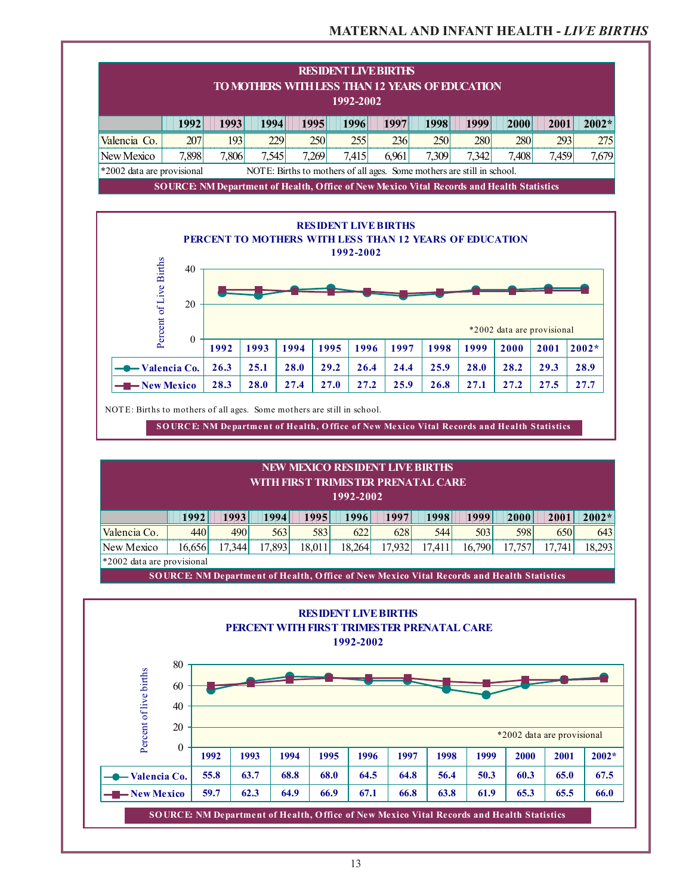## RESIDENT LIVE BIRTHS TO MOTHERS WITH LESS THAN 12 YEARS OF EDUCATION 1992-2002

| | 1992 | 1993 | 1994 | 1995 | 1996 | 1997 | 1998 | 1999 | 2000 | 2001 | 2002* |
|---|---|---|---|---|---|---|---|---|---|---|---|
| Valencia Co. | 207 | 193 | 229 | 250 | 255 | 236 | 250 | 280 | 280 | 293 | 275 |
| New Mexico | 7,898 | 7,806 | 7,545 | 7,269 | 7,415 | 6,961 | 7,309 | 7,342 | 7,408 | 7,459 | 7,679 |

*2002 data are provisional

NOTE: Births to mothers of all ages. Some mothers are still in school.

SOURCE: NM Department of Health, Office of New Mexico Vital Records and Health Statistics

## RESIDENT LIVE BIRTHS PERCENT TO MOTHERS WITH LESS THAN 12 YEARS OF EDUCATION 1992-2002

| | 1992 | 1993 | 1994 | 1995 | 1996 | 1997 | 1998 | 1999 | 2000 | 2001 | 2002* |
|---|---|---|---|---|---|---|---|---|---|---|---|
| Valencia Co. | 26.3 | 25.1 | 28.0 | 29.2 | 26.4 | 24.4 | 25.9 | 28.0 | 28.2 | 29.3 | 28.9 |
| New Mexico | 28.3 | 28.0 | 27.4 | 27.0 | 27.2 | 25.9 | 26.8 | 27.1 | 27.2 | 27.5 | 27.7 |

*2002 data are provisional

NOTE: Births to mothers of all ages. Some mothers are still in school.

SOURCE: NM Department of Health, Office of New Mexico Vital Records and Health Statistics

## NEW MEXICO RESIDENT LIVE BIRTHS WITH FIRST TRIMESTER PRENATAL CARE 1992-2002

| | 1992 | 1993 | 1994 | 1995 | 1996 | 1997 | 1998 | 1999 | 2000 | 2001 | 2002* |
|---|---|---|---|---|---|---|---|---|---|---|---|
| Valencia Co. | 440 | 490 | 563 | 583 | 622 | 628 | 544 | 503 | 598 | 650 | 643 |
| New Mexico | 16,656 | 17,344 | 17,893 | 18,011 | 18,264 | 17,932 | 17,411 | 16,790 | 17,757 | 17,741 | 18,293 |

*2002 data are provisional

SOURCE: NM Department of Health, Office of New Mexico Vital Records and Health Statistics

## RESIDENT LIVE BIRTHS PERCENT WITH FIRST TRIMESTER PRENATAL CARE 1992-2002

| | 1992 | 1993 | 1994 | 1995 | 1996 | 1997 | 1998 | 1999 | 2000 | 2001 | 2002* |
|---|---|---|---|---|---|---|---|---|---|---|---|
| Valencia Co. | 55.8 | 63.7 | 68.8 | 68.0 | 64.5 | 64.8 | 56.4 | 50.3 | 60.3 | 65.0 | 67.5 |
| New Mexico | 59.7 | 62.3 | 64.9 | 66.9 | 67.1 | 66.8 | 63.8 | 61.9 | 65.3 | 65.5 | 66.0 |

*2002 data are provisional

SOURCE: NM Department of Health, Office of New Mexico Vital Records and Health Statistics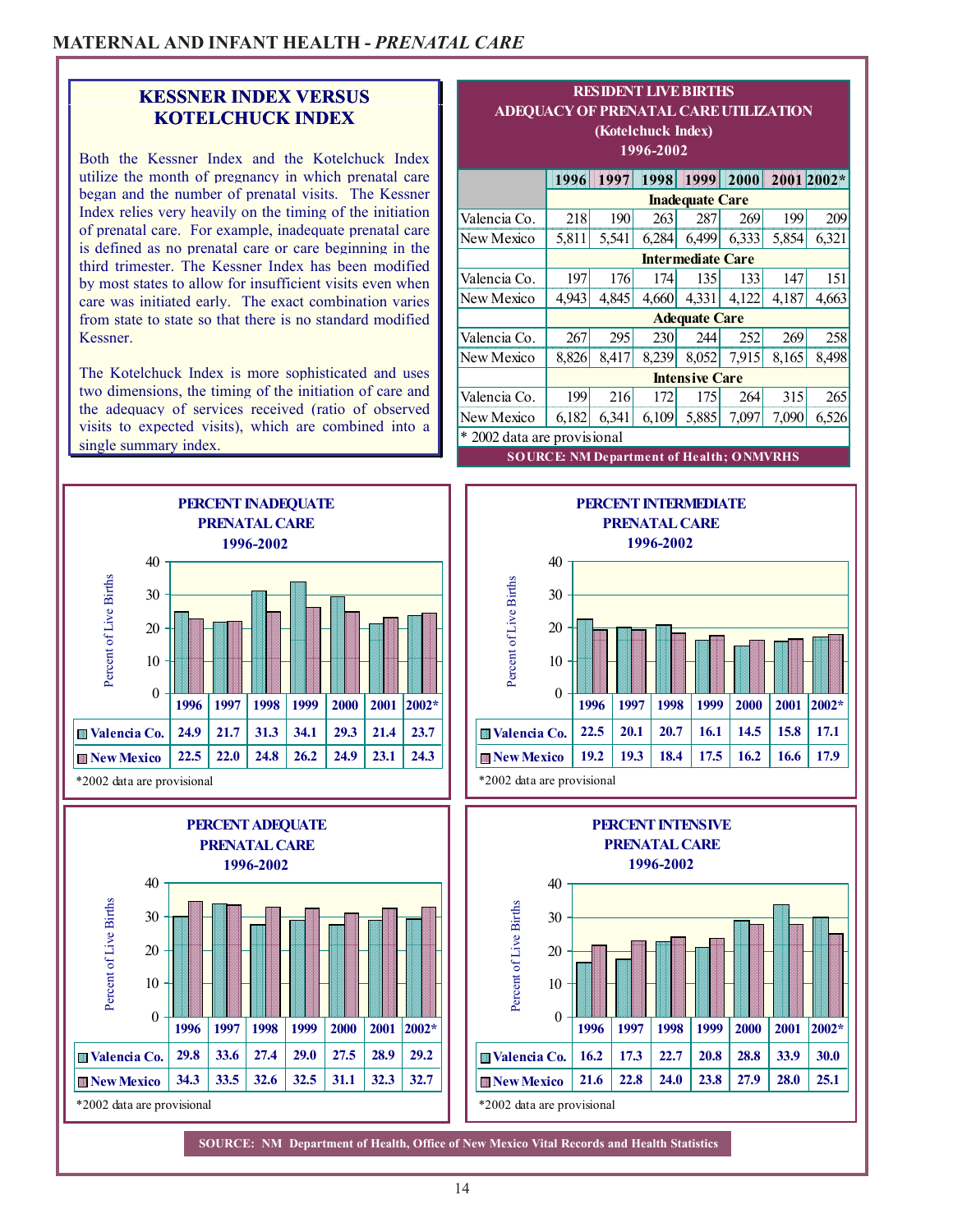# MATERNAL AND INFANT HEALTH - *PRENATAL CARE*

## KESSNER INDEX VERSUS KOTELCHUCK INDEX

Both the Kessner Index and the Kotelchuck Index utilize the month of pregnancy in which prenatal care began and the number of prenatal visits. The Kessner Index relies very heavily on the timing of the initiation of prenatal care. For example, inadequate prenatal care is defined as no prenatal care or care beginning in the third trimester. The Kessner Index has been modified by most states to allow for insufficient visits even when care was initiated early. The exact combination varies from state to state so that there is no standard modified Kessner.

The Kotelchuck Index is more sophisticated and uses two dimensions, the timing of the initiation of care and the adequacy of services received (ratio of observed visits to expected visits), which are combined into a single summary index.

## RESIDENT LIVE BIRTHS ADEQUACY OF PRENATAL CARE UTILIZATION (Kotelchuck Index) 1996-2002

| | 1996 | 1997 | 1998 | 1999 | 2000 | 2001 | 2002* |
|---|---|---|---|---|---|---|---|
| | **Inadequate Care** | | | | | | |
| Valencia Co. | 218 | 190 | 263 | 287 | 269 | 199 | 209 |
| New Mexico | 5,811 | 5,541 | 6,284 | 6,499 | 6,333 | 5,854 | 6,321 |
| | **Intermediate Care** | | | | | | |
| Valencia Co. | 197 | 176 | 174 | 135 | 133 | 147 | 151 |
| New Mexico | 4,943 | 4,845 | 4,660 | 4,331 | 4,122 | 4,187 | 4,663 |
| | **Adequate Care** | | | | | | |
| Valencia Co. | 267 | 295 | 230 | 244 | 252 | 269 | 258 |
| New Mexico | 8,826 | 8,417 | 8,239 | 8,052 | 7,915 | 8,165 | 8,498 |
| | **Intensive Care** | | | | | | |
| Valencia Co. | 199 | 216 | 172 | 175 | 264 | 315 | 265 |
| New Mexico | 6,182 | 6,341 | 6,109 | 5,885 | 7,097 | 7,090 | 6,526 |

\* 2002 data are provisional

SOURCE: NM Department of Health; ONMVRHS

## PERCENT INADEQUATE PRENATAL CARE 1996-2002

| | 1996 | 1997 | 1998 | 1999 | 2000 | 2001 | 2002* |
|---|---|---|---|---|---|---|---|
| Valencia Co. | 24.9 | 21.7 | 31.3 | 34.1 | 29.3 | 21.4 | 23.7 |
| New Mexico | 22.5 | 22.0 | 24.8 | 26.2 | 24.9 | 23.1 | 24.3 |

*2002 data are provisional

## PERCENT INTERMEDIATE PRENATAL CARE 1996-2002

| | 1996 | 1997 | 1998 | 1999 | 2000 | 2001 | 2002* |
|---|---|---|---|---|---|---|---|
| Valencia Co. | 22.5 | 20.1 | 20.7 | 16.1 | 14.5 | 15.8 | 17.1 |
| New Mexico | 19.2 | 19.3 | 18.4 | 17.5 | 16.2 | 16.6 | 17.9 |

*2002 data are provisional

## PERCENT ADEQUATE PRENATAL CARE 1996-2002

| | 1996 | 1997 | 1998 | 1999 | 2000 | 2001 | 2002* |
|---|---|---|---|---|---|---|---|
| Valencia Co. | 29.8 | 33.6 | 27.4 | 29.0 | 27.5 | 28.9 | 29.2 |
| New Mexico | 34.3 | 33.5 | 32.6 | 32.5 | 31.1 | 32.3 | 32.7 |

*2002 data are provisional

## PERCENT INTENSIVE PRENATAL CARE 1996-2002

| | 1996 | 1997 | 1998 | 1999 | 2000 | 2001 | 2002* |
|---|---|---|---|---|---|---|---|
| Valencia Co. | 16.2 | 17.3 | 22.7 | 20.8 | 28.8 | 33.9 | 30.0 |
| New Mexico | 21.6 | 22.8 | 24.0 | 23.8 | 27.9 | 28.0 | 25.1 |

*2002 data are provisional

SOURCE: NM Department of Health, Office of New Mexico Vital Records and Health Statistics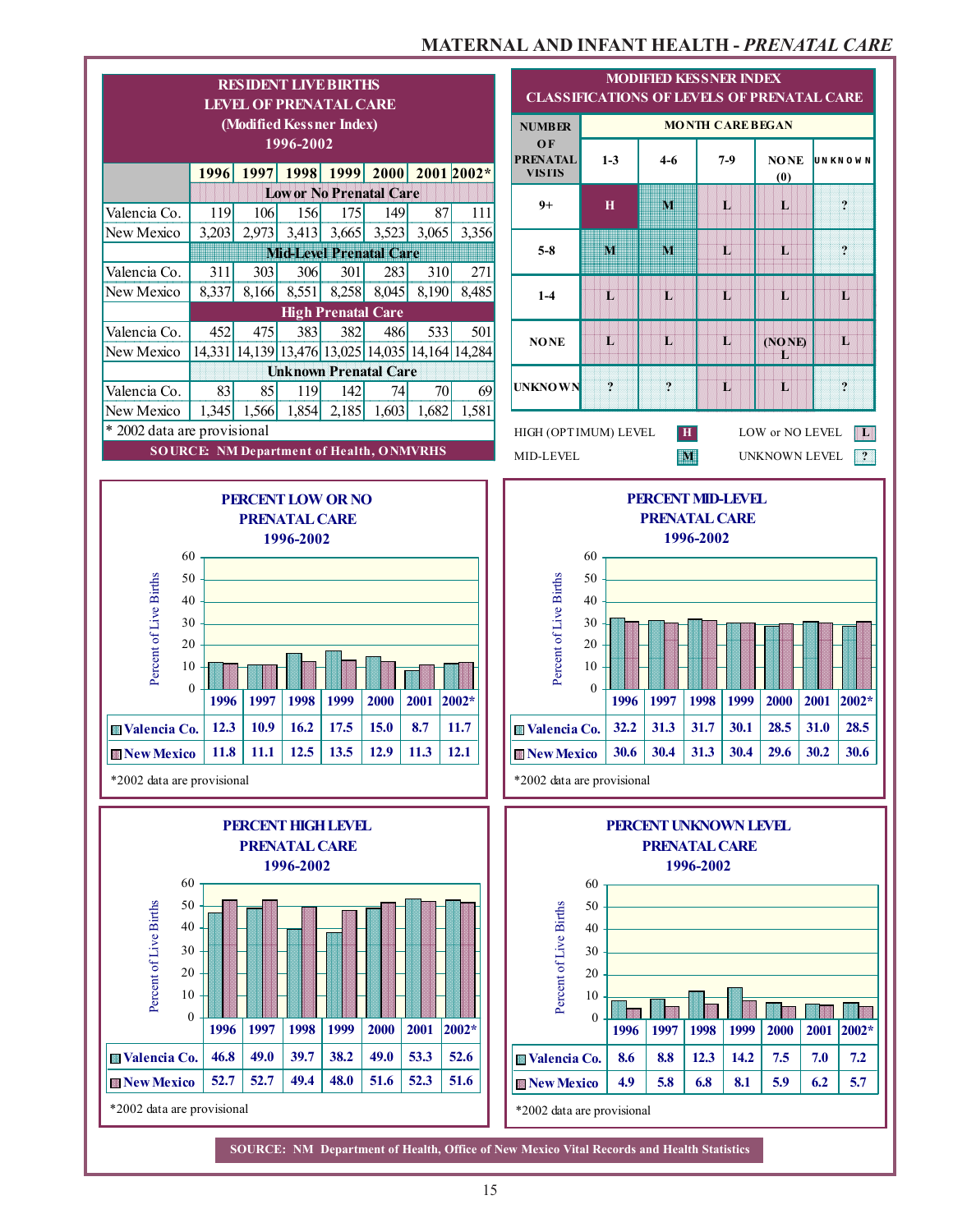# MATERNAL AND INFANT HEALTH - *PRENATAL CARE*

## RESIDENT LIVE BIRTHS LEVEL OF PRENATAL CARE (Modified Kessner Index) 1996-2002

| | 1996 | 1997 | 1998 | 1999 | 2000 | 2001 | 2002* |
|---|---|---|---|---|---|---|---|
| **Low or No Prenatal Care** | | | | | | | |
| Valencia Co. | 119 | 106 | 156 | 175 | 149 | 87 | 111 |
| New Mexico | 3,203 | 2,973 | 3,413 | 3,665 | 3,523 | 3,065 | 3,356 |
| **Mid-Level Prenatal Care** | | | | | | | |
| Valencia Co. | 311 | 303 | 306 | 301 | 283 | 310 | 271 |
| New Mexico | 8,337 | 8,166 | 8,551 | 8,258 | 8,045 | 8,190 | 8,485 |
| **High Prenatal Care** | | | | | | | |
| Valencia Co. | 452 | 475 | 383 | 382 | 486 | 533 | 501 |
| New Mexico | 14,331 | 14,139 | 13,476 | 13,025 | 14,035 | 14,164 | 14,284 |
| **Unknown Prenatal Care** | | | | | | | |
| Valencia Co. | 83 | 85 | 119 | 142 | 74 | 70 | 69 |
| New Mexico | 1,345 | 1,566 | 1,854 | 2,185 | 1,603 | 1,682 | 1,581 |

\* 2002 data are provisional

SOURCE: NM Department of Health, ONMVRHS

## MODIFIED KESSNER INDEX CLASSIFICATIONS OF LEVELS OF PRENATAL CARE

| NUMBER OF PRENATAL VISITS | MONTH CARE BEGAN: 1-3 | 4-6 | 7-9 | NONE (0) | UNKNOWN |
|---|---|---|---|---|---|
| 9+ | H | M | L | L | ? |
| 5-8 | M | M | L | L | ? |
| 1-4 | L | L | L | L | L |
| NONE | L | L | L | (NONE) L | L |
| UNKNOWN | ? | ? | L | L | ? |

HIGH (OPTIMUM) LEVEL: H — LOW or NO LEVEL: L — MID-LEVEL: M — UNKNOWN LEVEL: ?

## PERCENT LOW OR NO PRENATAL CARE 1996-2002

| | 1996 | 1997 | 1998 | 1999 | 2000 | 2001 | 2002* |
|---|---|---|---|---|---|---|---|
| Valencia Co. | 12.3 | 10.9 | 16.2 | 17.5 | 15.0 | 8.7 | 11.7 |
| New Mexico | 11.8 | 11.1 | 12.5 | 13.5 | 12.9 | 11.3 | 12.1 |

\*2002 data are provisional

## PERCENT MID-LEVEL PRENATAL CARE 1996-2002

| | 1996 | 1997 | 1998 | 1999 | 2000 | 2001 | 2002* |
|---|---|---|---|---|---|---|---|
| Valencia Co. | 32.2 | 31.3 | 31.7 | 30.1 | 28.5 | 31.0 | 28.5 |
| New Mexico | 30.6 | 30.4 | 31.3 | 30.4 | 29.6 | 30.2 | 30.6 |

\*2002 data are provisional

## PERCENT HIGH LEVEL PRENATAL CARE 1996-2002

| | 1996 | 1997 | 1998 | 1999 | 2000 | 2001 | 2002* |
|---|---|---|---|---|---|---|---|
| Valencia Co. | 46.8 | 49.0 | 39.7 | 38.2 | 49.0 | 53.3 | 52.6 |
| New Mexico | 52.7 | 52.7 | 49.4 | 48.0 | 51.6 | 52.3 | 51.6 |

\*2002 data are provisional

## PERCENT UNKNOWN LEVEL PRENATAL CARE 1996-2002

| | 1996 | 1997 | 1998 | 1999 | 2000 | 2001 | 2002* |
|---|---|---|---|---|---|---|---|
| Valencia Co. | 8.6 | 8.8 | 12.3 | 14.2 | 7.5 | 7.0 | 7.2 |
| New Mexico | 4.9 | 5.8 | 6.8 | 8.1 | 5.9 | 6.2 | 5.7 |

\*2002 data are provisional

SOURCE: NM Department of Health, Office of New Mexico Vital Records and Health Statistics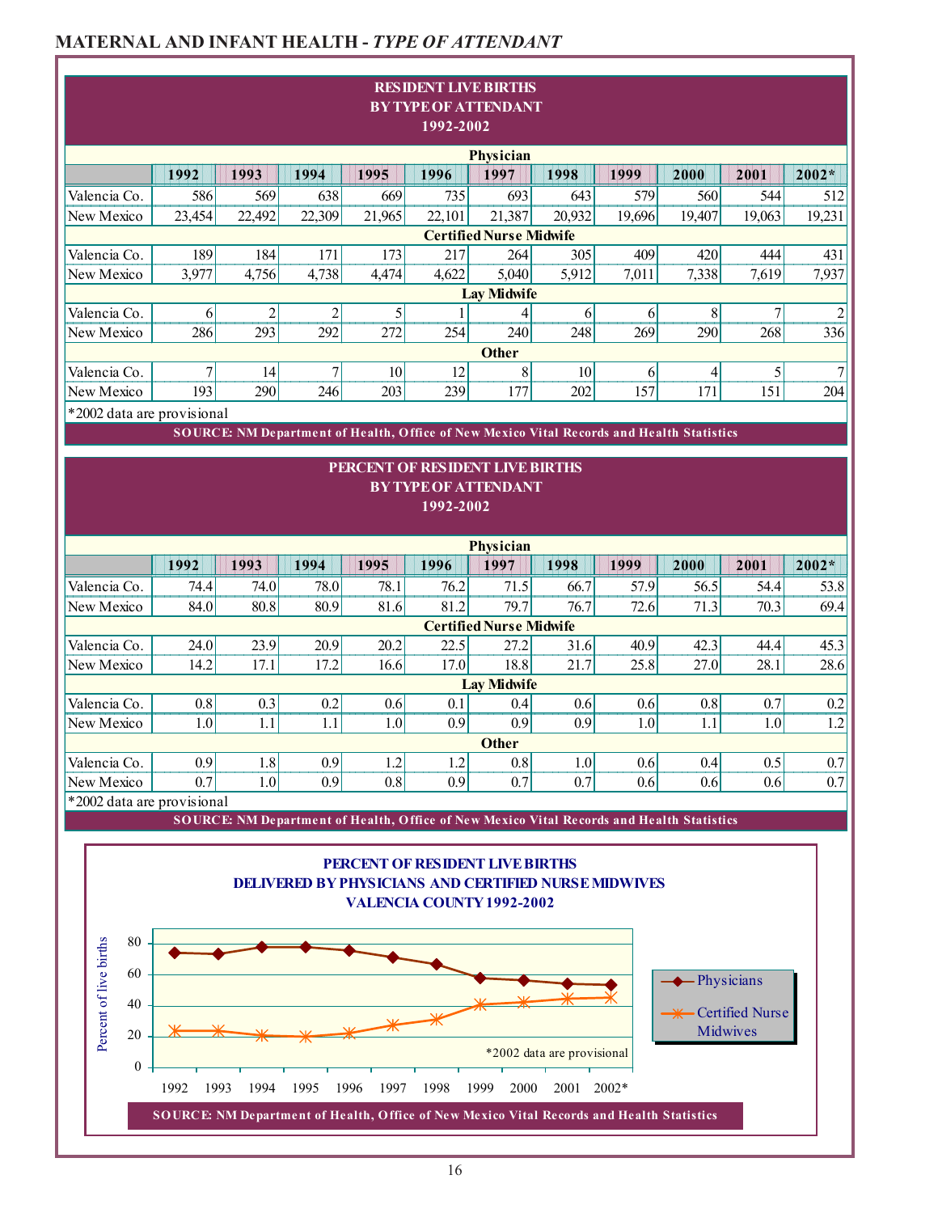# MATERNAL AND INFANT HEALTH - *TYPE OF ATTENDANT*

## RESIDENT LIVE BIRTHS BY TYPE OF ATTENDANT 1992-2002

| | 1992 | 1993 | 1994 | 1995 | 1996 | 1997 | 1998 | 1999 | 2000 | 2001 | 2002* |
|---|---|---|---|---|---|---|---|---|---|---|---|
| **Physician** | | | | | | | | | | | |
| Valencia Co. | 586 | 569 | 638 | 669 | 735 | 693 | 643 | 579 | 560 | 544 | 512 |
| New Mexico | 23,454 | 22,492 | 22,309 | 21,965 | 22,101 | 21,387 | 20,932 | 19,696 | 19,407 | 19,063 | 19,231 |
| **Certified Nurse Midwife** | | | | | | | | | | | |
| Valencia Co. | 189 | 184 | 171 | 173 | 217 | 264 | 305 | 409 | 420 | 444 | 431 |
| New Mexico | 3,977 | 4,756 | 4,738 | 4,474 | 4,622 | 5,040 | 5,912 | 7,011 | 7,338 | 7,619 | 7,937 |
| **Lay Midwife** | | | | | | | | | | | |
| Valencia Co. | 6 | 2 | 2 | 5 | 1 | 4 | 6 | 6 | 8 | 7 | 2 |
| New Mexico | 286 | 293 | 292 | 272 | 254 | 240 | 248 | 269 | 290 | 268 | 336 |
| **Other** | | | | | | | | | | | |
| Valencia Co. | 7 | 14 | 7 | 10 | 12 | 8 | 10 | 6 | 4 | 5 | 7 |
| New Mexico | 193 | 290 | 246 | 203 | 239 | 177 | 202 | 157 | 171 | 151 | 204 |

*2002 data are provisional

SOURCE: NM Department of Health, Office of New Mexico Vital Records and Health Statistics

## PERCENT OF RESIDENT LIVE BIRTHS BY TYPE OF ATTENDANT 1992-2002

| | 1992 | 1993 | 1994 | 1995 | 1996 | 1997 | 1998 | 1999 | 2000 | 2001 | 2002* |
|---|---|---|---|---|---|---|---|---|---|---|---|
| **Physician** | | | | | | | | | | | |
| Valencia Co. | 74.4 | 74.0 | 78.0 | 78.1 | 76.2 | 71.5 | 66.7 | 57.9 | 56.5 | 54.4 | 53.8 |
| New Mexico | 84.0 | 80.8 | 80.9 | 81.6 | 81.2 | 79.7 | 76.7 | 72.6 | 71.3 | 70.3 | 69.4 |
| **Certified Nurse Midwife** | | | | | | | | | | | |
| Valencia Co. | 24.0 | 23.9 | 20.9 | 20.2 | 22.5 | 27.2 | 31.6 | 40.9 | 42.3 | 44.4 | 45.3 |
| New Mexico | 14.2 | 17.1 | 17.2 | 16.6 | 17.0 | 18.8 | 21.7 | 25.8 | 27.0 | 28.1 | 28.6 |
| **Lay Midwife** | | | | | | | | | | | |
| Valencia Co. | 0.8 | 0.3 | 0.2 | 0.6 | 0.1 | 0.4 | 0.6 | 0.6 | 0.8 | 0.7 | 0.2 |
| New Mexico | 1.0 | 1.1 | 1.1 | 1.0 | 0.9 | 0.9 | 0.9 | 1.0 | 1.1 | 1.0 | 1.2 |
| **Other** | | | | | | | | | | | |
| Valencia Co. | 0.9 | 1.8 | 0.9 | 1.2 | 1.2 | 0.8 | 1.0 | 0.6 | 0.4 | 0.5 | 0.7 |
| New Mexico | 0.7 | 1.0 | 0.9 | 0.8 | 0.9 | 0.7 | 0.7 | 0.6 | 0.6 | 0.6 | 0.7 |

*2002 data are provisional

SOURCE: NM Department of Health, Office of New Mexico Vital Records and Health Statistics

## PERCENT OF RESIDENT LIVE BIRTHS DELIVERED BY PHYSICIANS AND CERTIFIED NURSE MIDWIVES VALENCIA COUNTY 1992-2002

*2002 data are provisional

SOURCE: NM Department of Health, Office of New Mexico Vital Records and Health Statistics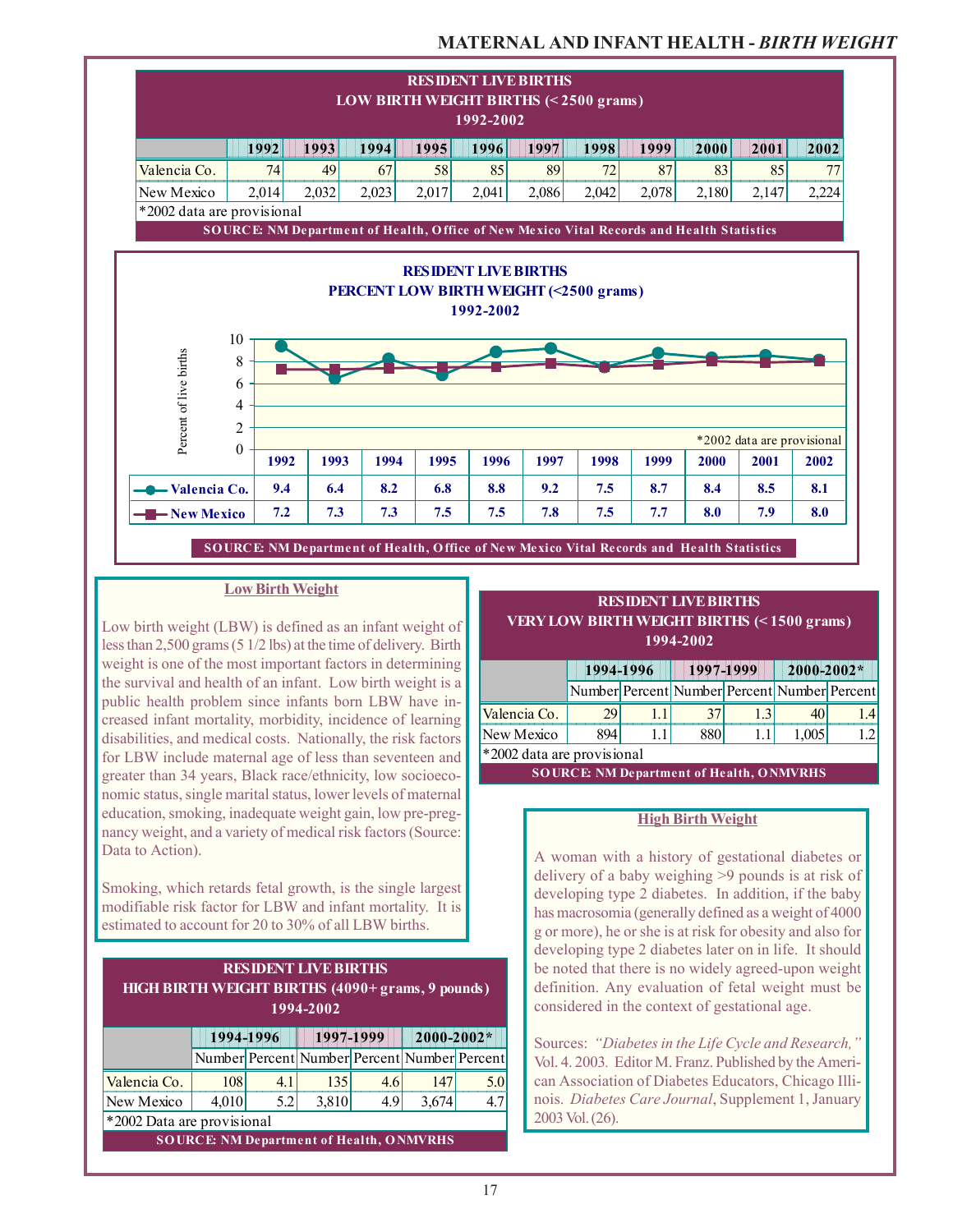# MATERNAL AND INFANT HEALTH - *BIRTH WEIGHT*

**RESIDENT LIVE BIRTHS**
**LOW BIRTH WEIGHT BIRTHS (< 2500 grams)**
**1992-2002**

| | 1992 | 1993 | 1994 | 1995 | 1996 | 1997 | 1998 | 1999 | 2000 | 2001 | 2002 |
|---|---|---|---|---|---|---|---|---|---|---|---|
| Valencia Co. | 74 | 49 | 67 | 58 | 85 | 89 | 72 | 87 | 83 | 85 | 77 |
| New Mexico | 2,014 | 2,032 | 2,023 | 2,017 | 2,041 | 2,086 | 2,042 | 2,078 | 2,180 | 2,147 | 2,224 |

*2002 data are provisional

SOURCE: NM Department of Health, Office of New Mexico Vital Records and Health Statistics

**RESIDENT LIVE BIRTHS**
**PERCENT LOW BIRTH WEIGHT (<2500 grams)**
**1992-2002**

| | 1992 | 1993 | 1994 | 1995 | 1996 | 1997 | 1998 | 1999 | 2000 | 2001 | 2002 |
|---|---|---|---|---|---|---|---|---|---|---|---|
| Valencia Co. | 9.4 | 6.4 | 8.2 | 6.8 | 8.8 | 9.2 | 7.5 | 8.7 | 8.4 | 8.5 | 8.1 |
| New Mexico | 7.2 | 7.3 | 7.3 | 7.5 | 7.5 | 7.8 | 7.5 | 7.7 | 8.0 | 7.9 | 8.0 |

*2002 data are provisional

SOURCE: NM Department of Health, Office of New Mexico Vital Records and Health Statistics

## Low Birth Weight

Low birth weight (LBW) is defined as an infant weight of less than 2,500 grams (5 1/2 lbs) at the time of delivery. Birth weight is one of the most important factors in determining the survival and health of an infant. Low birth weight is a public health problem since infants born LBW have increased infant mortality, morbidity, incidence of learning disabilities, and medical costs. Nationally, the risk factors for LBW include maternal age of less than seventeen and greater than 34 years, Black race/ethnicity, low socioeconomic status, single marital status, lower levels of maternal education, smoking, inadequate weight gain, low pre-pregnancy weight, and a variety of medical risk factors (Source: Data to Action).

Smoking, which retards fetal growth, is the single largest modifiable risk factor for LBW and infant mortality. It is estimated to account for 20 to 30% of all LBW births.

**RESIDENT LIVE BIRTHS**
**VERY LOW BIRTH WEIGHT BIRTHS (< 1500 grams)**
**1994-2002**

| | 1994-1996 | | 1997-1999 | | 2000-2002* | |
|---|---|---|---|---|---|---|
| | Number | Percent | Number | Percent | Number | Percent |
| Valencia Co. | 29 | 1.1 | 37 | 1.3 | 40 | 1.4 |
| New Mexico | 894 | 1.1 | 880 | 1.1 | 1,005 | 1.2 |

*2002 data are provisional

SOURCE: NM Department of Health, ONMVRHS

**RESIDENT LIVE BIRTHS**
**HIGH BIRTH WEIGHT BIRTHS (4090+ grams, 9 pounds)**
**1994-2002**

| | 1994-1996 | | 1997-1999 | | 2000-2002* | |
|---|---|---|---|---|---|---|
| | Number | Percent | Number | Percent | Number | Percent |
| Valencia Co. | 108 | 4.1 | 135 | 4.6 | 147 | 5.0 |
| New Mexico | 4,010 | 5.2 | 3,810 | 4.9 | 3,674 | 4.7 |

*2002 Data are provisional

SOURCE: NM Department of Health, ONMVRHS

## High Birth Weight

A woman with a history of gestational diabetes or delivery of a baby weighing >9 pounds is at risk of developing type 2 diabetes. In addition, if the baby has macrosomia (generally defined as a weight of 4000 g or more), he or she is at risk for obesity and also for developing type 2 diabetes later on in life. It should be noted that there is no widely agreed-upon weight definition. Any evaluation of fetal weight must be considered in the context of gestational age.

Sources: *"Diabetes in the Life Cycle and Research,"* Vol. 4. 2003. Editor M. Franz. Published by the American Association of Diabetes Educators, Chicago Illinois. *Diabetes Care Journal*, Supplement 1, January 2003 Vol. (26).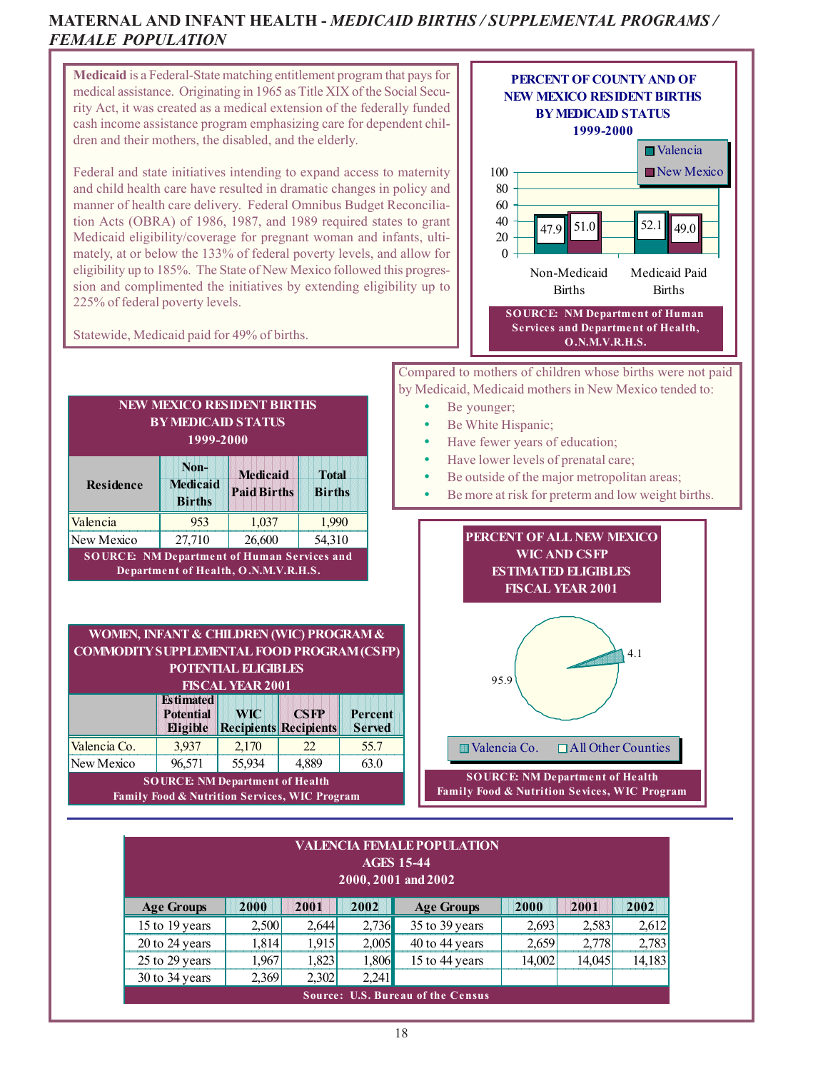# MAINTERNAL AND INFANT HEALTH - *MEDICAID BIRTHS / SUPPLEMENTAL PROGRAMS / FEMALE POPULATION*

**Medicaid** is a Federal-State matching entitlement program that pays for medical assistance. Originating in 1965 as Title XIX of the Social Security Act, it was created as a medical extension of the federally funded cash income assistance program emphasizing care for dependent children and their mothers, the disabled, and the elderly.

Federal and state initiatives intending to expand access to maternity and child health care have resulted in dramatic changes in policy and manner of health care delivery. Federal Omnibus Budget Reconciliation Acts (OBRA) of 1986, 1987, and 1989 required states to grant Medicaid eligibility/coverage for pregnant woman and infants, ultimately, at or below the 133% of federal poverty levels, and allow for eligibility up to 185%. The State of New Mexico followed this progression and complimented the initiatives by extending eligibility up to 225% of federal poverty levels.

Statewide, Medicaid paid for 49% of births.

**PERCENT OF COUNTY AND OF NEW MEXICO RESIDENT BIRTHS BY MEDICAID STATUS 1999-2000**

| | Valencia | New Mexico |
|---|---|---|
| Non-Medicaid Births | 47.9 | 51.0 |
| Medicaid Paid Births | 52.1 | 49.0 |

SOURCE: NM Department of Human Services and Department of Health, O.N.M.V.R.H.S.

Compared to mothers of children whose births were not paid by Medicaid, Medicaid mothers in New Mexico tended to:

- Be younger;
- Be White Hispanic;
- Have fewer years of education;
- Have lower levels of prenatal care;
- Be outside of the major metropolitan areas;
- Be more at risk for preterm and low weight births.

**NEW MEXICO RESIDENT BIRTHS BY MEDICAID STATUS 1999-2000**

| Residence | Non-Medicaid Births | Medicaid Paid Births | Total Births |
|---|---|---|---|
| Valencia | 953 | 1,037 | 1,990 |
| New Mexico | 27,710 | 26,600 | 54,310 |

SOURCE: NM Department of Human Services and Department of Health, O.N.M.V.R.H.S.

**WOMEN, INFANT & CHILDREN (WIC) PROGRAM & COMMODITY SUPPLEMENTAL FOOD PROGRAM (CSFP) POTENTIAL ELIGIBLES FISCAL YEAR 2001**

| | Estimated Potential Eligible | WIC Recipients | CSFP Recipients | Percent Served |
|---|---|---|---|---|
| Valencia Co. | 3,937 | 2,170 | 22 | 55.7 |
| New Mexico | 96,571 | 55,934 | 4,889 | 63.0 |

SOURCE: NM Department of Health Family Food & Nutrition Services, WIC Program

**PERCENT OF ALL NEW MEXICO WIC AND CSFP ESTIMATED ELIGIBLES FISCAL YEAR 2001**

| | Percent |
|---|---|
| Valencia Co. | 4.1 |
| All Other Counties | 95.9 |

SOURCE: NM Department of Health Family Food & Nutrition Sevices, WIC Program

**VALENCIA FEMALE POPULATION AGES 15-44 2000, 2001 and 2002**

| Age Groups | 2000 | 2001 | 2002 | Age Groups | 2000 | 2001 | 2002 |
|---|---|---|---|---|---|---|---|
| 15 to 19 years | 2,500 | 2,644 | 2,736 | 35 to 39 years | 2,693 | 2,583 | 2,612 |
| 20 to 24 years | 1,814 | 1,915 | 2,005 | 40 to 44 years | 2,659 | 2,778 | 2,783 |
| 25 to 29 years | 1,967 | 1,823 | 1,806 | 15 to 44 years | 14,002 | 14,045 | 14,183 |
| 30 to 34 years | 2,369 | 2,302 | 2,241 | | | | |

Source: U.S. Bureau of the Census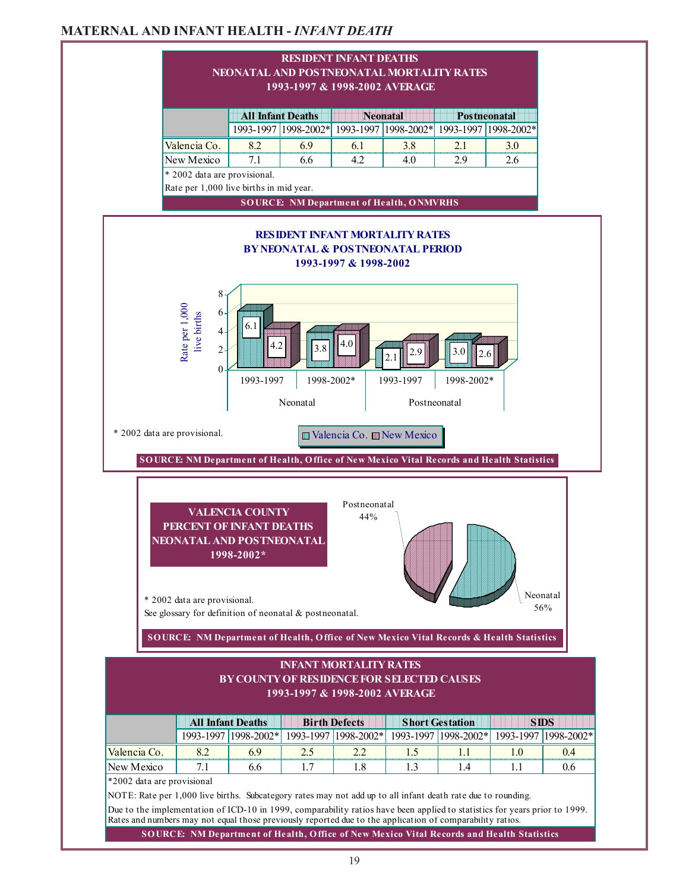## MATERNAL AND INFANT HEALTH - *INFANT DEATH*

### RESIDENT INFANT DEATHS NEONATAL AND POSTNEONATAL MORTALITY RATES 1993-1997 & 1998-2002 AVERAGE

| | All Infant Deaths | | Neonatal | | Postneonatal | |
|---|---|---|---|---|---|---|
| | 1993-1997 | 1998-2002* | 1993-1997 | 1998-2002* | 1993-1997 | 1998-2002* |
| Valencia Co. | 8.2 | 6.9 | 6.1 | 3.8 | 2.1 | 3.0 |
| New Mexico | 7.1 | 6.6 | 4.2 | 4.0 | 2.9 | 2.6 |

\* 2002 data are provisional.

Rate per 1,000 live births in mid year.

SOURCE: NM Department of Health, ONMVRHS

### RESIDENT INFANT MORTALITY RATES BY NEONATAL & POSTNEONATAL PERIOD 1993-1997 & 1998-2002

Rate per 1,000 live births

| | Neonatal 1993-1997 | Neonatal 1998-2002* | Postneonatal 1993-1997 | Postneonatal 1998-2002* |
|---|---|---|---|---|
| Valencia Co. | 6.1 | 3.8 | 2.1 | 3.0 |
| New Mexico | 4.2 | 4.0 | 2.9 | 2.6 |

\* 2002 data are provisional.

SOURCE: NM Department of Health, Office of New Mexico Vital Records and Health Statistics

### VALENCIA COUNTY PERCENT OF INFANT DEATHS NEONATAL AND POSTNEONATAL 1998-2002*

Postneonatal 44%

Neonatal 56%

\* 2002 data are provisional.

See glossary for definition of neonatal & postneonatal.

SOURCE: NM Department of Health, Office of New Mexico Vital Records & Health Statistics

### INFANT MORTALITY RATES BY COUNTY OF RESIDENCE FOR SELECTED CAUSES 1993-1997 & 1998-2002 AVERAGE

| | All Infant Deaths | | Birth Defects | | Short Gestation | | SIDS | |
|---|---|---|---|---|---|---|---|---|
| | 1993-1997 | 1998-2002* | 1993-1997 | 1998-2002* | 1993-1997 | 1998-2002* | 1993-1997 | 1998-2002* |
| Valencia Co. | 8.2 | 6.9 | 2.5 | 2.2 | 1.5 | 1.1 | 1.0 | 0.4 |
| New Mexico | 7.1 | 6.6 | 1.7 | 1.8 | 1.3 | 1.4 | 1.1 | 0.6 |

\*2002 data are provisional

NOTE: Rate per 1,000 live births. Subcategory rates may not add up to all infant death rate due to rounding.

Due to the implementation of ICD-10 in 1999, comparability ratios have been applied to statistics for years prior to 1999. Rates and numbers may not equal those previously reported due to the application of comparability ratios.

SOURCE: NM Department of Health, Office of New Mexico Vital Records and Health Statistics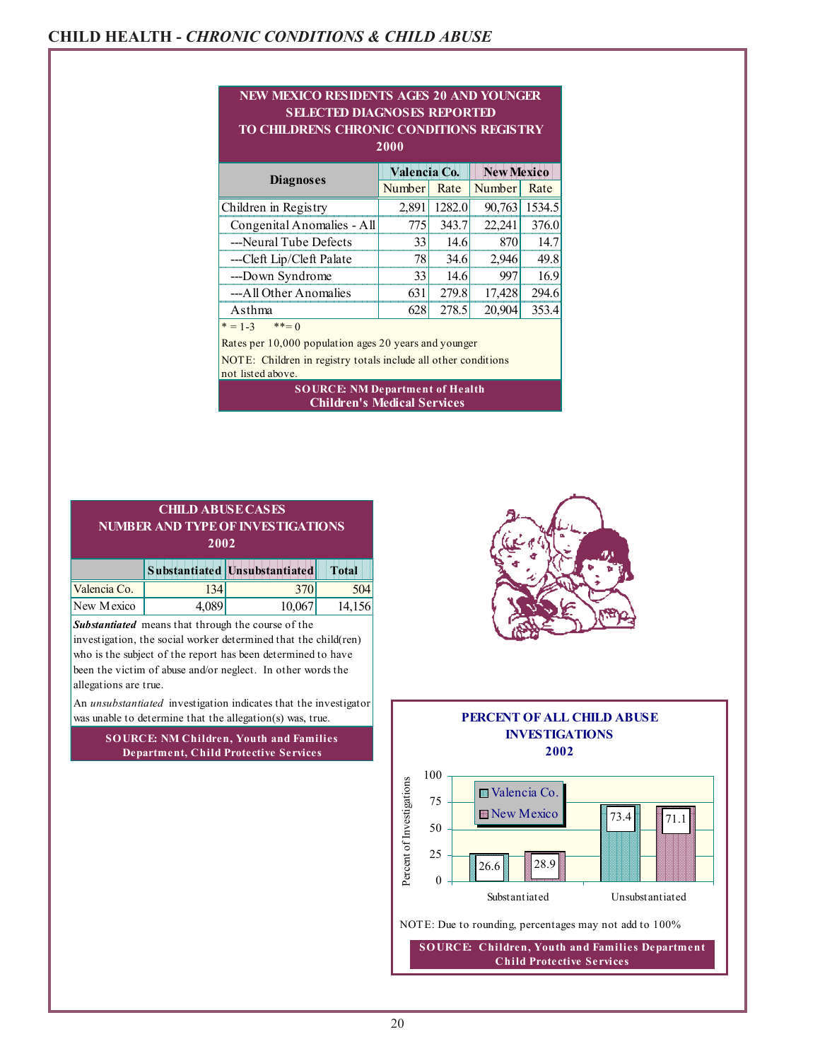# CHILD HEALTH - *CHRONIC CONDITIONS & CHILD ABUSE*

**NEW MEXICO RESIDENTS AGES 20 AND YOUNGER SELECTED DIAGNOSES REPORTED TO CHILDRENS CHRONIC CONDITIONS REGISTRY 2000**

| Diagnoses | Valencia Co. | | New Mexico | |
|---|---|---|---|---|
| | Number | Rate | Number | Rate |
| Children in Registry | 2,891 | 1282.0 | 90,763 | 1534.5 |
| Congenital Anomalies - All | 775 | 343.7 | 22,241 | 376.0 |
| ---Neural Tube Defects | 33 | 14.6 | 870 | 14.7 |
| ---Cleft Lip/Cleft Palate | 78 | 34.6 | 2,946 | 49.8 |
| ---Down Syndrome | 33 | 14.6 | 997 | 16.9 |
| ---All Other Anomalies | 631 | 279.8 | 17,428 | 294.6 |
| Asthma | 628 | 278.5 | 20,904 | 353.4 |

* = 1-3 &nbsp;&nbsp; **= 0

Rates per 10,000 population ages 20 years and younger

NOTE: Children in registry totals include all other conditions not listed above.

**SOURCE: NM Department of Health Children's Medical Services**

**CHILD ABUSE CASES NUMBER AND TYPE OF INVESTIGATIONS 2002**

| | Substantiated | Unsubstantiated | Total |
|---|---|---|---|
| Valencia Co. | 134 | 370 | 504 |
| New Mexico | 4,089 | 10,067 | 14,156 |

***Substantiated*** means that through the course of the investigation, the social worker determined that the child(ren) who is the subject of the report has been determined to have been the victim of abuse and/or neglect. In other words the allegations are true.

An *unsubstantiated* investigation indicates that the investigator was unable to determine that the allegation(s) was, true.

**SOURCE: NM Children, Youth and Families Department, Child Protective Services**

**PERCENT OF ALL CHILD ABUSE INVESTIGATIONS 2002**

| Percent of Investigations | Valencia Co. | New Mexico |
|---|---|---|
| Substantiated | 26.6 | 28.9 |
| Unsubstantiated | 73.4 | 71.1 |

NOTE: Due to rounding, percentages may not add to 100%

**SOURCE: Children, Youth and Families Department Child Protective Services**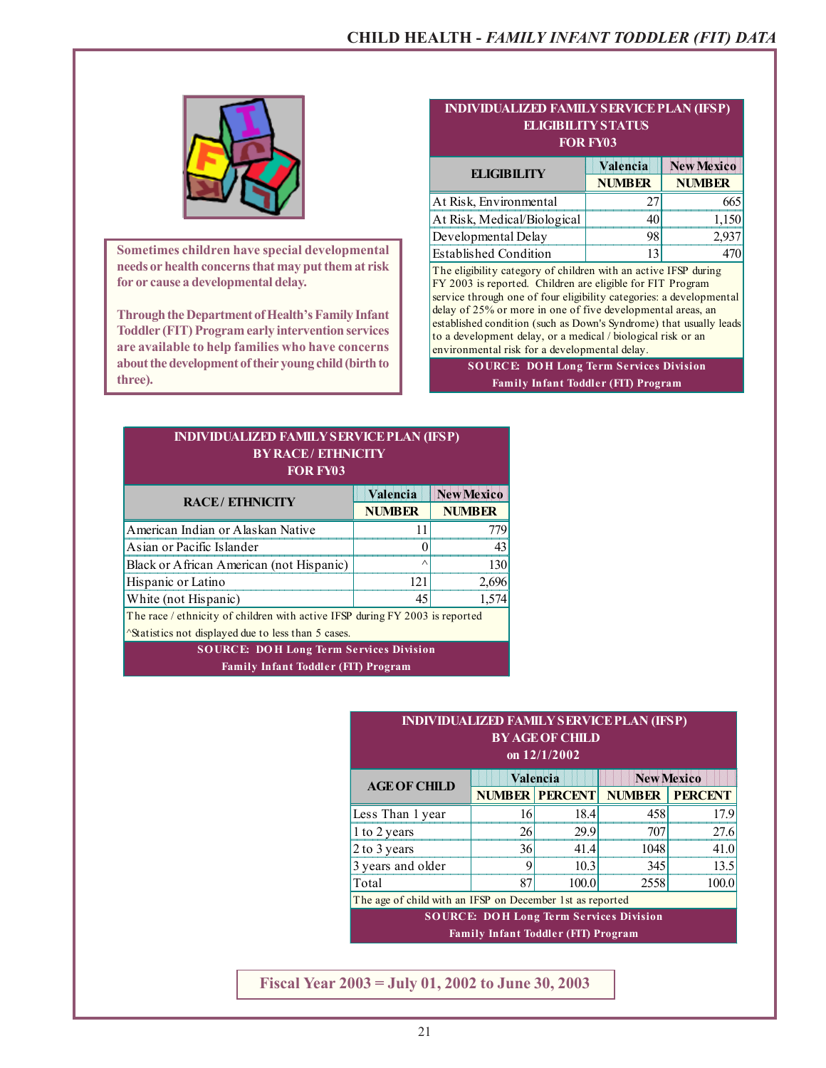# CHILD HEALTH - *FAMILY INFANT TODDLER (FIT) DATA*

**Sometimes children have special developmental needs or health concerns that may put them at risk for or cause a developmental delay.**

**Through the Department of Health's Family Infant Toddler (FIT) Program early intervention services are available to help families who have concerns about the development of their young child (birth to three).**

## INDIVIDUALIZED FAMILY SERVICE PLAN (IFSP) ELIGIBILITY STATUS FOR FY03

| ELIGIBILITY | Valencia NUMBER | New Mexico NUMBER |
|---|---|---|
| At Risk, Environmental | 27 | 665 |
| At Risk, Medical/Biological | 40 | 1,150 |
| Developmental Delay | 98 | 2,937 |
| Established Condition | 13 | 470 |

The eligibility category of children with an active IFSP during FY 2003 is reported. Children are eligible for FIT Program service through one of four eligibility categories: a developmental delay of 25% or more in one of five developmental areas, an established condition (such as Down's Syndrome) that usually leads to a development delay, or a medical / biological risk or an environmental risk for a developmental delay.

SOURCE: DOH Long Term Services Division Family Infant Toddler (FIT) Program

## INDIVIDUALIZED FAMILY SERVICE PLAN (IFSP) BY RACE / ETHNICITY FOR FY03

| RACE / ETHNICITY | Valencia NUMBER | New Mexico NUMBER |
|---|---|---|
| American Indian or Alaskan Native | 11 | 779 |
| Asian or Pacific Islander | 0 | 43 |
| Black or African American (not Hispanic) | ^ | 130 |
| Hispanic or Latino | 121 | 2,696 |
| White (not Hispanic) | 45 | 1,574 |

The race / ethnicity of children with active IFSP during FY 2003 is reported

^Statistics not displayed due to less than 5 cases.

SOURCE: DOH Long Term Services Division Family Infant Toddler (FIT) Program

## INDIVIDUALIZED FAMILY SERVICE PLAN (IFSP) BY AGE OF CHILD on 12/1/2002

| AGE OF CHILD | Valencia | | New Mexico | |
|---|---|---|---|---|
| | NUMBER | PERCENT | NUMBER | PERCENT |
| Less Than 1 year | 16 | 18.4 | 458 | 17.9 |
| 1 to 2 years | 26 | 29.9 | 707 | 27.6 |
| 2 to 3 years | 36 | 41.4 | 1048 | 41.0 |
| 3 years and older | 9 | 10.3 | 345 | 13.5 |
| Total | 87 | 100.0 | 2558 | 100.0 |

The age of child with an IFSP on December 1st as reported

SOURCE: DOH Long Term Services Division Family Infant Toddler (FIT) Program

**Fiscal Year 2003 = July 01, 2002 to June 30, 2003**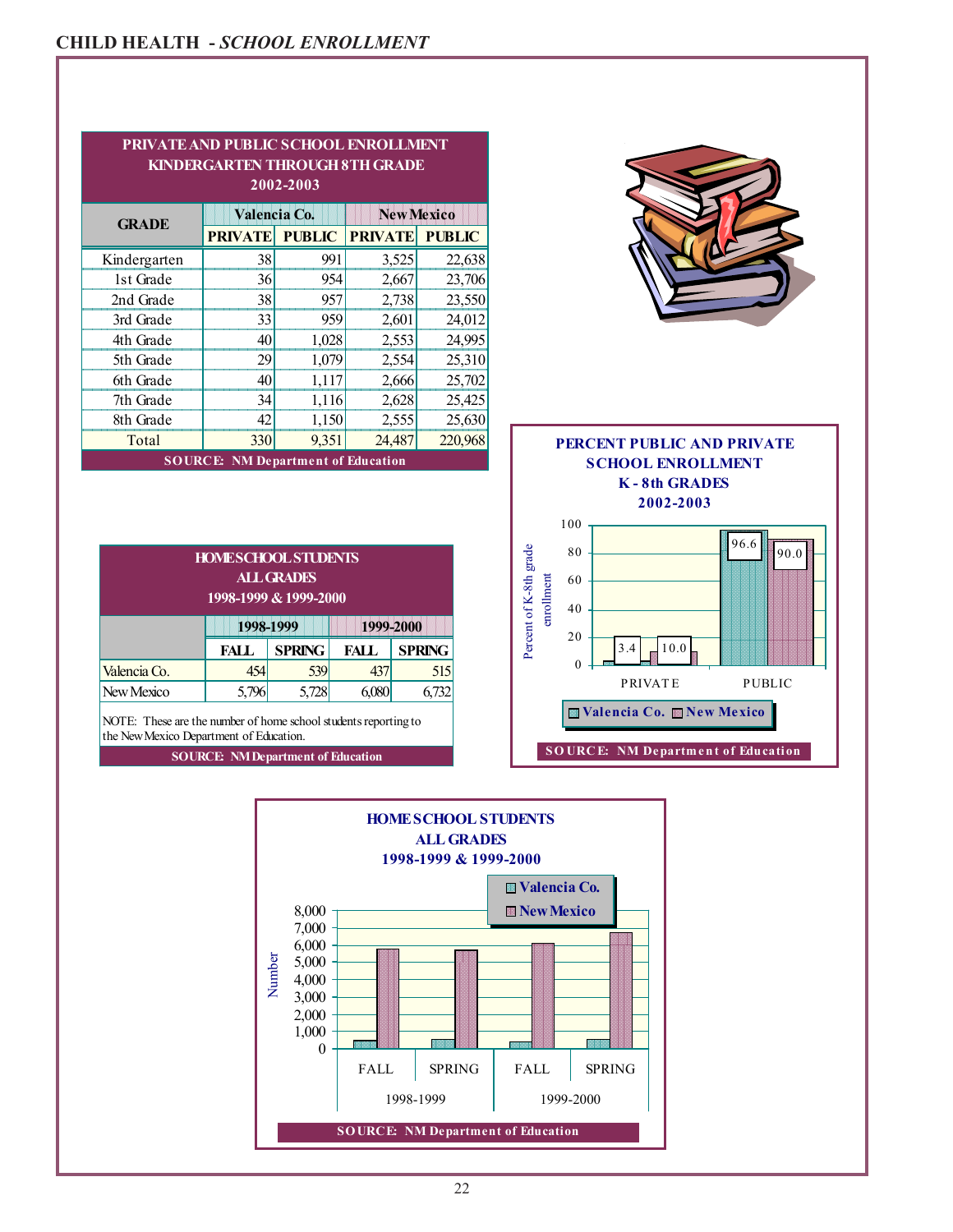## CHILD HEALTH - *SCHOOL ENROLLMENT*

**PRIVATE AND PUBLIC SCHOOL ENROLLMENT**
**KINDERGARTEN THROUGH 8TH GRADE**
**2002-2003**

| GRADE | Valencia Co. | | New Mexico | |
|---|---|---|---|---|
| | PRIVATE | PUBLIC | PRIVATE | PUBLIC |
| Kindergarten | 38 | 991 | 3,525 | 22,638 |
| 1st Grade | 36 | 954 | 2,667 | 23,706 |
| 2nd Grade | 38 | 957 | 2,738 | 23,550 |
| 3rd Grade | 33 | 959 | 2,601 | 24,012 |
| 4th Grade | 40 | 1,028 | 2,553 | 24,995 |
| 5th Grade | 29 | 1,079 | 2,554 | 25,310 |
| 6th Grade | 40 | 1,117 | 2,666 | 25,702 |
| 7th Grade | 34 | 1,116 | 2,628 | 25,425 |
| 8th Grade | 42 | 1,150 | 2,555 | 25,630 |
| Total | 330 | 9,351 | 24,487 | 220,968 |

SOURCE: NM Department of Education

**PERCENT PUBLIC AND PRIVATE SCHOOL ENROLLMENT**
**K - 8th GRADES**
**2002-2003**

| | Valencia Co. | New Mexico |
|---|---|---|
| PRIVATE | 3.4 | 10.0 |
| PUBLIC | 96.6 | 90.0 |

SOURCE: NM Department of Education

**HOME SCHOOL STUDENTS**
**ALL GRADES**
**1998-1999 & 1999-2000**

| | 1998-1999 | | 1999-2000 | |
|---|---|---|---|---|
| | FALL | SPRING | FALL | SPRING |
| Valencia Co. | 454 | 539 | 437 | 515 |
| New Mexico | 5,796 | 5,728 | 6,080 | 6,732 |

NOTE: These are the number of home school students reporting to the New Mexico Department of Education.

SOURCE: NM Department of Education

**HOME SCHOOL STUDENTS**
**ALL GRADES**
**1998-1999 & 1999-2000**

SOURCE: NM Department of Education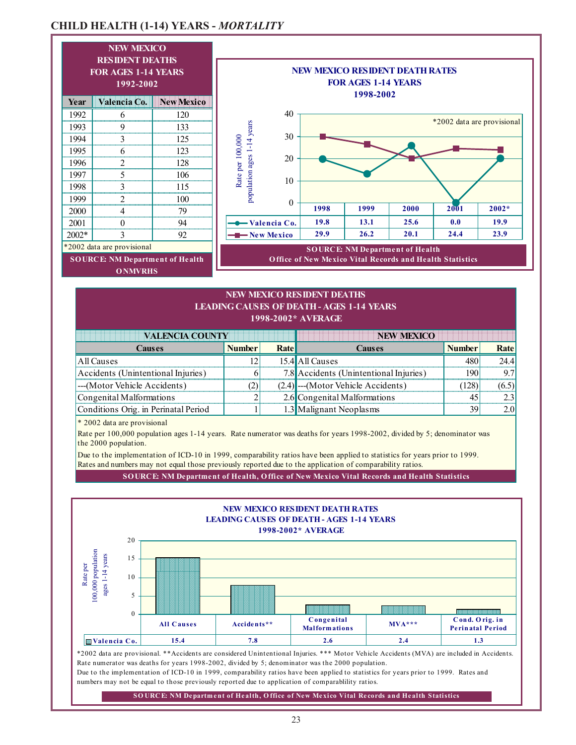## CHILD HEALTH (1-14) YEARS - *MORTALITY*

**NEW MEXICO RESIDENT DEATHS FOR AGES 1-14 YEARS 1992-2002**

| Year | Valencia Co. | New Mexico |
|---|---|---|
| 1992 | 6 | 120 |
| 1993 | 9 | 133 |
| 1994 | 3 | 125 |
| 1995 | 6 | 123 |
| 1996 | 2 | 128 |
| 1997 | 5 | 106 |
| 1998 | 3 | 115 |
| 1999 | 2 | 100 |
| 2000 | 4 | 79 |
| 2001 | 0 | 94 |
| 2002* | 3 | 92 |

*2002 data are provisional

SOURCE: NM Department of Health ONMVRHS

**NEW MEXICO RESIDENT DEATH RATES FOR AGES 1-14 YEARS 1998-2002**

Rate per 100,000 population ages 1-14 years

*2002 data are provisional

| | 1998 | 1999 | 2000 | 2001 | 2002* |
|---|---|---|---|---|---|
| Valencia Co. | 19.8 | 13.1 | 25.6 | 0.0 | 19.9 |
| New Mexico | 29.9 | 26.2 | 20.1 | 24.4 | 23.9 |

SOURCE: NM Department of Health Office of New Mexico Vital Records and Health Statistics

**NEW MEXICO RESIDENT DEATHS LEADING CAUSES OF DEATH - AGES 1-14 YEARS 1998-2002* AVERAGE**

| VALENCIA COUNTY | | | NEW MEXICO | | |
|---|---|---|---|---|---|
| Causes | Number | Rate | Causes | Number | Rate |
| All Causes | 12 | 15.4 | All Causes | 480 | 24.4 |
| Accidents (Unintentional Injuries) | 6 | 7.8 | Accidents (Unintentional Injuries) | 190 | 9.7 |
| ---(Motor Vehicle Accidents) | (2) | (2.4) | ---(Motor Vehicle Accidents) | (128) | (6.5) |
| Congenital Malformations | 2 | 2.6 | Congenital Malformations | 45 | 2.3 |
| Conditions Orig. in Perinatal Period | 1 | 1.3 | Malignant Neoplasms | 39 | 2.0 |

\* 2002 data are provisional

Rate per 100,000 population ages 1-14 years. Rate numerator was deaths for years 1998-2002, divided by 5; denominator was the 2000 population.

Due to the implementation of ICD-10 in 1999, comparability ratios have been applied to statistics for years prior to 1999. Rates and numbers may not equal those previously reported due to the application of comparability ratios.

SOURCE: NM Department of Health, Office of New Mexico Vital Records and Health Statistics

**NEW MEXICO RESIDENT DEATH RATES LEADING CAUSES OF DEATH - AGES 1-14 YEARS 1998-2002* AVERAGE**

Rate per 100,000 population ages 1-14 years

| | All Causes | Accidents** | Congenital Malformations | MVA*** | Cond. Orig. in Perinatal Period |
|---|---|---|---|---|---|
| Valencia Co. | 15.4 | 7.8 | 2.6 | 2.4 | 1.3 |

*2002 data are provisional. **Accidents are considered Unintentional Injuries. *** Motor Vehicle Accidents (MVA) are included in Accidents. Rate numerator was deaths for years 1998-2002, divided by 5; denominator was the 2000 population.

Due to the implementation of ICD-10 in 1999, comparability ratios have been applied to statistics for years prior to 1999. Rates and numbers may not be equal to those previously reported due to application of comparablility ratios.

SOURCE: NM Department of Health, Office of New Mexico Vital Records and Health Statistics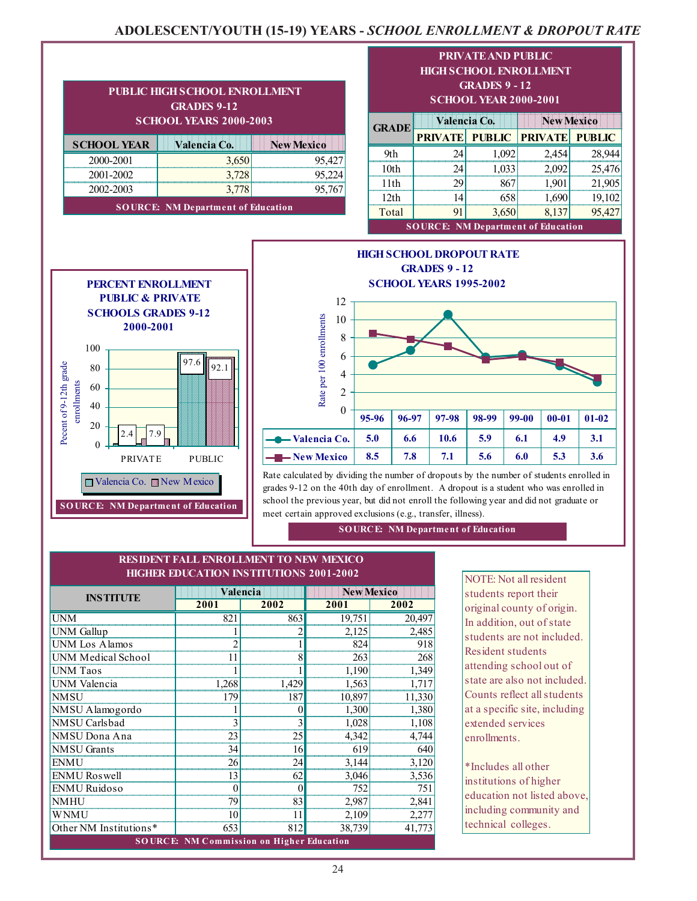# ADOLESCENT/YOUTH (15-19) YEARS - *SCHOOL ENROLLMENT & DROPOUT RATE*

**PUBLIC HIGH SCHOOL ENROLLMENT GRADES 9-12 SCHOOL YEARS 2000-2003**

| SCHOOL YEAR | Valencia Co. | New Mexico |
|---|---|---|
| 2000-2001 | 3,650 | 95,427 |
| 2001-2002 | 3,728 | 95,224 |
| 2002-2003 | 3,778 | 95,767 |

SOURCE: NM Department of Education

**PRIVATE AND PUBLIC HIGH SCHOOL ENROLLMENT GRADES 9 - 12 SCHOOL YEAR 2000-2001**

| GRADE | Valencia Co. | | New Mexico | |
|---|---|---|---|---|
| | PRIVATE | PUBLIC | PRIVATE | PUBLIC |
| 9th | 24 | 1,092 | 2,454 | 28,944 |
| 10th | 24 | 1,033 | 2,092 | 25,476 |
| 11th | 29 | 867 | 1,901 | 21,905 |
| 12th | 14 | 658 | 1,690 | 19,102 |
| Total | 91 | 3,650 | 8,137 | 95,427 |

SOURCE: NM Department of Education

**PERCENT ENROLLMENT PUBLIC & PRIVATE SCHOOLS GRADES 9-12 2000-2001**

| | Valencia Co. | New Mexico |
|---|---|---|
| PRIVATE | 2.4 | 7.9 |
| PUBLIC | 97.6 | 92.1 |

Pecent of 9-12th grade enrollments

SOURCE: NM Department of Education

**HIGH SCHOOL DROPOUT RATE GRADES 9 - 12 SCHOOL YEARS 1995-2002**

Rate per 100 enrollments

| | 95-96 | 96-97 | 97-98 | 98-99 | 99-00 | 00-01 | 01-02 |
|---|---|---|---|---|---|---|---|
| Valencia Co. | 5.0 | 6.6 | 10.6 | 5.9 | 6.1 | 4.9 | 3.1 |
| New Mexico | 8.5 | 7.8 | 7.1 | 5.6 | 6.0 | 5.3 | 3.6 |

Rate calculated by dividing the number of dropouts by the number of students enrolled in grades 9-12 on the 40th day of enrollment. A dropout is a student who was enrolled in school the previous year, but did not enroll the following year and did not graduate or meet certain approved exclusions (e.g., transfer, illness).

SOURCE: NM Department of Education

**RESIDENT FALL ENROLLMENT TO NEW MEXICO HIGHER EDUCATION INSTITUTIONS 2001-2002**

| INSTITUTE | Valencia | | New Mexico | |
|---|---|---|---|---|
| | 2001 | 2002 | 2001 | 2002 |
| UNM | 821 | 863 | 19,751 | 20,497 |
| UNM Gallup | 1 | 2 | 2,125 | 2,485 |
| UNM Los Alamos | 2 | 1 | 824 | 918 |
| UNM Medical School | 11 | 8 | 263 | 268 |
| UNM Taos | 1 | 1 | 1,190 | 1,349 |
| UNM Valencia | 1,268 | 1,429 | 1,563 | 1,717 |
| NMSU | 179 | 187 | 10,897 | 11,330 |
| NMSU Alamogordo | 1 | 0 | 1,300 | 1,380 |
| NMSU Carlsbad | 3 | 3 | 1,028 | 1,108 |
| NMSU Dona Ana | 23 | 25 | 4,342 | 4,744 |
| NMSU Grants | 34 | 16 | 619 | 640 |
| ENMU | 26 | 24 | 3,144 | 3,120 |
| ENMU Roswell | 13 | 62 | 3,046 | 3,536 |
| ENMU Ruidoso | 0 | 0 | 752 | 751 |
| NMHU | 79 | 83 | 2,987 | 2,841 |
| WNMU | 10 | 11 | 2,109 | 2,277 |
| Other NM Institutions* | 653 | 812 | 38,739 | 41,773 |

SOURCE: NM Commission on Higher Education

NOTE: Not all resident students report their original county of origin. In addition, out of state students are not included. Resident students attending school out of state are also not included. Counts reflect all students at a specific site, including extended services enrollments.

*Includes all other institutions of higher education not listed above, including community and technical colleges.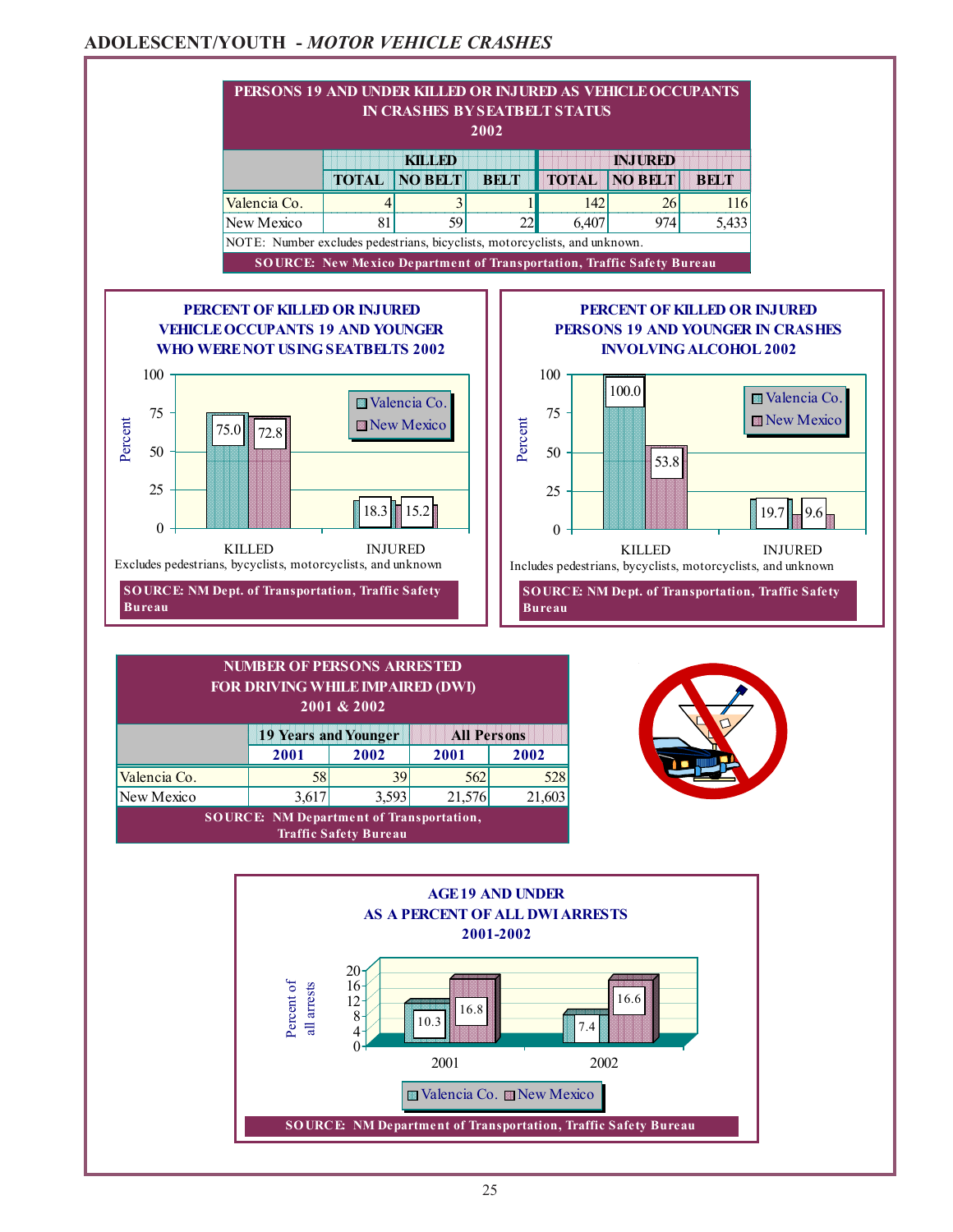## ADOLESCENT/YOUTH - *MOTOR VEHICLE CRASHES*

**PERSONS 19 AND UNDER KILLED OR INJURED AS VEHICLE OCCUPANTS IN CRASHES BY SEATBELT STATUS 2002**

| | KILLED | | | INJURED | | |
|---|---|---|---|---|---|---|
| | TOTAL | NO BELT | BELT | TOTAL | NO BELT | BELT |
| Valencia Co. | 4 | 3 | 1 | 142 | 26 | 116 |
| New Mexico | 81 | 59 | 22 | 6,407 | 974 | 5,433 |

NOTE: Number excludes pedestrians, bicyclists, motorcyclists, and unknown.

SOURCE: New Mexico Department of Transportation, Traffic Safety Bureau

**PERCENT OF KILLED OR INJURED VEHICLE OCCUPANTS 19 AND YOUNGER WHO WERE NOT USING SEATBELTS 2002**

| | Valencia Co. | New Mexico |
|---|---|---|
| KILLED | 75.0 | 72.8 |
| INJURED | 18.3 | 15.2 |

Excludes pedestrians, bycyclists, motorcyclists, and unknown

SOURCE: NM Dept. of Transportation, Traffic Safety Bureau

**PERCENT OF KILLED OR INJURED PERSONS 19 AND YOUNGER IN CRASHES INVOLVING ALCOHOL 2002**

| | Valencia Co. | New Mexico |
|---|---|---|
| KILLED | 100.0 | 53.8 |
| INJURED | 19.7 | 9.6 |

Includes pedestrians, bycyclists, motorcyclists, and unknown

SOURCE: NM Dept. of Transportation, Traffic Safety Bureau

**NUMBER OF PERSONS ARRESTED FOR DRIVING WHILE IMPAIRED (DWI) 2001 & 2002**

| | 19 Years and Younger | | All Persons | |
|---|---|---|---|---|
| | 2001 | 2002 | 2001 | 2002 |
| Valencia Co. | 58 | 39 | 562 | 528 |
| New Mexico | 3,617 | 3,593 | 21,576 | 21,603 |

SOURCE: NM Department of Transportation, Traffic Safety Bureau

**AGE 19 AND UNDER AS A PERCENT OF ALL DWI ARRESTS 2001-2002**

| Percent of all arrests | Valencia Co. | New Mexico |
|---|---|---|
| 2001 | 10.3 | 16.8 |
| 2002 | 7.4 | 16.6 |

SOURCE: NM Department of Transportation, Traffic Safety Bureau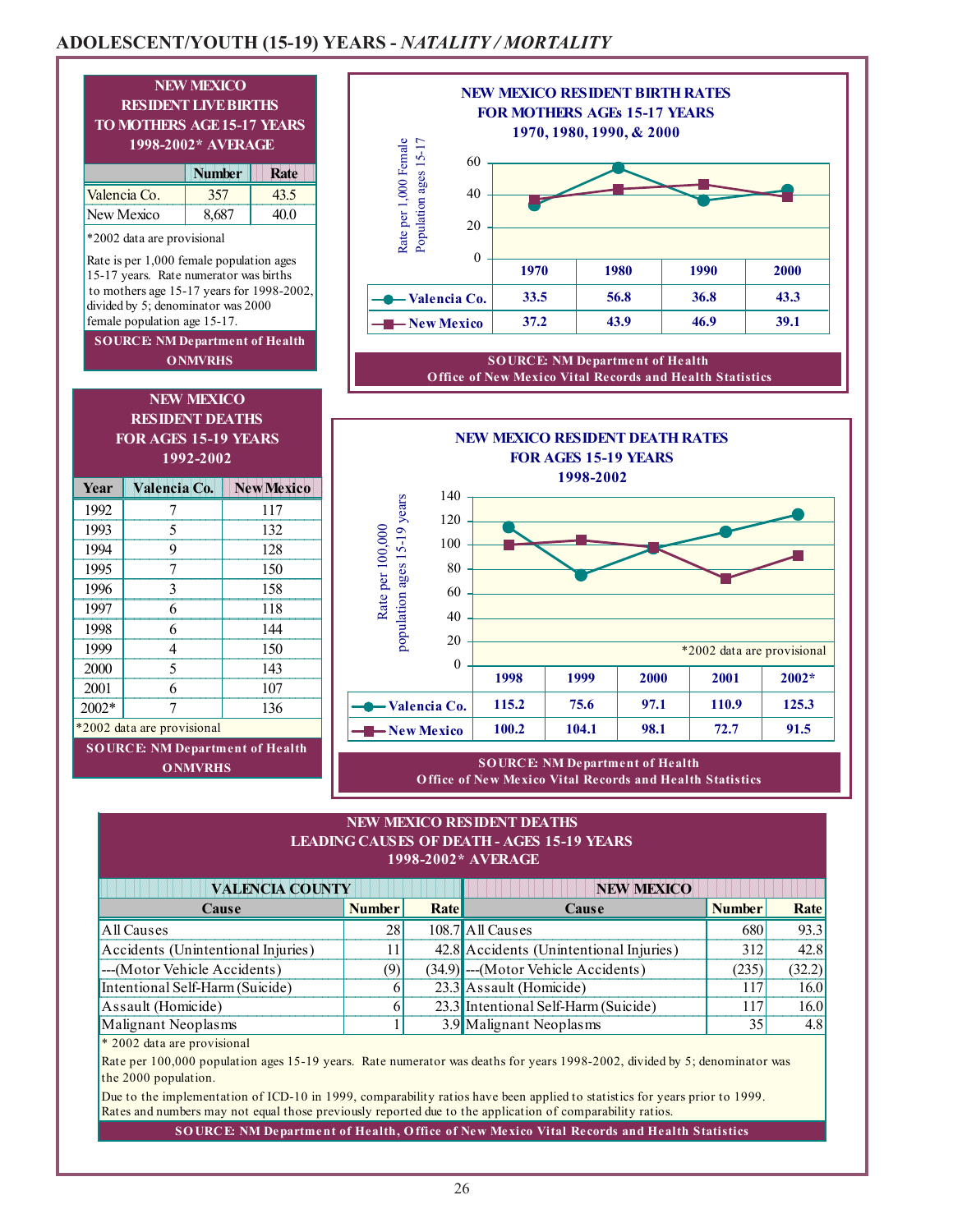# ADOLESCENT/YOUTH (15-19) YEARS - *NATALITY / MORTALITY*

## NEW MEXICO RESIDENT LIVE BIRTHS TO MOTHERS AGE 15-17 YEARS 1998-2002* AVERAGE

| | Number | Rate |
|---|---|---|
| Valencia Co. | 357 | 43.5 |
| New Mexico | 8,687 | 40.0 |

*2002 data are provisional

Rate is per 1,000 female population ages 15-17 years. Rate numerator was births to mothers age 15-17 years for 1998-2002, divided by 5; denominator was 2000 female population age 15-17.

SOURCE: NM Department of Health ONMVRHS

## NEW MEXICO RESIDENT BIRTH RATES FOR MOTHERS AGEs 15-17 YEARS 1970, 1980, 1990, & 2000

Rate per 1,000 Female Population ages 15-17

| | 1970 | 1980 | 1990 | 2000 |
|---|---|---|---|---|
| Valencia Co. | 33.5 | 56.8 | 36.8 | 43.3 |
| New Mexico | 37.2 | 43.9 | 46.9 | 39.1 |

SOURCE: NM Department of Health Office of New Mexico Vital Records and Health Statistics

## NEW MEXICO RESIDENT DEATHS FOR AGES 15-19 YEARS 1992-2002

| Year | Valencia Co. | New Mexico |
|---|---|---|
| 1992 | 7 | 117 |
| 1993 | 5 | 132 |
| 1994 | 9 | 128 |
| 1995 | 7 | 150 |
| 1996 | 3 | 158 |
| 1997 | 6 | 118 |
| 1998 | 6 | 144 |
| 1999 | 4 | 150 |
| 2000 | 5 | 143 |
| 2001 | 6 | 107 |
| 2002* | 7 | 136 |

*2002 data are provisional

SOURCE: NM Department of Health ONMVRHS

## NEW MEXICO RESIDENT DEATH RATES FOR AGES 15-19 YEARS 1998-2002

Rate per 100,000 population ages 15-19 years

| | 1998 | 1999 | 2000 | 2001 | 2002* |
|---|---|---|---|---|---|
| Valencia Co. | 115.2 | 75.6 | 97.1 | 110.9 | 125.3 |
| New Mexico | 100.2 | 104.1 | 98.1 | 72.7 | 91.5 |

*2002 data are provisional

SOURCE: NM Department of Health Office of New Mexico Vital Records and Health Statistics

## NEW MEXICO RESIDENT DEATHS LEADING CAUSES OF DEATH - AGES 15-19 YEARS 1998-2002* AVERAGE

| VALENCIA COUNTY | | | NEW MEXICO | | |
|---|---|---|---|---|---|
| Cause | Number | Rate | Cause | Number | Rate |
| All Causes | 28 | 108.7 | All Causes | 680 | 93.3 |
| Accidents (Unintentional Injuries) | 11 | 42.8 | Accidents (Unintentional Injuries) | 312 | 42.8 |
| ---(Motor Vehicle Accidents) | (9) | (34.9) | ---(Motor Vehicle Accidents) | (235) | (32.2) |
| Intentional Self-Harm (Suicide) | 6 | 23.3 | Assault (Homicide) | 117 | 16.0 |
| Assault (Homicide) | 6 | 23.3 | Intentional Self-Harm (Suicide) | 117 | 16.0 |
| Malignant Neoplasms | 1 | 3.9 | Malignant Neoplasms | 35 | 4.8 |

* 2002 data are provisional

Rate per 100,000 population ages 15-19 years. Rate numerator was deaths for years 1998-2002, divided by 5; denominator was the 2000 population.

Due to the implementation of ICD-10 in 1999, comparability ratios have been applied to statistics for years prior to 1999. Rates and numbers may not equal those previously reported due to the application of comparability ratios.

SOURCE: NM Department of Health, Office of New Mexico Vital Records and Health Statistics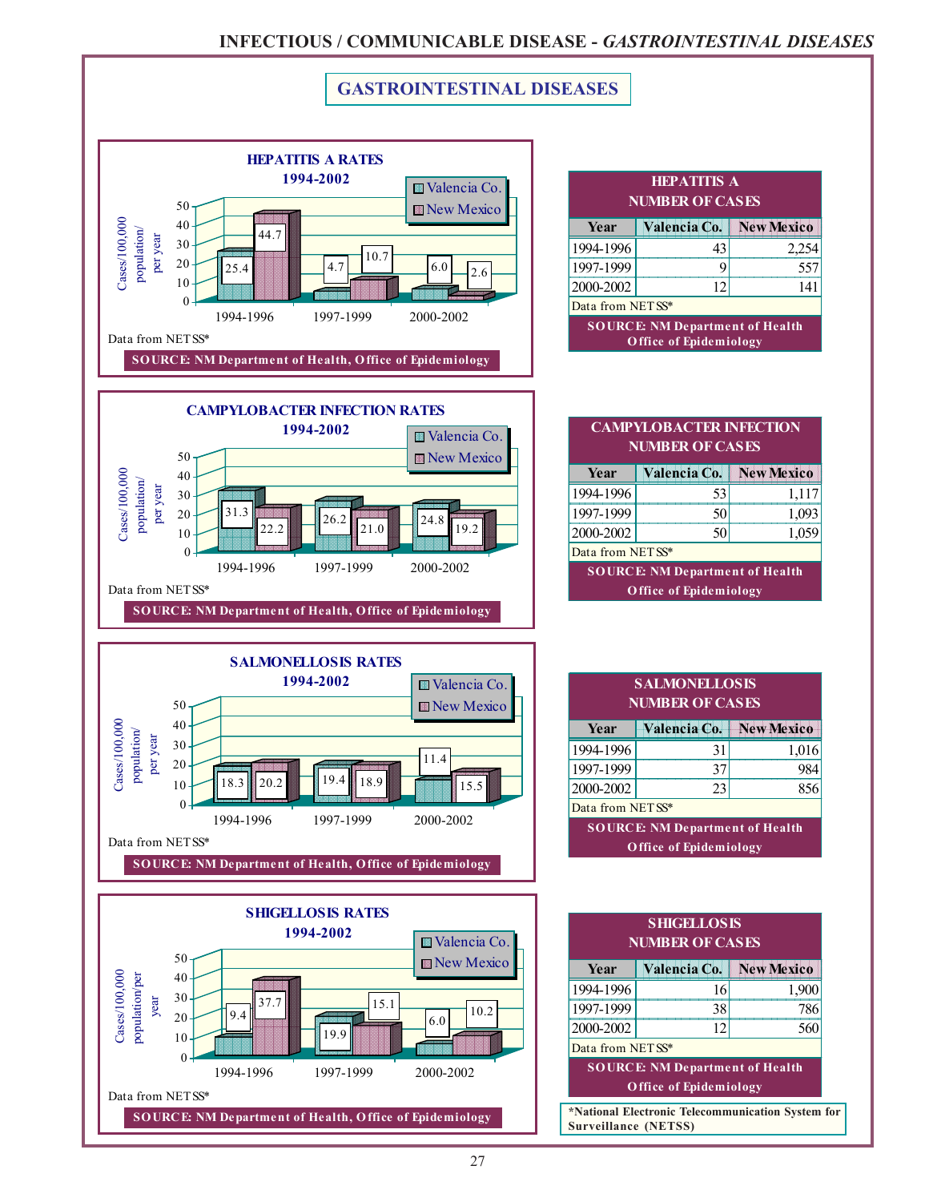# GASTROINTESTINAL DISEASES

## HEPATITIS A RATES 1994-2002

| Period | Valencia Co. | New Mexico |
|---|---|---|
| 1994-1996 | 25.4 | 44.7 |
| 1997-1999 | 4.7 | 10.7 |
| 2000-2002 | 6.0 | 2.6 |

Cases/100,000 population/ per year

Data from NETSS*

**SOURCE: NM Department of Health, Office of Epidemiology**

| HEPATITIS A NUMBER OF CASES | | |
|---|---|---|
| Year | Valencia Co. | New Mexico |
| 1994-1996 | 43 | 2,254 |
| 1997-1999 | 9 | 557 |
| 2000-2002 | 12 | 141 |

Data from NETSS*

**SOURCE: NM Department of Health Office of Epidemiology**

## CAMPYLOBACTER INFECTION RATES 1994-2002

| Period | Valencia Co. | New Mexico |
|---|---|---|
| 1994-1996 | 31.3 | 22.2 |
| 1997-1999 | 26.2 | 21.0 |
| 2000-2002 | 24.8 | 19.2 |

Cases/100,000 population/ per year

Data from NETSS*

**SOURCE: NM Department of Health, Office of Epidemiology**

| CAMPYLOBACTER INFECTION NUMBER OF CASES | | |
|---|---|---|
| Year | Valencia Co. | New Mexico |
| 1994-1996 | 53 | 1,117 |
| 1997-1999 | 50 | 1,093 |
| 2000-2002 | 50 | 1,059 |

Data from NETSS*

**SOURCE: NM Department of Health Office of Epidemiology**

## SALMONELLOSIS RATES 1994-2002

| Period | Valencia Co. | New Mexico |
|---|---|---|
| 1994-1996 | 18.3 | 20.2 |
| 1997-1999 | 19.4 | 18.9 |
| 2000-2002 | 11.4 | 15.5 |

Cases/100,000 population/ per year

Data from NETSS*

**SOURCE: NM Department of Health, Office of Epidemiology**

| SALMONELLOSIS NUMBER OF CASES | | |
|---|---|---|
| Year | Valencia Co. | New Mexico |
| 1994-1996 | 31 | 1,016 |
| 1997-1999 | 37 | 984 |
| 2000-2002 | 23 | 856 |

Data from NETSS*

**SOURCE: NM Department of Health Office of Epidemiology**

## SHIGELLOSIS RATES 1994-2002

| Period | Valencia Co. | New Mexico |
|---|---|---|
| 1994-1996 | 9.4 | 37.7 |
| 1997-1999 | 19.9 | 15.1 |
| 2000-2002 | 6.0 | 10.2 |

Cases/100,000 population/per year

Data from NETSS*

**SOURCE: NM Department of Health, Office of Epidemiology**

| SHIGELLOSIS NUMBER OF CASES | | |
|---|---|---|
| Year | Valencia Co. | New Mexico |
| 1994-1996 | 16 | 1,900 |
| 1997-1999 | 38 | 786 |
| 2000-2002 | 12 | 560 |

Data from NETSS*

**SOURCE: NM Department of Health Office of Epidemiology**

*National Electronic Telecommunication System for Surveillance (NETSS)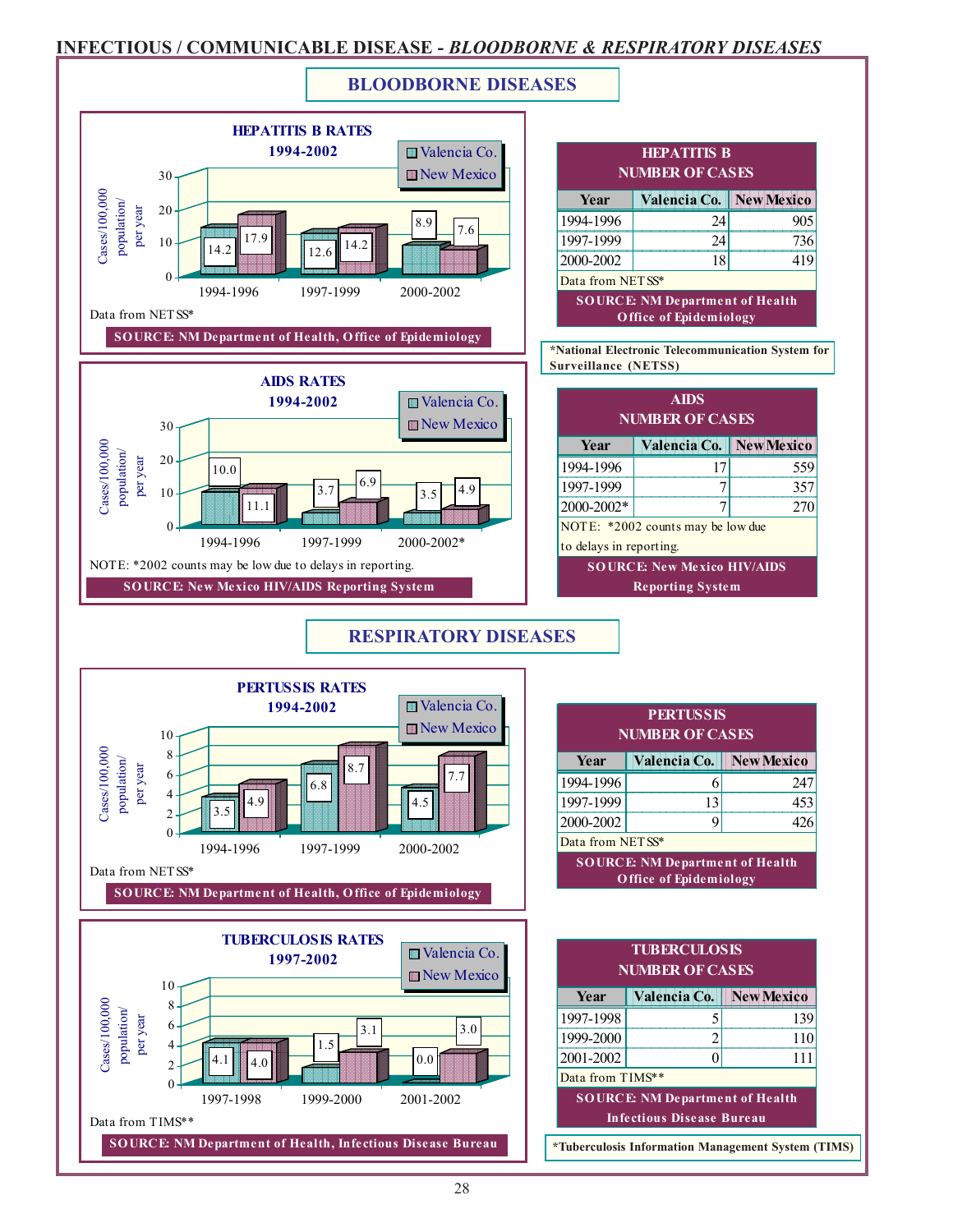## INFECTIOUS / COMMUNICABLE DISEASE - *BLOODBORNE & RESPIRATORY DISEASES*

### BLOODBORNE DISEASES

**HEPATITIS B RATES 1994-2002**

Cases/100,000 population/ per year

| Period | Valencia Co. | New Mexico |
|---|---|---|
| 1994-1996 | 14.2 | 17.9 |
| 1997-1999 | 12.6 | 14.2 |
| 2000-2002 | 8.9 | 7.6 |

Data from NETSS*

SOURCE: NM Department of Health, Office of Epidemiology

**HEPATITIS B NUMBER OF CASES**

| Year | Valencia Co. | New Mexico |
|---|---|---|
| 1994-1996 | 24 | 905 |
| 1997-1999 | 24 | 736 |
| 2000-2002 | 18 | 419 |

Data from NETSS*

SOURCE: NM Department of Health Office of Epidemiology

*National Electronic Telecommunication System for Surveillance (NETSS)

**AIDS RATES 1994-2002**

Cases/100,000 population/ per year

| Period | Valencia Co. | New Mexico |
|---|---|---|
| 1994-1996 | 10.0 | 11.1 |
| 1997-1999 | 3.7 | 6.9 |
| 2000-2002* | 3.5 | 4.9 |

NOTE: *2002 counts may be low due to delays in reporting.

SOURCE: New Mexico HIV/AIDS Reporting System

**AIDS NUMBER OF CASES**

| Year | Valencia Co. | New Mexico |
|---|---|---|
| 1994-1996 | 17 | 559 |
| 1997-1999 | 7 | 357 |
| 2000-2002* | 7 | 270 |

NOTE: *2002 counts may be low due to delays in reporting.

SOURCE: New Mexico HIV/AIDS Reporting System

### RESPIRATORY DISEASES

**PERTUSSIS RATES 1994-2002**

Cases/100,000 population/ per year

| Period | Valencia Co. | New Mexico |
|---|---|---|
| 1994-1996 | 3.5 | 4.9 |
| 1997-1999 | 6.8 | 8.7 |
| 2000-2002 | 4.5 | 7.7 |

Data from NETSS*

SOURCE: NM Department of Health, Office of Epidemiology

**PERTUSSIS NUMBER OF CASES**

| Year | Valencia Co. | New Mexico |
|---|---|---|
| 1994-1996 | 6 | 247 |
| 1997-1999 | 13 | 453 |
| 2000-2002 | 9 | 426 |

Data from NETSS*

SOURCE: NM Department of Health Office of Epidemiology

**TUBERCULOSIS RATES 1997-2002**

Cases/100,000 population/ per year

| Period | Valencia Co. | New Mexico |
|---|---|---|
| 1997-1998 | 4.1 | 4.0 |
| 1999-2000 | 1.5 | 3.1 |
| 2001-2002 | 0.0 | 3.0 |

Data from TIMS**

SOURCE: NM Department of Health, Infectious Disease Bureau

**TUBERCULOSIS NUMBER OF CASES**

| Year | Valencia Co. | New Mexico |
|---|---|---|
| 1997-1998 | 5 | 139 |
| 1999-2000 | 2 | 110 |
| 2001-2002 | 0 | 111 |

Data from TIMS**

SOURCE: NM Department of Health Infectious Disease Bureau

*Tuberculosis Information Management System (TIMS)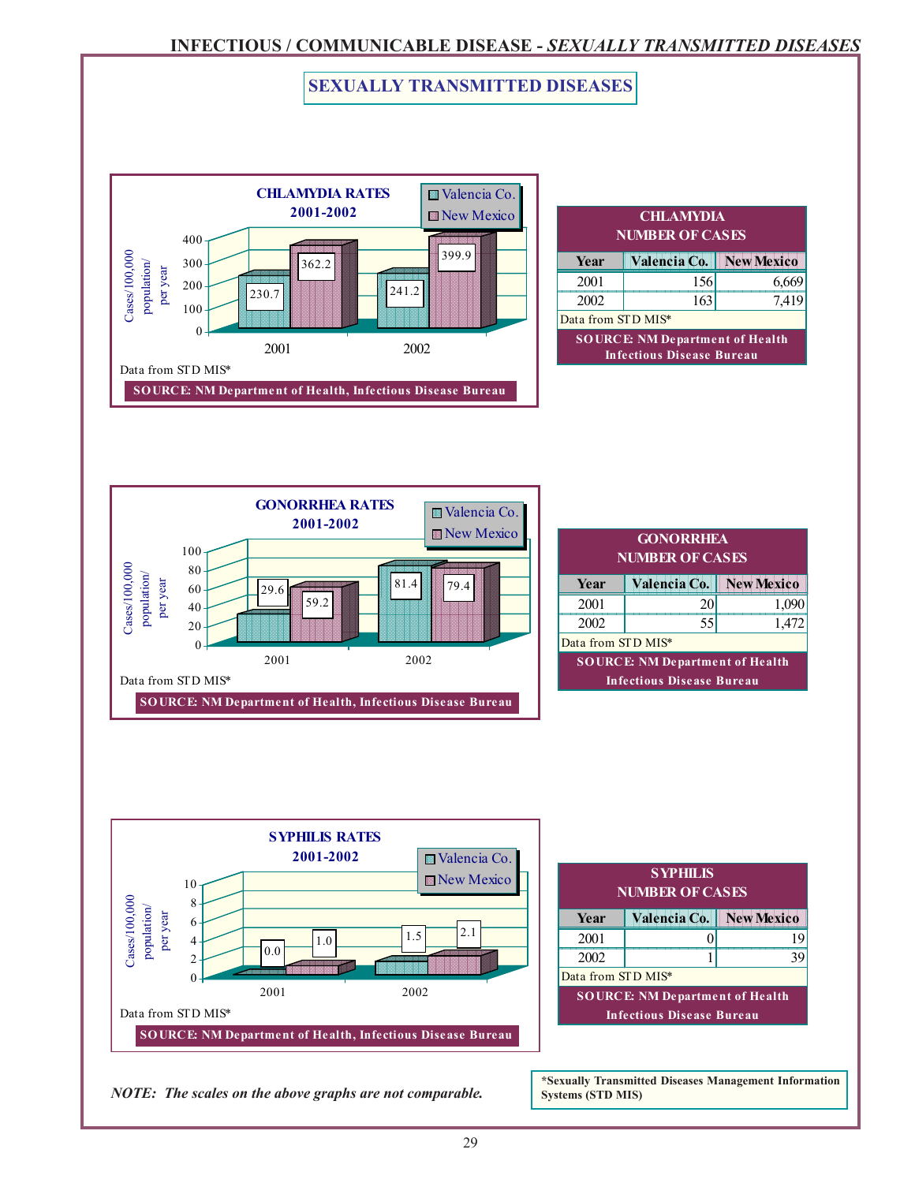# SEXUALLY TRANSMITTED DISEASES

### CHLAMYDIA RATES 2001-2002

Cases/100,000 population/ per year

| Year | Valencia Co. | New Mexico |
|---|---|---|
| 2001 | 230.7 | 362.2 |
| 2002 | 241.2 | 399.9 |

Data from STD MIS*

**SOURCE: NM Department of Health, Infectious Disease Bureau**

### CHLAMYDIA NUMBER OF CASES

| Year | Valencia Co. | New Mexico |
|---|---|---|
| 2001 | 156 | 6,669 |
| 2002 | 163 | 7,419 |

Data from STD MIS*

**SOURCE: NM Department of Health Infectious Disease Bureau**

### GONORRHEA RATES 2001-2002

Cases/100,000 population/ per year

| Year | Valencia Co. | New Mexico |
|---|---|---|
| 2001 | 29.6 | 59.2 |
| 2002 | 81.4 | 79.4 |

Data from STD MIS*

**SOURCE: NM Department of Health, Infectious Disease Bureau**

### GONORRHEA NUMBER OF CASES

| Year | Valencia Co. | New Mexico |
|---|---|---|
| 2001 | 20 | 1,090 |
| 2002 | 55 | 1,472 |

Data from STD MIS*

**SOURCE: NM Department of Health Infectious Disease Bureau**

### SYPHILIS RATES 2001-2002

Cases/100,000 population/ per year

| Year | Valencia Co. | New Mexico |
|---|---|---|
| 2001 | 0.0 | 1.0 |
| 2002 | 1.5 | 2.1 |

Data from STD MIS*

**SOURCE: NM Department of Health, Infectious Disease Bureau**

### SYPHILIS NUMBER OF CASES

| Year | Valencia Co. | New Mexico |
|---|---|---|
| 2001 | 0 | 19 |
| 2002 | 1 | 39 |

Data from STD MIS*

**SOURCE: NM Department of Health Infectious Disease Bureau**

*NOTE: The scales on the above graphs are not comparable.*

**\*Sexually Transmitted Diseases Management Information Systems (STD MIS)**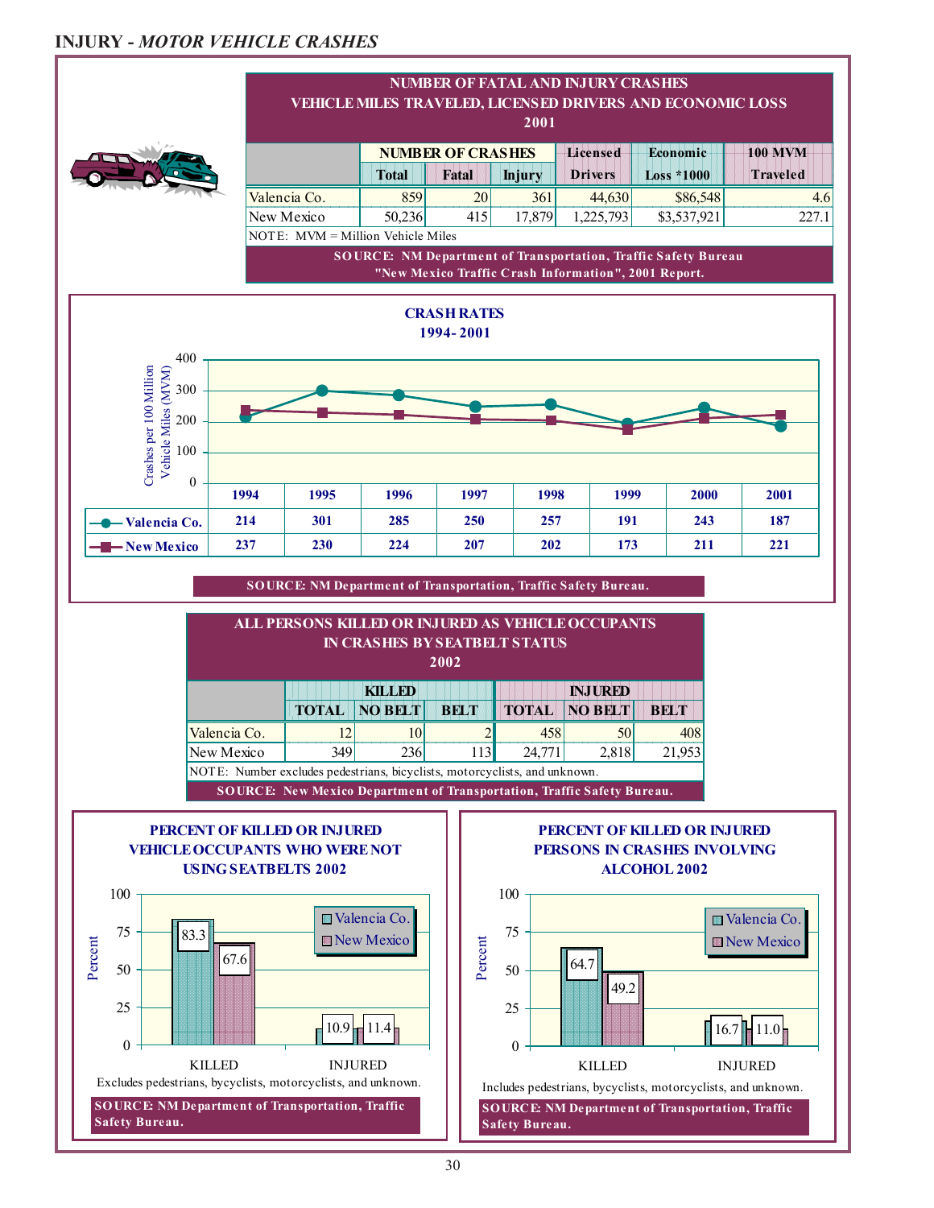# INJURY - *MOTOR VEHICLE CRASHES*

## NUMBER OF FATAL AND INJURY CRASHES VEHICLE MILES TRAVELED, LICENSED DRIVERS AND ECONOMIC LOSS 2001

| | NUMBER OF CRASHES | | | Licensed | Economic | 100 MVM |
|---|---|---|---|---|---|---|
| | Total | Fatal | Injury | Drivers | Loss *1000 | Traveled |
| Valencia Co. | 859 | 20 | 361 | 44,630 | $86,548 | 4.6 |
| New Mexico | 50,236 | 415 | 17,879 | 1,225,793 | $3,537,921 | 227.1 |

NOTE: MVM = Million Vehicle Miles

SOURCE: NM Department of Transportation, Traffic Safety Bureau "New Mexico Traffic Crash Information", 2001 Report.

## CRASH RATES 1994-2001

Crashes per 100 Million Vehicle Miles (MVM)

| | 1994 | 1995 | 1996 | 1997 | 1998 | 1999 | 2000 | 2001 |
|---|---|---|---|---|---|---|---|---|
| Valencia Co. | 214 | 301 | 285 | 250 | 257 | 191 | 243 | 187 |
| New Mexico | 237 | 230 | 224 | 207 | 202 | 173 | 211 | 221 |

SOURCE: NM Department of Transportation, Traffic Safety Bureau.

## ALL PERSONS KILLED OR INJURED AS VEHICLE OCCUPANTS IN CRASHES BY SEATBELT STATUS 2002

| | KILLED | | | INJURED | | |
|---|---|---|---|---|---|---|
| | TOTAL | NO BELT | BELT | TOTAL | NO BELT | BELT |
| Valencia Co. | 12 | 10 | 2 | 458 | 50 | 408 |
| New Mexico | 349 | 236 | 113 | 24,771 | 2,818 | 21,953 |

NOTE: Number excludes pedestrians, bicyclists, motorcyclists, and unknown.

SOURCE: New Mexico Department of Transportation, Traffic Safety Bureau.

## PERCENT OF KILLED OR INJURED VEHICLE OCCUPANTS WHO WERE NOT USING SEATBELTS 2002

| Percent | Valencia Co. | New Mexico |
|---|---|---|
| KILLED | 83.3 | 67.6 |
| INJURED | 10.9 | 11.4 |

Excludes pedestrians, bycyclists, motorcyclists, and unknown.

SOURCE: NM Department of Transportation, Traffic Safety Bureau.

## PERCENT OF KILLED OR INJURED PERSONS IN CRASHES INVOLVING ALCOHOL 2002

| Percent | Valencia Co. | New Mexico |
|---|---|---|
| KILLED | 64.7 | 49.2 |
| INJURED | 16.7 | 11.0 |

Includes pedestrians, bicyclists, motorcyclists, and unknown.

SOURCE: NM Department of Transportation, Traffic Safety Bureau.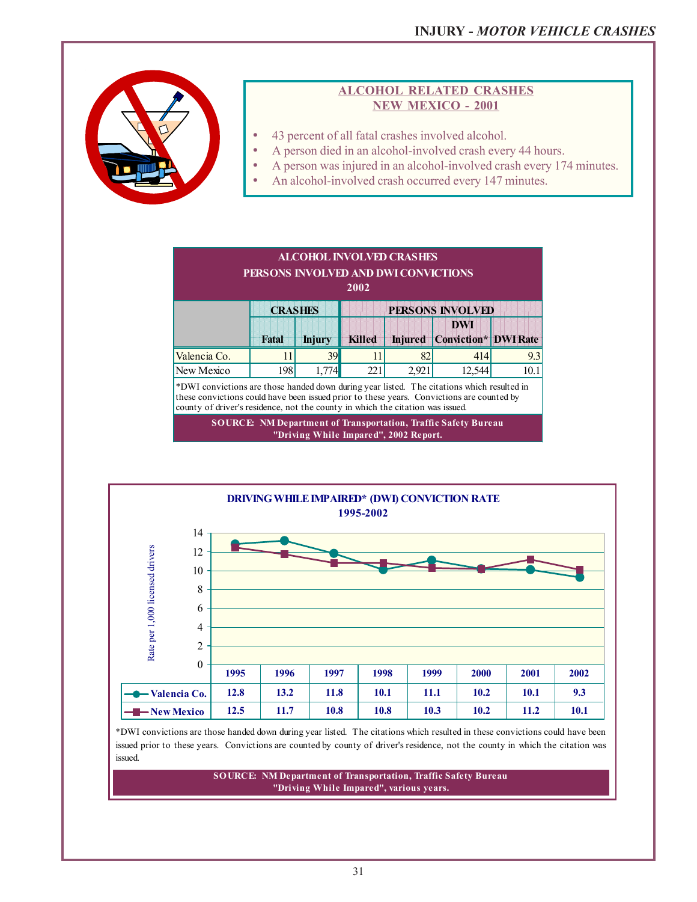## ALCOHOL RELATED CRASHES NEW MEXICO - 2001

- 43 percent of all fatal crashes involved alcohol.
- A person died in an alcohol-involved crash every 44 hours.
- A person was injured in an alcohol-involved crash every 174 minutes.
- An alcohol-involved crash occurred every 147 minutes.

**ALCOHOL INVOLVED CRASHES PERSONS INVOLVED AND DWI CONVICTIONS 2002**

| | CRASHES | | PERSONS INVOLVED | | | |
|---|---|---|---|---|---|---|
| | Fatal | Injury | Killed | Injured | DWI Conviction* | DWI Rate |
| Valencia Co. | 11 | 39 | 11 | 82 | 414 | 9.3 |
| New Mexico | 198 | 1,774 | 221 | 2,921 | 12,544 | 10.1 |

*DWI convictions are those handed down during year listed. The citations which resulted in these convictions could have been issued prior to these years. Convictions are counted by county of driver's residence, not the county in which the citation was issued.

SOURCE: NM Department of Transportation, Traffic Safety Bureau "Driving While Impared", 2002 Report.

**DRIVING WHILE IMPAIRED* (DWI) CONVICTION RATE 1995-2002**

Rate per 1,000 licensed drivers

| | 1995 | 1996 | 1997 | 1998 | 1999 | 2000 | 2001 | 2002 |
|---|---|---|---|---|---|---|---|---|
| Valencia Co. | 12.8 | 13.2 | 11.8 | 10.1 | 11.1 | 10.2 | 10.1 | 9.3 |
| New Mexico | 12.5 | 11.7 | 10.8 | 10.8 | 10.3 | 10.2 | 11.2 | 10.1 |

*DWI convictions are those handed down during year listed. The citations which resulted in these convictions could have been issued prior to these years. Convictions are counted by county of driver's residence, not the county in which the citation was issued.

SOURCE: NM Department of Transportation, Traffic Safety Bureau "Driving While Impared", various years.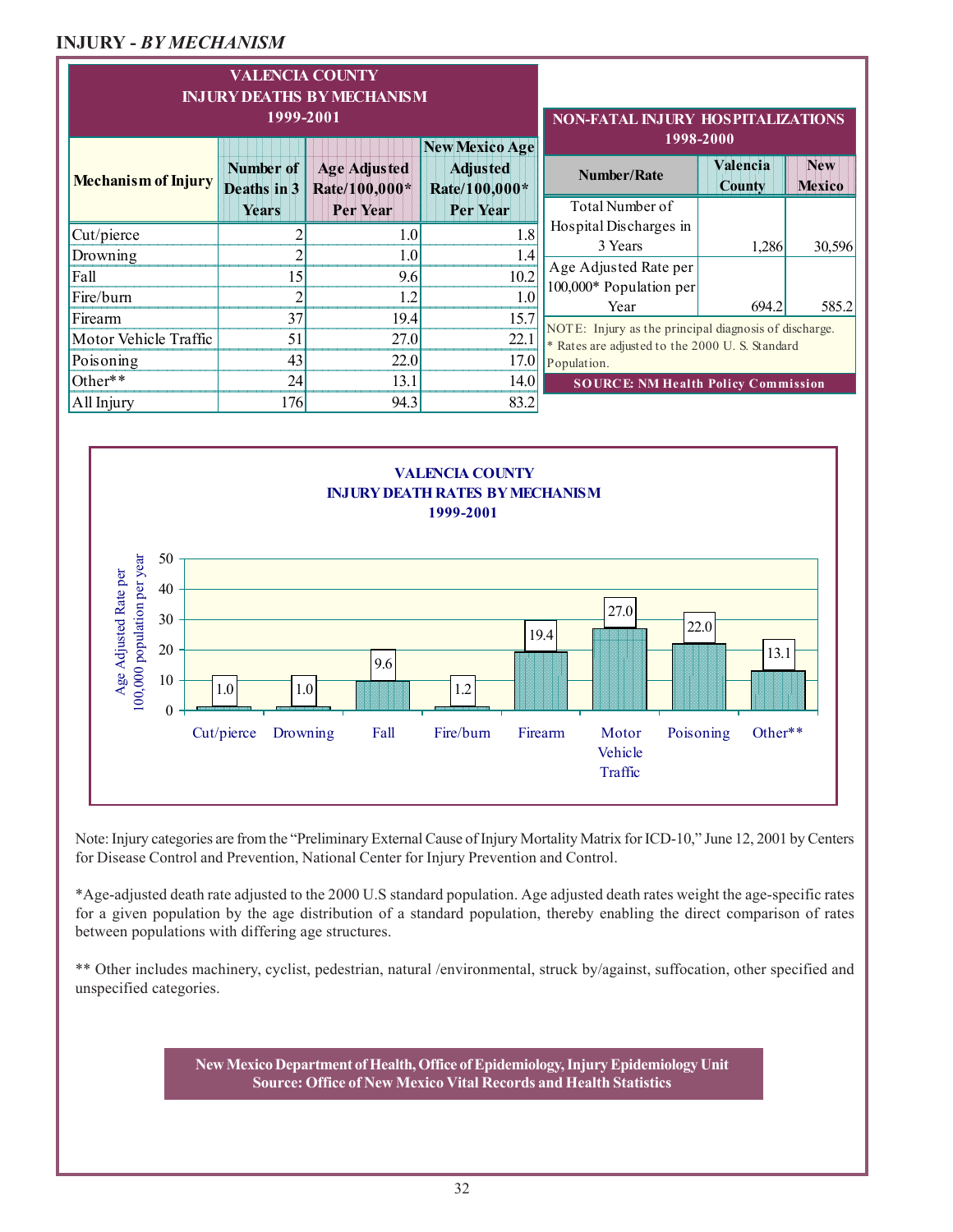## INJURY - *BY MECHANISM*

**VALENCIA COUNTY INJURY DEATHS BY MECHANISM 1999-2001**

| Mechanism of Injury | Number of Deaths in 3 Years | Age Adjusted Rate/100,000* Per Year | New Mexico Age Adjusted Rate/100,000* Per Year |
|---|---|---|---|
| Cut/pierce | 2 | 1.0 | 1.8 |
| Drowning | 2 | 1.0 | 1.4 |
| Fall | 15 | 9.6 | 10.2 |
| Fire/burn | 2 | 1.2 | 1.0 |
| Firearm | 37 | 19.4 | 15.7 |
| Motor Vehicle Traffic | 51 | 27.0 | 22.1 |
| Poisoning | 43 | 22.0 | 17.0 |
| Other** | 24 | 13.1 | 14.0 |
| All Injury | 176 | 94.3 | 83.2 |

**NON-FATAL INJURY HOSPITALIZATIONS 1998-2000**

| Number/Rate | Valencia County | New Mexico |
|---|---|---|
| Total Number of Hospital Discharges in 3 Years | 1,286 | 30,596 |
| Age Adjusted Rate per 100,000* Population per Year | 694.2 | 585.2 |

NOTE: Injury as the principal diagnosis of discharge.
* Rates are adjusted to the 2000 U. S. Standard Population.

**SOURCE: NM Health Policy Commission**

**VALENCIA COUNTY INJURY DEATH RATES BY MECHANISM 1999-2001**

| Mechanism | Age Adjusted Rate per 100,000 population per year |
|---|---|
| Cut/pierce | 1.0 |
| Drowning | 1.0 |
| Fall | 9.6 |
| Fire/burn | 1.2 |
| Firearm | 19.4 |
| Motor Vehicle Traffic | 27.0 |
| Poisoning | 22.0 |
| Other** | 13.1 |

Note: Injury categories are from the "Preliminary External Cause of Injury Mortality Matrix for ICD-10," June 12, 2001 by Centers for Disease Control and Prevention, National Center for Injury Prevention and Control.

*Age-adjusted death rate adjusted to the 2000 U.S standard population. Age adjusted death rates weight the age-specific rates for a given population by the age distribution of a standard population, thereby enabling the direct comparison of rates between populations with differing age structures.

** Other includes machinery, cyclist, pedestrian, natural /environmental, struck by/against, suffocation, other specified and unspecified categories.

**New Mexico Department of Health, Office of Epidemiology, Injury Epidemiology Unit**
**Source: Office of New Mexico Vital Records and Health Statistics**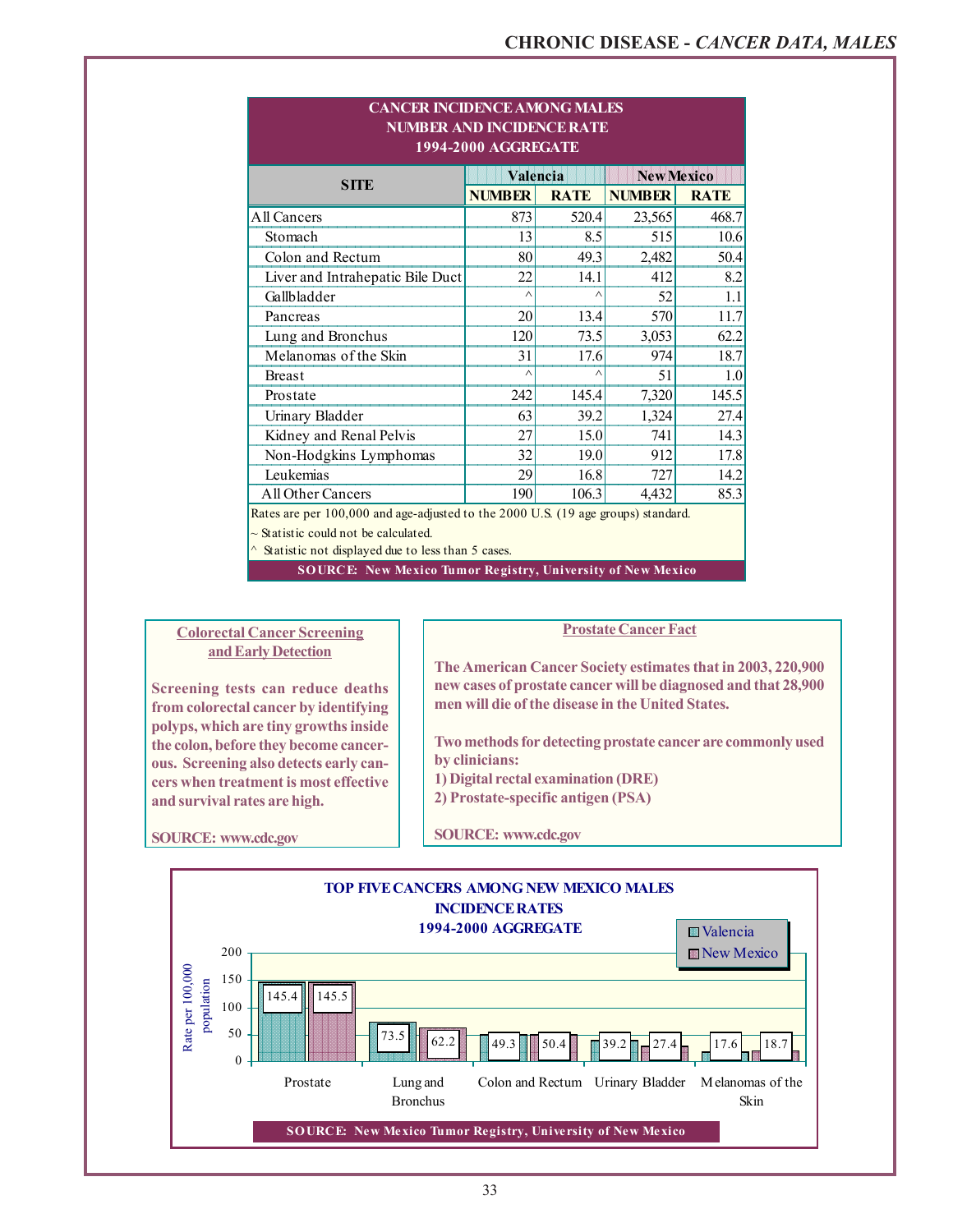## CANCER INCIDENCE AMONG MALES
### NUMBER AND INCIDENCE RATE
### 1994-2000 AGGREGATE

| SITE | Valencia | | New Mexico | |
|---|---|---|---|---|
| | NUMBER | RATE | NUMBER | RATE |
| All Cancers | 873 | 520.4 | 23,565 | 468.7 |
| Stomach | 13 | 8.5 | 515 | 10.6 |
| Colon and Rectum | 80 | 49.3 | 2,482 | 50.4 |
| Liver and Intrahepatic Bile Duct | 22 | 14.1 | 412 | 8.2 |
| Gallbladder | ^ | ^ | 52 | 1.1 |
| Pancreas | 20 | 13.4 | 570 | 11.7 |
| Lung and Bronchus | 120 | 73.5 | 3,053 | 62.2 |
| Melanomas of the Skin | 31 | 17.6 | 974 | 18.7 |
| Breast | ^ | ^ | 51 | 1.0 |
| Prostate | 242 | 145.4 | 7,320 | 145.5 |
| Urinary Bladder | 63 | 39.2 | 1,324 | 27.4 |
| Kidney and Renal Pelvis | 27 | 15.0 | 741 | 14.3 |
| Non-Hodgkins Lymphomas | 32 | 19.0 | 912 | 17.8 |
| Leukemias | 29 | 16.8 | 727 | 14.2 |
| All Other Cancers | 190 | 106.3 | 4,432 | 85.3 |

Rates are per 100,000 and age-adjusted to the 2000 U.S. (19 age groups) standard.

~ Statistic could not be calculated.

^ Statistic not displayed due to less than 5 cases.

SOURCE: New Mexico Tumor Registry, University of New Mexico

### Colorectal Cancer Screening and Early Detection

**Screening tests can reduce deaths from colorectal cancer by identifying polyps, which are tiny growths inside the colon, before they become cancerous. Screening also detects early cancers when treatment is most effective and survival rates are high.**

**SOURCE: www.cdc.gov**

### Prostate Cancer Fact

**The American Cancer Society estimates that in 2003, 220,900 new cases of prostate cancer will be diagnosed and that 28,900 men will die of the disease in the United States.**

**Two methods for detecting prostate cancer are commonly used by clinicians:**
**1) Digital rectal examination (DRE)**
**2) Prostate-specific antigen (PSA)**

**SOURCE: www.cdc.gov**

## TOP FIVE CANCERS AMONG NEW MEXICO MALES
### INCIDENCE RATES
### 1994-2000 AGGREGATE

Rate per 100,000 population

| Site | Valencia | New Mexico |
|---|---|---|
| Prostate | 145.4 | 145.5 |
| Lung and Bronchus | 73.5 | 62.2 |
| Colon and Rectum | 49.3 | 50.4 |
| Urinary Bladder | 39.2 | 27.4 |
| Melanomas of the Skin | 17.6 | 18.7 |

SOURCE: New Mexico Tumor Registry, University of New Mexico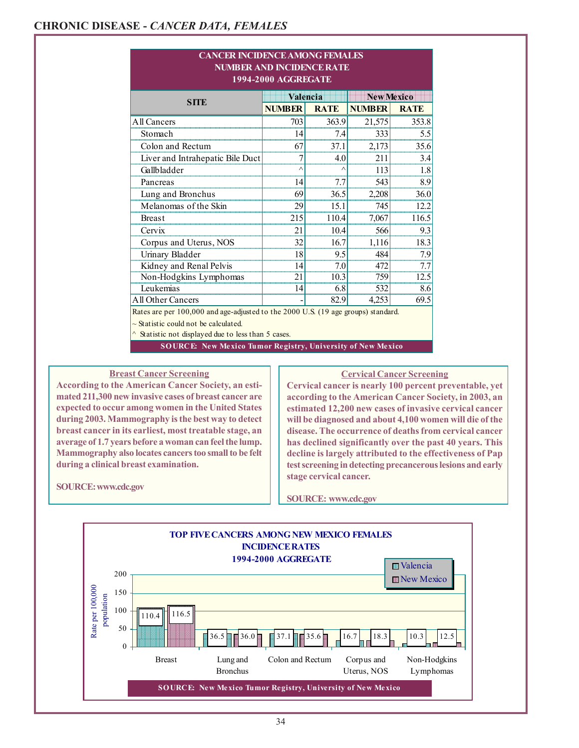## CHRONIC DISEASE - *CANCER DATA, FEMALES*

**CANCER INCIDENCE AMONG FEMALES**
**NUMBER AND INCIDENCE RATE**
**1994-2000 AGGREGATE**

| SITE | Valencia | | New Mexico | |
|---|---|---|---|---|
| | NUMBER | RATE | NUMBER | RATE |
| All Cancers | 703 | 363.9 | 21,575 | 353.8 |
| Stomach | 14 | 7.4 | 333 | 5.5 |
| Colon and Rectum | 67 | 37.1 | 2,173 | 35.6 |
| Liver and Intrahepatic Bile Duct | 7 | 4.0 | 211 | 3.4 |
| Gallbladder | ^ | ^ | 113 | 1.8 |
| Pancreas | 14 | 7.7 | 543 | 8.9 |
| Lung and Bronchus | 69 | 36.5 | 2,208 | 36.0 |
| Melanomas of the Skin | 29 | 15.1 | 745 | 12.2 |
| Breast | 215 | 110.4 | 7,067 | 116.5 |
| Cervix | 21 | 10.4 | 566 | 9.3 |
| Corpus and Uterus, NOS | 32 | 16.7 | 1,116 | 18.3 |
| Urinary Bladder | 18 | 9.5 | 484 | 7.9 |
| Kidney and Renal Pelvis | 14 | 7.0 | 472 | 7.7 |
| Non-Hodgkins Lymphomas | 21 | 10.3 | 759 | 12.5 |
| Leukemias | 14 | 6.8 | 532 | 8.6 |
| All Other Cancers | - | 82.9 | 4,253 | 69.5 |

Rates are per 100,000 and age-adjusted to the 2000 U.S. (19 age groups) standard.

~ Statistic could not be calculated.

^ Statistic not displayed due to less than 5 cases.

**SOURCE: New Mexico Tumor Registry, University of New Mexico**

### Breast Cancer Screening

**According to the American Cancer Society, an estimated 211,300 new invasive cases of breast cancer are expected to occur among women in the United States during 2003. Mammography is the best way to detect breast cancer in its earliest, most treatable stage, an average of 1.7 years before a woman can feel the lump. Mammography also locates cancers too small to be felt during a clinical breast examination.**

**SOURCE: www.cdc.gov**

### Cervical Cancer Screening

**Cervical cancer is nearly 100 percent preventable, yet according to the American Cancer Society, in 2003, an estimated 12,200 new cases of invasive cervical cancer will be diagnosed and about 4,100 women will die of the disease. The occurrence of deaths from cervical cancer has declined significantly over the past 40 years. This decline is largely attributed to the effectiveness of Pap test screening in detecting precancerous lesions and early stage cervical cancer.**

**SOURCE: www.cdc.gov**

**TOP FIVE CANCERS AMONG NEW MEXICO FEMALES**
**INCIDENCE RATES**
**1994-2000 AGGREGATE**

Rate per 100,000 population

| | Valencia | New Mexico |
|---|---|---|
| Breast | 110.4 | 116.5 |
| Lung and Bronchus | 36.5 | 36.0 |
| Colon and Rectum | 37.1 | 35.6 |
| Corpus and Uterus, NOS | 16.7 | 18.3 |
| Non-Hodgkins Lymphomas | 10.3 | 12.5 |

**SOURCE: New Mexico Tumor Registry, University of New Mexico**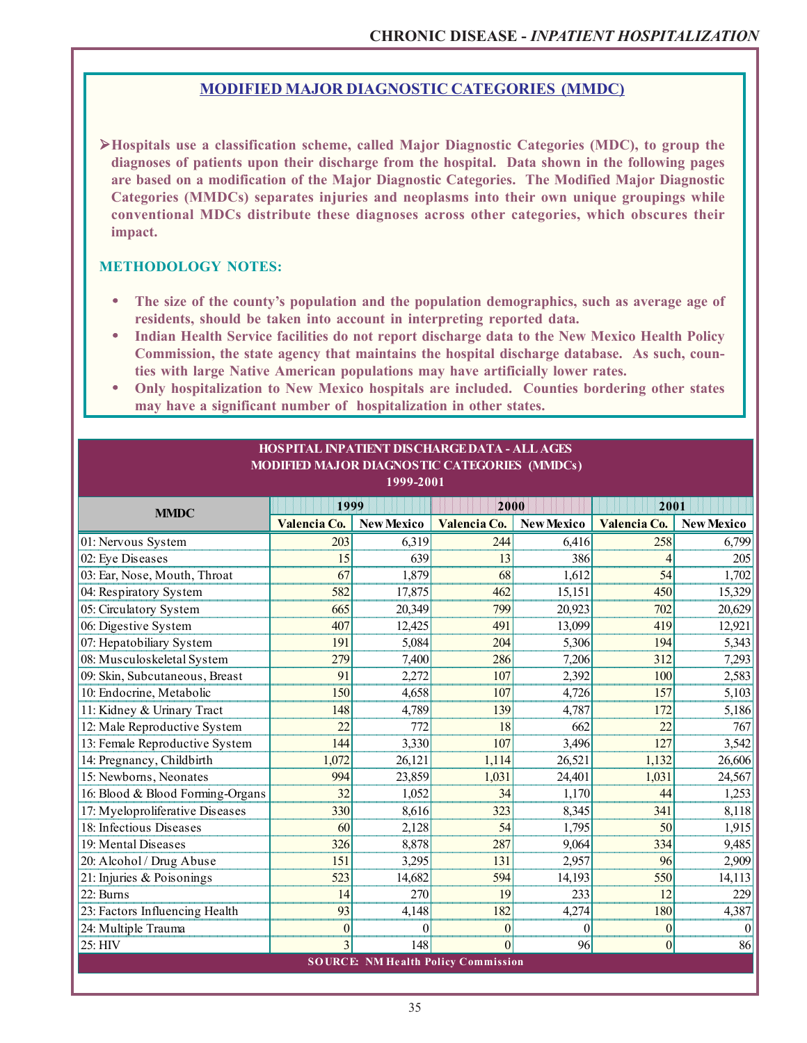## MODIFIED MAJOR DIAGNOSTIC CATEGORIES (MMDC)

- **Hospitals use a classification scheme, called Major Diagnostic Categories (MDC), to group the diagnoses of patients upon their discharge from the hospital. Data shown in the following pages are based on a modification of the Major Diagnostic Categories. The Modified Major Diagnostic Categories (MMDCs) separates injuries and neoplasms into their own unique groupings while conventional MDCs distribute these diagnoses across other categories, which obscures their impact.**

### METHODOLOGY NOTES:

- **The size of the county's population and the population demographics, such as average age of residents, should be taken into account in interpreting reported data.**
- **Indian Health Service facilities do not report discharge data to the New Mexico Health Policy Commission, the state agency that maintains the hospital discharge database. As such, counties with large Native American populations may have artificially lower rates.**
- **Only hospitalization to New Mexico hospitals are included. Counties bordering other states may have a significant number of hospitalization in other states.**

**HOSPITAL INPATIENT DISCHARGE DATA - ALL AGES**
**MODIFIED MAJOR DIAGNOSTIC CATEGORIES (MMDCs)**
**1999-2001**

| MMDC | 1999 | | 2000 | | 2001 | |
|---|---|---|---|---|---|---|
| | Valencia Co. | New Mexico | Valencia Co. | New Mexico | Valencia Co. | New Mexico |
| 01: Nervous System | 203 | 6,319 | 244 | 6,416 | 258 | 6,799 |
| 02: Eye Diseases | 15 | 639 | 13 | 386 | 4 | 205 |
| 03: Ear, Nose, Mouth, Throat | 67 | 1,879 | 68 | 1,612 | 54 | 1,702 |
| 04: Respiratory System | 582 | 17,875 | 462 | 15,151 | 450 | 15,329 |
| 05: Circulatory System | 665 | 20,349 | 799 | 20,923 | 702 | 20,629 |
| 06: Digestive System | 407 | 12,425 | 491 | 13,099 | 419 | 12,921 |
| 07: Hepatobiliary System | 191 | 5,084 | 204 | 5,306 | 194 | 5,343 |
| 08: Musculoskeletal System | 279 | 7,400 | 286 | 7,206 | 312 | 7,293 |
| 09: Skin, Subcutaneous, Breast | 91 | 2,272 | 107 | 2,392 | 100 | 2,583 |
| 10: Endocrine, Metabolic | 150 | 4,658 | 107 | 4,726 | 157 | 5,103 |
| 11: Kidney & Urinary Tract | 148 | 4,789 | 139 | 4,787 | 172 | 5,186 |
| 12: Male Reproductive System | 22 | 772 | 18 | 662 | 22 | 767 |
| 13: Female Reproductive System | 144 | 3,330 | 107 | 3,496 | 127 | 3,542 |
| 14: Pregnancy, Childbirth | 1,072 | 26,121 | 1,114 | 26,521 | 1,132 | 26,606 |
| 15: Newborns, Neonates | 994 | 23,859 | 1,031 | 24,401 | 1,031 | 24,567 |
| 16: Blood & Blood Forming-Organs | 32 | 1,052 | 34 | 1,170 | 44 | 1,253 |
| 17: Myeloproliferative Diseases | 330 | 8,616 | 323 | 8,345 | 341 | 8,118 |
| 18: Infectious Diseases | 60 | 2,128 | 54 | 1,795 | 50 | 1,915 |
| 19: Mental Diseases | 326 | 8,878 | 287 | 9,064 | 334 | 9,485 |
| 20: Alcohol / Drug Abuse | 151 | 3,295 | 131 | 2,957 | 96 | 2,909 |
| 21: Injuries & Poisonings | 523 | 14,682 | 594 | 14,193 | 550 | 14,113 |
| 22: Burns | 14 | 270 | 19 | 233 | 12 | 229 |
| 23: Factors Influencing Health | 93 | 4,148 | 182 | 4,274 | 180 | 4,387 |
| 24: Multiple Trauma | 0 | 0 | 0 | 0 | 0 | 0 |
| 25: HIV | 3 | 148 | 0 | 96 | 0 | 86 |

SOURCE: NM Health Policy Commission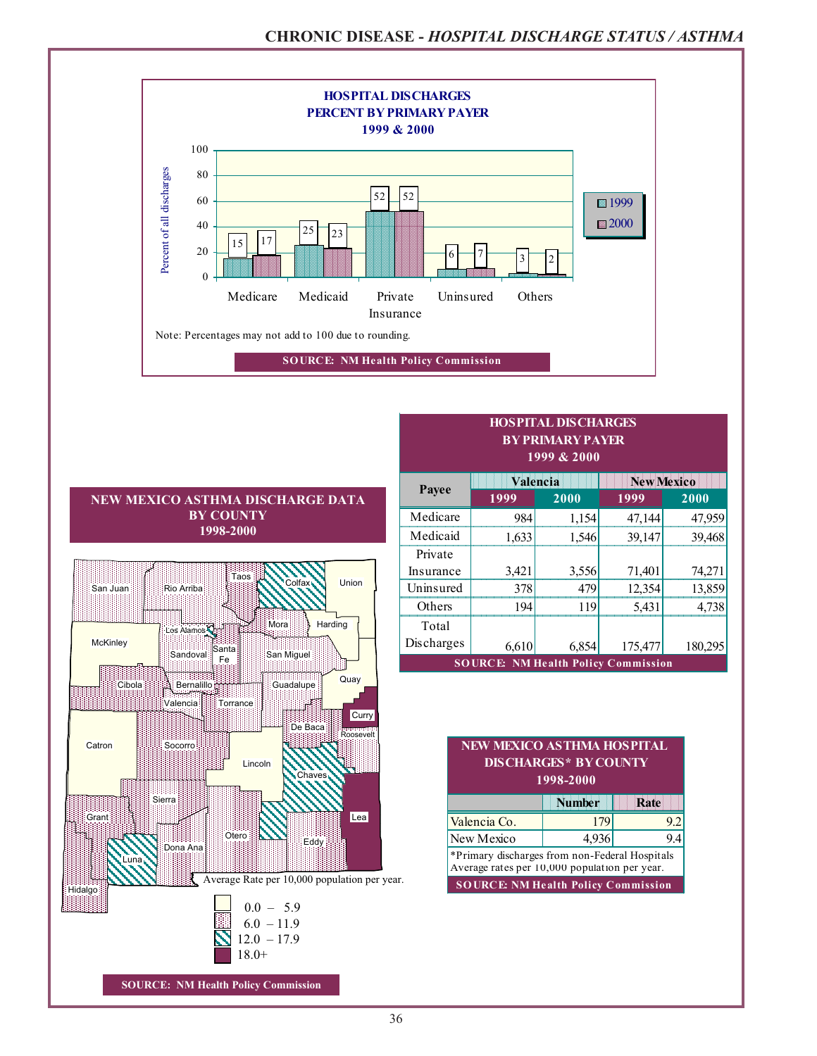# CHRONIC DISEASE - *HOSPITAL DISCHARGE STATUS / ASTHMA*

**HOSPITAL DISCHARGES PERCENT BY PRIMARY PAYER 1999 & 2000**

| Payer | 1999 | 2000 |
|---|---|---|
| Medicare | 15 | 17 |
| Medicaid | 25 | 23 |
| Private Insurance | 52 | 52 |
| Uninsured | 6 | 7 |
| Others | 3 | 2 |

Percent of all discharges

Note: Percentages may not add to 100 due to rounding.

SOURCE: NM Health Policy Commission

**HOSPITAL DISCHARGES BY PRIMARY PAYER 1999 & 2000**

| Payee | Valencia | | New Mexico | |
|---|---|---|---|---|
| | 1999 | 2000 | 1999 | 2000 |
| Medicare | 984 | 1,154 | 47,144 | 47,959 |
| Medicaid | 1,633 | 1,546 | 39,147 | 39,468 |
| Private Insurance | 3,421 | 3,556 | 71,401 | 74,271 |
| Uninsured | 378 | 479 | 12,354 | 13,859 |
| Others | 194 | 119 | 5,431 | 4,738 |
| Total Discharges | 6,610 | 6,854 | 175,477 | 180,295 |

SOURCE: NM Health Policy Commission

**NEW MEXICO ASTHMA DISCHARGE DATA BY COUNTY 1998-2000**

Average Rate per 10,000 population per year.

- 0.0 – 5.9
- 6.0 – 11.9
- 12.0 – 17.9
- 18.0+

SOURCE: NM Health Policy Commission

**NEW MEXICO ASTHMA HOSPITAL DISCHARGES* BY COUNTY 1998-2000**

| | Number | Rate |
|---|---|---|
| Valencia Co. | 179 | 9.2 |
| New Mexico | 4,936 | 9.4 |

*Primary discharges from non-Federal Hospitals
Average rates per 10,000 population per year.

SOURCE: NM Health Policy Commission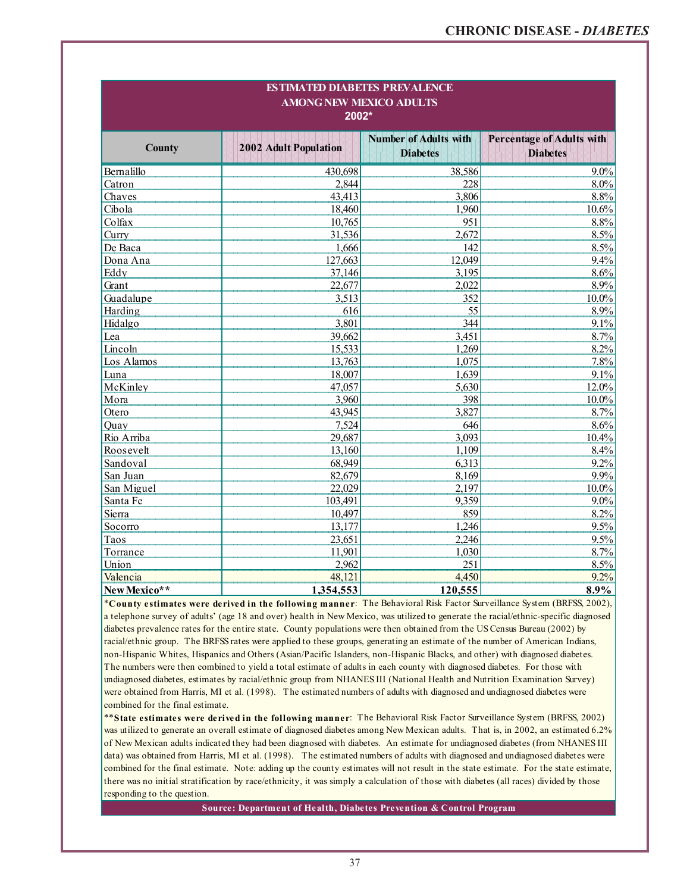## ESTIMATED DIABETES PREVALENCE AMONG NEW MEXICO ADULTS 2002*

| County | 2002 Adult Population | Number of Adults with Diabetes | Percentage of Adults with Diabetes |
|---|---|---|---|
| Bernalillo | 430,698 | 38,586 | 9.0% |
| Catron | 2,844 | 228 | 8.0% |
| Chaves | 43,413 | 3,806 | 8.8% |
| Cibola | 18,460 | 1,960 | 10.6% |
| Colfax | 10,765 | 951 | 8.8% |
| Curry | 31,536 | 2,672 | 8.5% |
| De Baca | 1,666 | 142 | 8.5% |
| Dona Ana | 127,663 | 12,049 | 9.4% |
| Eddy | 37,146 | 3,195 | 8.6% |
| Grant | 22,677 | 2,022 | 8.9% |
| Guadalupe | 3,513 | 352 | 10.0% |
| Harding | 616 | 55 | 8.9% |
| Hidalgo | 3,801 | 344 | 9.1% |
| Lea | 39,662 | 3,451 | 8.7% |
| Lincoln | 15,533 | 1,269 | 8.2% |
| Los Alamos | 13,763 | 1,075 | 7.8% |
| Luna | 18,007 | 1,639 | 9.1% |
| McKinley | 47,057 | 5,630 | 12.0% |
| Mora | 3,960 | 398 | 10.0% |
| Otero | 43,945 | 3,827 | 8.7% |
| Quay | 7,524 | 646 | 8.6% |
| Rio Arriba | 29,687 | 3,093 | 10.4% |
| Roosevelt | 13,160 | 1,109 | 8.4% |
| Sandoval | 68,949 | 6,313 | 9.2% |
| San Juan | 82,679 | 8,169 | 9.9% |
| San Miguel | 22,029 | 2,197 | 10.0% |
| Santa Fe | 103,491 | 9,359 | 9.0% |
| Sierra | 10,497 | 859 | 8.2% |
| Socorro | 13,177 | 1,246 | 9.5% |
| Taos | 23,651 | 2,246 | 9.5% |
| Torrance | 11,901 | 1,030 | 8.7% |
| Union | 2,962 | 251 | 8.5% |
| Valencia | 48,121 | 4,450 | 9.2% |
| **New Mexico**** | **1,354,553** | **120,555** | **8.9%** |

***County estimates were derived in the following manner**: The Behavioral Risk Factor Surveillance System (BRFSS, 2002), a telephone survey of adults' (age 18 and over) health in New Mexico, was utilized to generate the racial/ethnic-specific diagnosed diabetes prevalence rates for the entire state. County populations were then obtained from the US Census Bureau (2002) by racial/ethnic group. The BRFSS rates were applied to these groups, generating an estimate of the number of American Indians, non-Hispanic Whites, Hispanics and Others (Asian/Pacific Islanders, non-Hispanic Blacks, and other) with diagnosed diabetes. The numbers were then combined to yield a total estimate of adults in each county with diagnosed diabetes. For those with undiagnosed diabetes, estimates by racial/ethnic group from NHANES III (National Health and Nutrition Examination Survey) were obtained from Harris, MI et al. (1998). The estimated numbers of adults with diagnosed and undiagnosed diabetes were combined for the final estimate.

****State estimates were derived in the following manner**: The Behavioral Risk Factor Surveillance System (BRFSS, 2002) was utilized to generate an overall estimate of diagnosed diabetes among New Mexican adults. That is, in 2002, an estimated 6.2% of New Mexican adults indicated they had been diagnosed with diabetes. An estimate for undiagnosed diabetes (from NHANES III data) was obtained from Harris, MI et al. (1998). The estimated numbers of adults with diagnosed and undiagnosed diabetes were combined for the final estimate. Note: adding up the county estimates will not result in the state estimate. For the state estimate, there was no initial stratification by race/ethnicity, it was simply a calculation of those with diabetes (all races) divided by those responding to the question.

**Source: Department of Health, Diabetes Prevention & Control Program**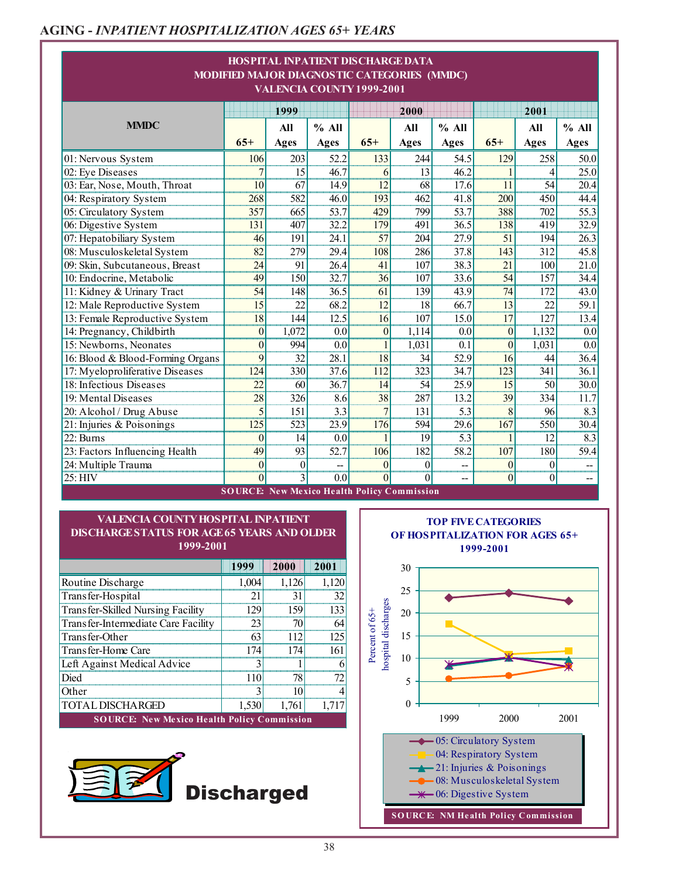## AGING - *INPATIENT HOSPITALIZATION AGES 65+ YEARS*

**HOSPITAL INPATIENT DISCHARGE DATA**
**MODIFIED MAJOR DIAGNOSTIC CATEGORIES (MMDC)**
**VALENCIA COUNTY 1999-2001**

| MMDC | 1999 | | | 2000 | | | 2001 | | |
|---|---|---|---|---|---|---|---|---|---|
| | 65+ | All Ages | % All Ages | 65+ | All Ages | % All Ages | 65+ | All Ages | % All Ages |
| 01: Nervous System | 106 | 203 | 52.2 | 133 | 244 | 54.5 | 129 | 258 | 50.0 |
| 02: Eye Diseases | 7 | 15 | 46.7 | 6 | 13 | 46.2 | 1 | 4 | 25.0 |
| 03: Ear, Nose, Mouth, Throat | 10 | 67 | 14.9 | 12 | 68 | 17.6 | 11 | 54 | 20.4 |
| 04: Respiratory System | 268 | 582 | 46.0 | 193 | 462 | 41.8 | 200 | 450 | 44.4 |
| 05: Circulatory System | 357 | 665 | 53.7 | 429 | 799 | 53.7 | 388 | 702 | 55.3 |
| 06: Digestive System | 131 | 407 | 32.2 | 179 | 491 | 36.5 | 138 | 419 | 32.9 |
| 07: Hepatobiliary System | 46 | 191 | 24.1 | 57 | 204 | 27.9 | 51 | 194 | 26.3 |
| 08: Musculoskeletal System | 82 | 279 | 29.4 | 108 | 286 | 37.8 | 143 | 312 | 45.8 |
| 09: Skin, Subcutaneous, Breast | 24 | 91 | 26.4 | 41 | 107 | 38.3 | 21 | 100 | 21.0 |
| 10: Endocrine, Metabolic | 49 | 150 | 32.7 | 36 | 107 | 33.6 | 54 | 157 | 34.4 |
| 11: Kidney & Urinary Tract | 54 | 148 | 36.5 | 61 | 139 | 43.9 | 74 | 172 | 43.0 |
| 12: Male Reproductive System | 15 | 22 | 68.2 | 12 | 18 | 66.7 | 13 | 22 | 59.1 |
| 13: Female Reproductive System | 18 | 144 | 12.5 | 16 | 107 | 15.0 | 17 | 127 | 13.4 |
| 14: Pregnancy, Childbirth | 0 | 1,072 | 0.0 | 0 | 1,114 | 0.0 | 0 | 1,132 | 0.0 |
| 15: Newborns, Neonates | 0 | 994 | 0.0 | 1 | 1,031 | 0.1 | 0 | 1,031 | 0.0 |
| 16: Blood & Blood-Forming Organs | 9 | 32 | 28.1 | 18 | 34 | 52.9 | 16 | 44 | 36.4 |
| 17: Myeloproliferative Diseases | 124 | 330 | 37.6 | 112 | 323 | 34.7 | 123 | 341 | 36.1 |
| 18: Infectious Diseases | 22 | 60 | 36.7 | 14 | 54 | 25.9 | 15 | 50 | 30.0 |
| 19: Mental Diseases | 28 | 326 | 8.6 | 38 | 287 | 13.2 | 39 | 334 | 11.7 |
| 20: Alcohol / Drug Abuse | 5 | 151 | 3.3 | 7 | 131 | 5.3 | 8 | 96 | 8.3 |
| 21: Injuries & Poisonings | 125 | 523 | 23.9 | 176 | 594 | 29.6 | 167 | 550 | 30.4 |
| 22: Burns | 0 | 14 | 0.0 | 1 | 19 | 5.3 | 1 | 12 | 8.3 |
| 23: Factors Influencing Health | 49 | 93 | 52.7 | 106 | 182 | 58.2 | 107 | 180 | 59.4 |
| 24: Multiple Trauma | 0 | 0 | -- | 0 | 0 | -- | 0 | 0 | -- |
| 25: HIV | 0 | 3 | 0.0 | 0 | 0 | -- | 0 | 0 | -- |

SOURCE: New Mexico Health Policy Commission

**VALENCIA COUNTY HOSPITAL INPATIENT DISCHARGE STATUS FOR AGE 65 YEARS AND OLDER 1999-2001**

| | 1999 | 2000 | 2001 |
|---|---|---|---|
| Routine Discharge | 1,004 | 1,126 | 1,120 |
| Transfer-Hospital | 21 | 31 | 32 |
| Transfer-Skilled Nursing Facility | 129 | 159 | 133 |
| Transfer-Intermediate Care Facility | 23 | 70 | 64 |
| Transfer-Other | 63 | 112 | 125 |
| Transfer-Home Care | 174 | 174 | 161 |
| Left Against Medical Advice | 3 | 1 | 6 |
| Died | 110 | 78 | 72 |
| Other | 3 | 10 | 4 |
| TOTAL DISCHARGED | 1,530 | 1,761 | 1,717 |

SOURCE: New Mexico Health Policy Commission

Discharged

**TOP FIVE CATEGORIES OF HOSPITALIZATION FOR AGES 65+ 1999-2001**

Percent of 65+ hospital discharges

- 05: Circulatory System
- 04: Respiratory System
- 21: Injuries & Poisonings
- 08: Musculoskeletal System
- 06: Digestive System

SOURCE: NM Health Policy Commission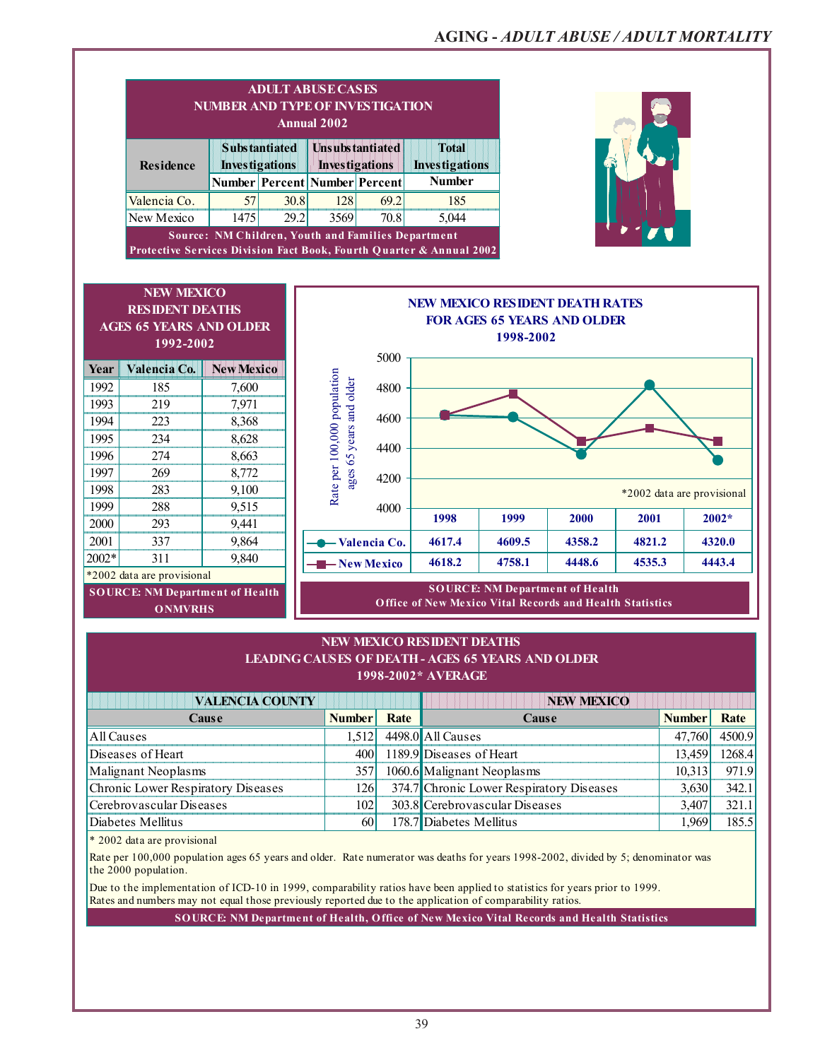## ADULT ABUSE CASES
## NUMBER AND TYPE OF INVESTIGATION
## Annual 2002

| Residence | Substantiated Investigations | | Unsubstantiated Investigations | | Total Investigations |
|---|---|---|---|---|---|
| | Number | Percent | Number | Percent | Number |
| Valencia Co. | 57 | 30.8 | 128 | 69.2 | 185 |
| New Mexico | 1475 | 29.2 | 3569 | 70.8 | 5,044 |

Source: NM Children, Youth and Families Department Protective Services Division Fact Book, Fourth Quarter & Annual 2002

## NEW MEXICO RESIDENT DEATHS AGES 65 YEARS AND OLDER 1992-2002

| Year | Valencia Co. | New Mexico |
|---|---|---|
| 1992 | 185 | 7,600 |
| 1993 | 219 | 7,971 |
| 1994 | 223 | 8,368 |
| 1995 | 234 | 8,628 |
| 1996 | 274 | 8,663 |
| 1997 | 269 | 8,772 |
| 1998 | 283 | 9,100 |
| 1999 | 288 | 9,515 |
| 2000 | 293 | 9,441 |
| 2001 | 337 | 9,864 |
| 2002* | 311 | 9,840 |

*2002 data are provisional

SOURCE: NM Department of Health ONMVRHS

## NEW MEXICO RESIDENT DEATH RATES FOR AGES 65 YEARS AND OLDER 1998-2002

Rate per 100,000 population ages 65 years and older

| | 1998 | 1999 | 2000 | 2001 | 2002* |
|---|---|---|---|---|---|
| Valencia Co. | 4617.4 | 4609.5 | 4358.2 | 4821.2 | 4320.0 |
| New Mexico | 4618.2 | 4758.1 | 4448.6 | 4535.3 | 4443.4 |

*2002 data are provisional

SOURCE: NM Department of Health Office of New Mexico Vital Records and Health Statistics

## NEW MEXICO RESIDENT DEATHS LEADING CAUSES OF DEATH - AGES 65 YEARS AND OLDER 1998-2002* AVERAGE

| VALENCIA COUNTY | | | NEW MEXICO | | |
|---|---|---|---|---|---|
| Cause | Number | Rate | Cause | Number | Rate |
| All Causes | 1,512 | 4498.0 | All Causes | 47,760 | 4500.9 |
| Diseases of Heart | 400 | 1189.9 | Diseases of Heart | 13,459 | 1268.4 |
| Malignant Neoplasms | 357 | 1060.6 | Malignant Neoplasms | 10,313 | 971.9 |
| Chronic Lower Respiratory Diseases | 126 | 374.7 | Chronic Lower Respiratory Diseases | 3,630 | 342.1 |
| Cerebrovascular Diseases | 102 | 303.8 | Cerebrovascular Diseases | 3,407 | 321.1 |
| Diabetes Mellitus | 60 | 178.7 | Diabetes Mellitus | 1,969 | 185.5 |

* 2002 data are provisional

Rate per 100,000 population ages 65 years and older. Rate numerator was deaths for years 1998-2002, divided by 5; denominator was the 2000 population.

Due to the implementation of ICD-10 in 1999, comparability ratios have been applied to statistics for years prior to 1999. Rates and numbers may not equal those previously reported due to the application of comparability ratios.

SOURCE: NM Department of Health, Office of New Mexico Vital Records and Health Statistics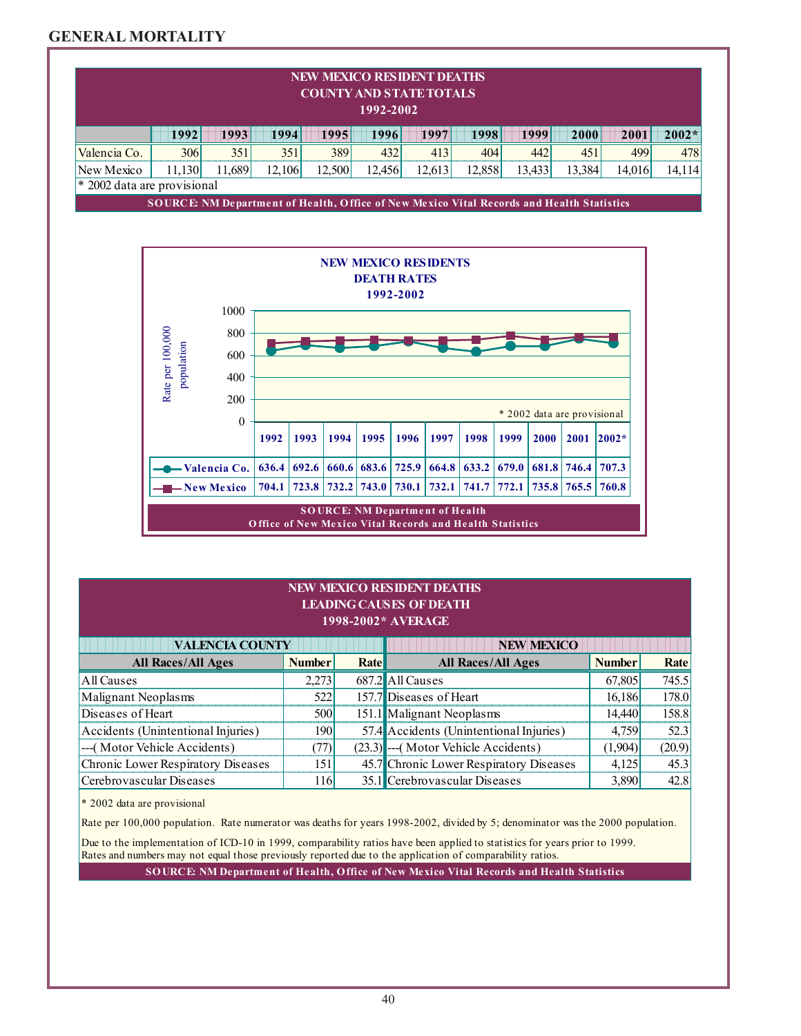## GENERAL MORTALITY

**NEW MEXICO RESIDENT DEATHS**
**COUNTY AND STATE TOTALS**
**1992-2002**

| | 1992 | 1993 | 1994 | 1995 | 1996 | 1997 | 1998 | 1999 | 2000 | 2001 | 2002* |
|---|---|---|---|---|---|---|---|---|---|---|---|
| Valencia Co. | 306 | 351 | 351 | 389 | 432 | 413 | 404 | 442 | 451 | 499 | 478 |
| New Mexico | 11,130 | 11,689 | 12,106 | 12,500 | 12,456 | 12,613 | 12,858 | 13,433 | 13,384 | 14,016 | 14,114 |

\* 2002 data are provisional

SOURCE: NM Department of Health, Office of New Mexico Vital Records and Health Statistics

**NEW MEXICO RESIDENTS**
**DEATH RATES**
**1992-2002**

Rate per 100,000 population

| | 1992 | 1993 | 1994 | 1995 | 1996 | 1997 | 1998 | 1999 | 2000 | 2001 | 2002* |
|---|---|---|---|---|---|---|---|---|---|---|---|
| Valencia Co. | 636.4 | 692.6 | 660.6 | 683.6 | 725.9 | 664.8 | 633.2 | 679.0 | 681.8 | 746.4 | 707.3 |
| New Mexico | 704.1 | 723.8 | 732.2 | 743.0 | 730.1 | 732.1 | 741.7 | 772.1 | 735.8 | 765.5 | 760.8 |

\* 2002 data are provisional

SOURCE: NM Department of Health
Office of New Mexico Vital Records and Health Statistics

**NEW MEXICO RESIDENT DEATHS**
**LEADING CAUSES OF DEATH**
**1998-2002* AVERAGE**

| VALENCIA COUNTY | | | NEW MEXICO | | |
|---|---|---|---|---|---|
| **All Races/All Ages** | **Number** | **Rate** | **All Races/All Ages** | **Number** | **Rate** |
| All Causes | 2,273 | 687.2 | All Causes | 67,805 | 745.5 |
| Malignant Neoplasms | 522 | 157.7 | Diseases of Heart | 16,186 | 178.0 |
| Diseases of Heart | 500 | 151.1 | Malignant Neoplasms | 14,440 | 158.8 |
| Accidents (Unintentional Injuries) | 190 | 57.4 | Accidents (Unintentional Injuries) | 4,759 | 52.3 |
| ---( Motor Vehicle Accidents) | (77) | (23.3) | ---( Motor Vehicle Accidents) | (1,904) | (20.9) |
| Chronic Lower Respiratory Diseases | 151 | 45.7 | Chronic Lower Respiratory Diseases | 4,125 | 45.3 |
| Cerebrovascular Diseases | 116 | 35.1 | Cerebrovascular Diseases | 3,890 | 42.8 |

\* 2002 data are provisional

Rate per 100,000 population. Rate numerator was deaths for years 1998-2002, divided by 5; denominator was the 2000 population.

Due to the implementation of ICD-10 in 1999, comparability ratios have been applied to statistics for years prior to 1999. Rates and numbers may not equal those previously reported due to the application of comparability ratios.

SOURCE: NM Department of Health, Office of New Mexico Vital Records and Health Statistics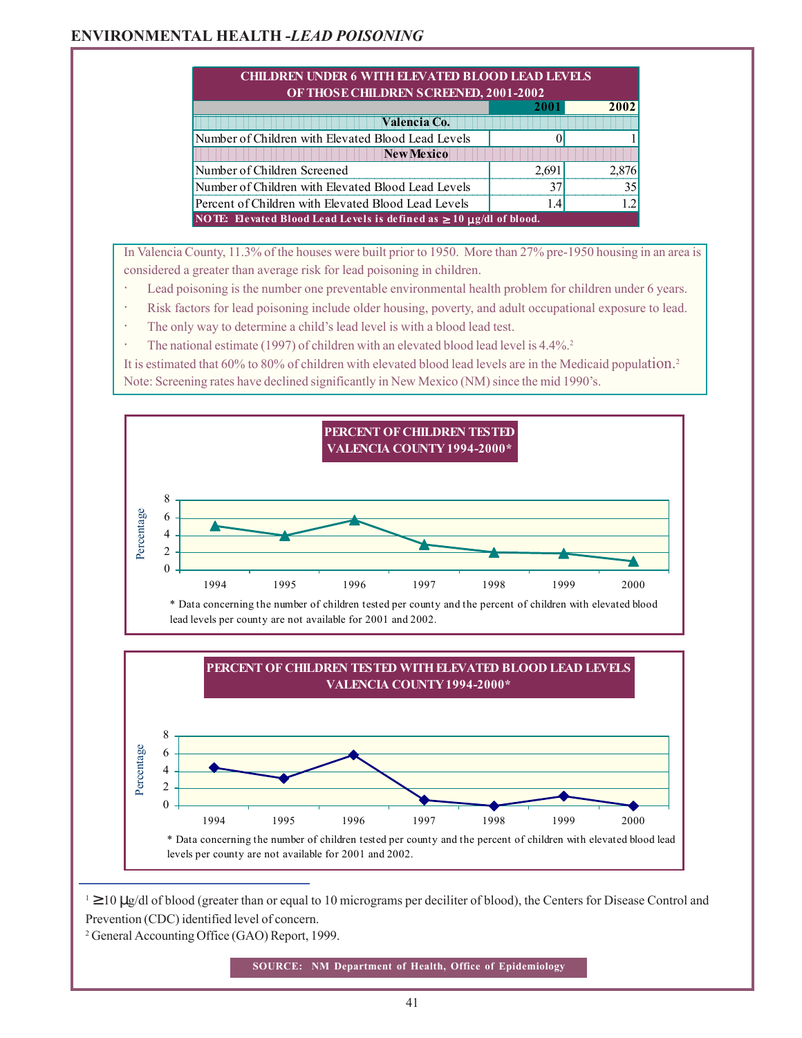## ENVIRONMENTAL HEALTH -*LEAD POISONING*

**CHILDREN UNDER 6 WITH ELEVATED BLOOD LEAD LEVELS OF THOSE CHILDREN SCREENED, 2001-2002**

| | 2001 | 2002 |
|---|---|---|
| **Valencia Co.** | | |
| Number of Children with Elevated Blood Lead Levels | 0 | 1 |
| **New Mexico** | | |
| Number of Children Screened | 2,691 | 2,876 |
| Number of Children with Elevated Blood Lead Levels | 37 | 35 |
| Percent of Children with Elevated Blood Lead Levels | 1.4 | 1.2 |

**NOTE: Elevated Blood Lead Levels is defined as ≥ 10 μg/dl of blood.**

In Valencia County, 11.3% of the houses were built prior to 1950. More than 27% pre-1950 housing in an area is considered a greater than average risk for lead poisoning in children.

- Lead poisoning is the number one preventable environmental health problem for children under 6 years.
- Risk factors for lead poisoning include older housing, poverty, and adult occupational exposure to lead.
- The only way to determine a child's lead level is with a blood lead test.
- The national estimate (1997) of children with an elevated blood lead level is 4.4%.[2]

It is estimated that 60% to 80% of children with elevated blood lead levels are in the Medicaid population.[2]
Note: Screening rates have declined significantly in New Mexico (NM) since the mid 1990's.

**PERCENT OF CHILDREN TESTED VALENCIA COUNTY 1994-2000***

| Year | 1994 | 1995 | 1996 | 1997 | 1998 | 1999 | 2000 |
|---|---|---|---|---|---|---|---|
| Percentage | 5.1 | 4.0 | 5.8 | 2.9 | 2.0 | 1.9 | 1.0 |

\* Data concerning the number of children tested per county and the percent of children with elevated blood lead levels per county are not available for 2001 and 2002.

**PERCENT OF CHILDREN TESTED WITH ELEVATED BLOOD LEAD LEVELS VALENCIA COUNTY 1994-2000***

| Year | 1994 | 1995 | 1996 | 1997 | 1998 | 1999 | 2000 |
|---|---|---|---|---|---|---|---|
| Percentage | 4.4 | 3.2 | 5.9 | 0.7 | 0 | 1.1 | 0 |

\* Data concerning the number of children tested per county and the percent of children with elevated blood lead levels per county are not available for 2001 and 2002.

[1] ≥10 μg/dl of blood (greater than or equal to 10 micrograms per deciliter of blood), the Centers for Disease Control and Prevention (CDC) identified level of concern.
[2] General Accounting Office (GAO) Report, 1999.

**SOURCE: NM Department of Health, Office of Epidemiology**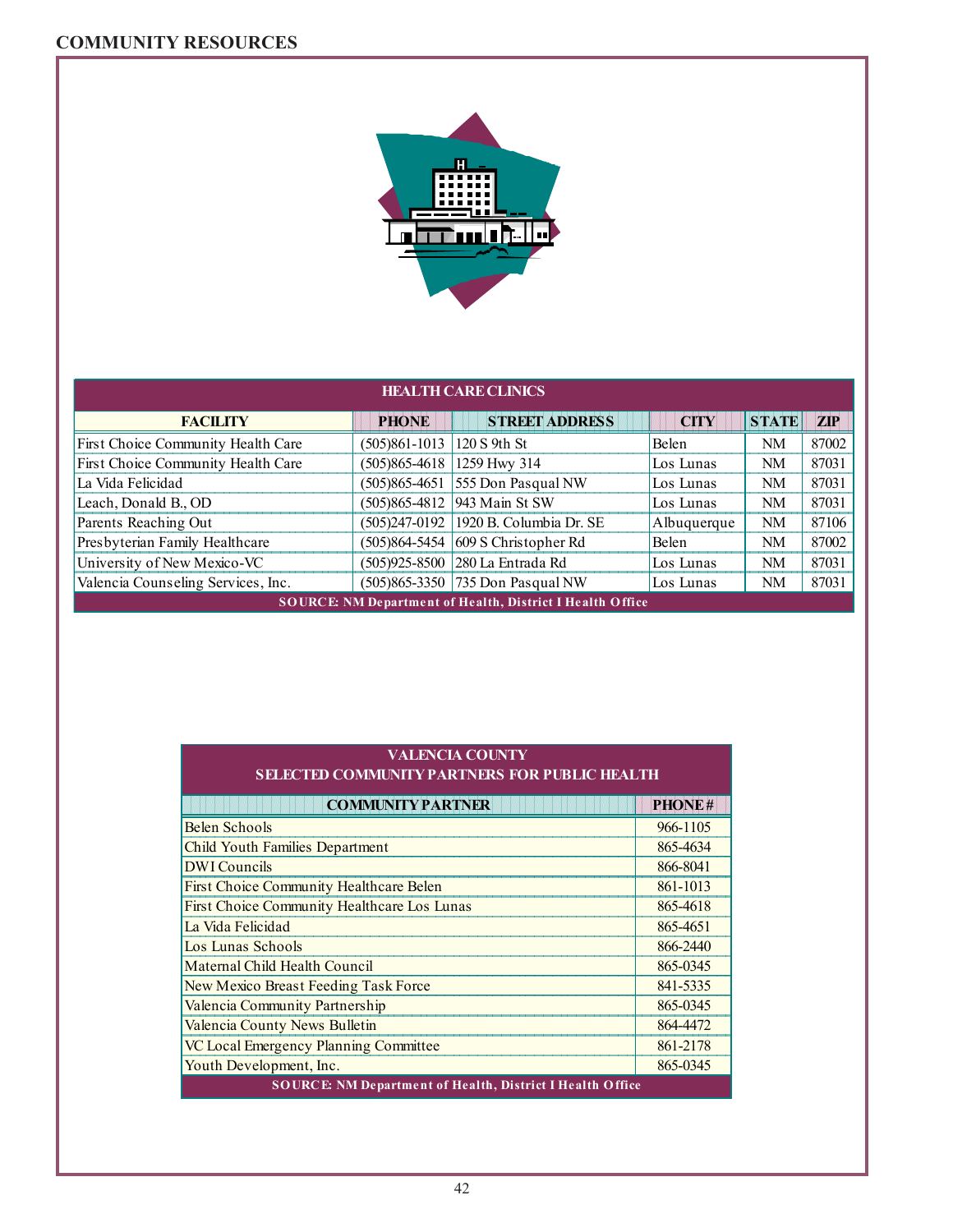## COMMUNITY RESOURCES

| HEALTH CARE CLINICS | | | | | |
|---|---|---|---|---|---|
| **FACILITY** | **PHONE** | **STREET ADDRESS** | **CITY** | **STATE** | **ZIP** |
| First Choice Community Health Care | (505)861-1013 | 120 S 9th St | Belen | NM | 87002 |
| First Choice Community Health Care | (505)865-4618 | 1259 Hwy 314 | Los Lunas | NM | 87031 |
| La Vida Felicidad | (505)865-4651 | 555 Don Pasqual NW | Los Lunas | NM | 87031 |
| Leach, Donald B., OD | (505)865-4812 | 943 Main St SW | Los Lunas | NM | 87031 |
| Parents Reaching Out | (505)247-0192 | 1920 B. Columbia Dr. SE | Albuquerque | NM | 87106 |
| Presbyterian Family Healthcare | (505)864-5454 | 609 S Christopher Rd | Belen | NM | 87002 |
| University of New Mexico-VC | (505)925-8500 | 280 La Entrada Rd | Los Lunas | NM | 87031 |
| Valencia Counseling Services, Inc. | (505)865-3350 | 735 Don Pasqual NW | Los Lunas | NM | 87031 |

SOURCE: NM Department of Health, District I Health Office

| VALENCIA COUNTY SELECTED COMMUNITY PARTNERS FOR PUBLIC HEALTH | |
|---|---|
| **COMMUNITY PARTNER** | **PHONE #** |
| Belen Schools | 966-1105 |
| Child Youth Families Department | 865-4634 |
| DWI Councils | 866-8041 |
| First Choice Community Healthcare Belen | 861-1013 |
| First Choice Community Healthcare Los Lunas | 865-4618 |
| La Vida Felicidad | 865-4651 |
| Los Lunas Schools | 866-2440 |
| Maternal Child Health Council | 865-0345 |
| New Mexico Breast Feeding Task Force | 841-5335 |
| Valencia Community Partnership | 865-0345 |
| Valencia County News Bulletin | 864-4472 |
| VC Local Emergency Planning Committee | 861-2178 |
| Youth Development, Inc. | 865-0345 |

SOURCE: NM Department of Health, District I Health Office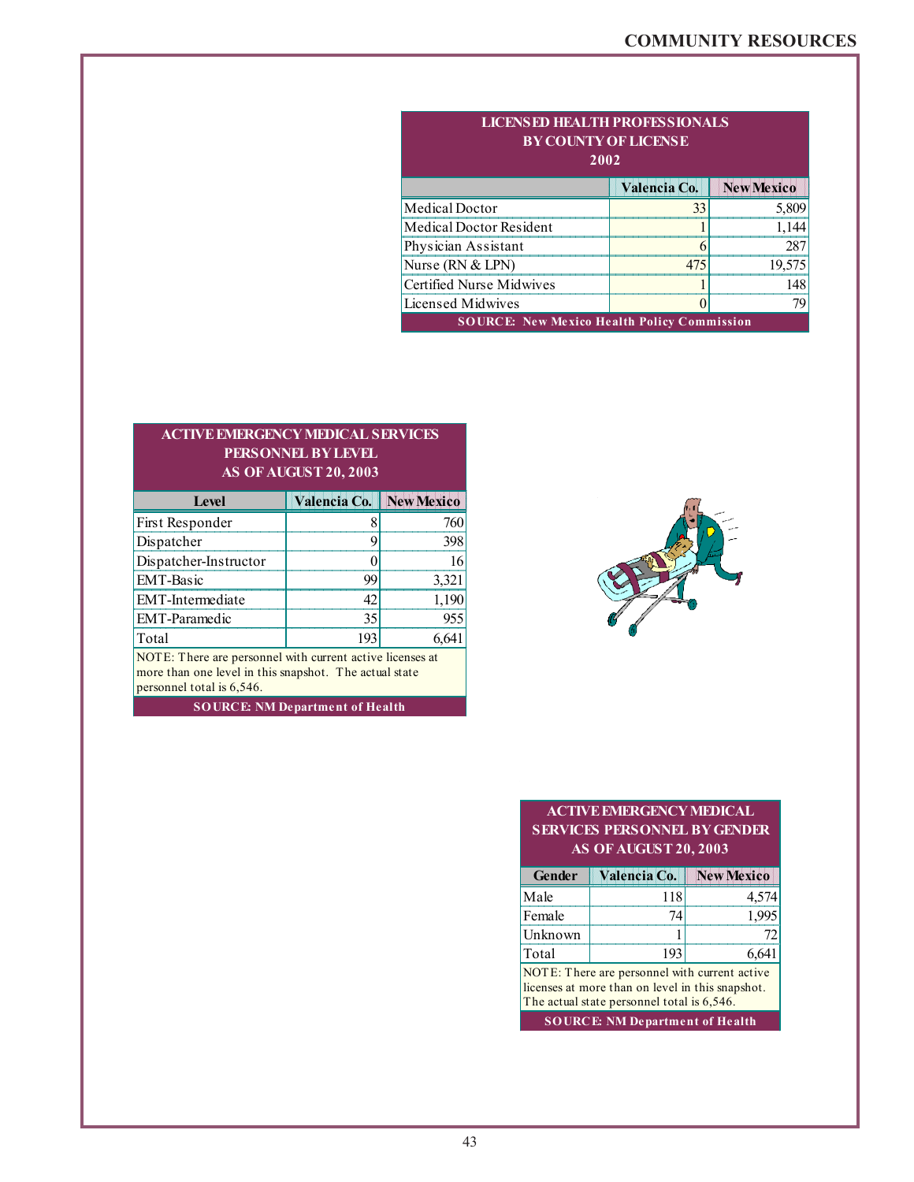| LICENSED HEALTH PROFESSIONALS BY COUNTY OF LICENSE 2002 | | |
|---|---|---|
| | Valencia Co. | New Mexico |
| Medical Doctor | 33 | 5,809 |
| Medical Doctor Resident | 1 | 1,144 |
| Physician Assistant | 6 | 287 |
| Nurse (RN & LPN) | 475 | 19,575 |
| Certified Nurse Midwives | 1 | 148 |
| Licensed Midwives | 0 | 79 |

SOURCE: New Mexico Health Policy Commission

| ACTIVE EMERGENCY MEDICAL SERVICES PERSONNEL BY LEVEL AS OF AUGUST 20, 2003 | | |
|---|---|---|
| Level | Valencia Co. | New Mexico |
| First Responder | 8 | 760 |
| Dispatcher | 9 | 398 |
| Dispatcher-Instructor | 0 | 16 |
| EMT-Basic | 99 | 3,321 |
| EMT-Intermediate | 42 | 1,190 |
| EMT-Paramedic | 35 | 955 |
| Total | 193 | 6,641 |

NOTE: There are personnel with current active licenses at more than one level in this snapshot. The actual state personnel total is 6,546.

SOURCE: NM Department of Health

| ACTIVE EMERGENCY MEDICAL SERVICES PERSONNEL BY GENDER AS OF AUGUST 20, 2003 | | |
|---|---|---|
| Gender | Valencia Co. | New Mexico |
| Male | 118 | 4,574 |
| Female | 74 | 1,995 |
| Unknown | 1 | 72 |
| Total | 193 | 6,641 |

NOTE: There are personnel with current active licenses at more than on level in this snapshot. The actual state personnel total is 6,546.

SOURCE: NM Department of Health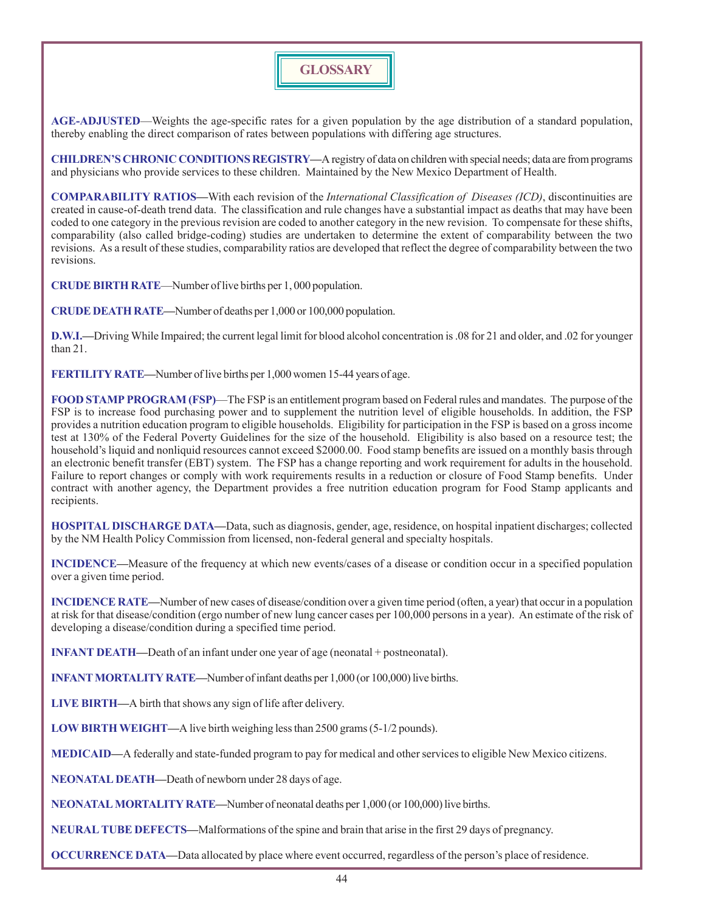# GLOSSARY

**AGE-ADJUSTED**—Weights the age-specific rates for a given population by the age distribution of a standard population, thereby enabling the direct comparison of rates between populations with differing age structures.

**CHILDREN'S CHRONIC CONDITIONS REGISTRY—**A registry of data on children with special needs; data are from programs and physicians who provide services to these children. Maintained by the New Mexico Department of Health.

**COMPARABILITY RATIOS—**With each revision of the *International Classification of Diseases (ICD)*, discontinuities are created in cause-of-death trend data. The classification and rule changes have a substantial impact as deaths that may have been coded to one category in the previous revision are coded to another category in the new revision. To compensate for these shifts, comparability (also called bridge-coding) studies are undertaken to determine the extent of comparability between the two revisions. As a result of these studies, comparability ratios are developed that reflect the degree of comparability between the two revisions.

**CRUDE BIRTH RATE**—Number of live births per 1, 000 population.

**CRUDE DEATH RATE—**Number of deaths per 1,000 or 100,000 population.

**D.W.I.—**Driving While Impaired; the current legal limit for blood alcohol concentration is .08 for 21 and older, and .02 for younger than 21.

**FERTILITY RATE—**Number of live births per 1,000 women 15-44 years of age.

**FOOD STAMP PROGRAM (FSP)**—The FSP is an entitlement program based on Federal rules and mandates. The purpose of the FSP is to increase food purchasing power and to supplement the nutrition level of eligible households. In addition, the FSP provides a nutrition education program to eligible households. Eligibility for participation in the FSP is based on a gross income test at 130% of the Federal Poverty Guidelines for the size of the household. Eligibility is also based on a resource test; the household's liquid and nonliquid resources cannot exceed $2000.00. Food stamp benefits are issued on a monthly basis through an electronic benefit transfer (EBT) system. The FSP has a change reporting and work requirement for adults in the household. Failure to report changes or comply with work requirements results in a reduction or closure of Food Stamp benefits. Under contract with another agency, the Department provides a free nutrition education program for Food Stamp applicants and recipients.

**HOSPITAL DISCHARGE DATA—**Data, such as diagnosis, gender, age, residence, on hospital inpatient discharges; collected by the NM Health Policy Commission from licensed, non-federal general and specialty hospitals.

**INCIDENCE—**Measure of the frequency at which new events/cases of a disease or condition occur in a specified population over a given time period.

**INCIDENCE RATE—**Number of new cases of disease/condition over a given time period (often, a year) that occur in a population at risk for that disease/condition (ergo number of new lung cancer cases per 100,000 persons in a year). An estimate of the risk of developing a disease/condition during a specified time period.

**INFANT DEATH—**Death of an infant under one year of age (neonatal + postneonatal).

**INFANT MORTALITY RATE—**Number of infant deaths per 1,000 (or 100,000) live births.

**LIVE BIRTH—**A birth that shows any sign of life after delivery.

**LOW BIRTH WEIGHT—**A live birth weighing less than 2500 grams (5-1/2 pounds).

**MEDICAID—**A federally and state-funded program to pay for medical and other services to eligible New Mexico citizens.

**NEONATAL DEATH—**Death of newborn under 28 days of age.

**NEONATAL MORTALITY RATE—**Number of neonatal deaths per 1,000 (or 100,000) live births.

**NEURAL TUBE DEFECTS—**Malformations of the spine and brain that arise in the first 29 days of pregnancy.

**OCCURRENCE DATA—**Data allocated by place where event occurred, regardless of the person's place of residence.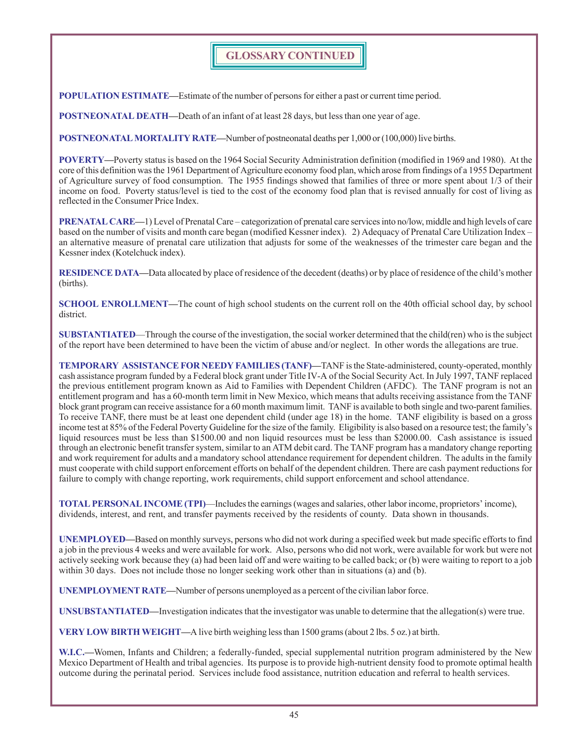# GLOSSARY CONTINUED

**POPULATION ESTIMATE—**Estimate of the number of persons for either a past or current time period.

**POSTNEONATAL DEATH—**Death of an infant of at least 28 days, but less than one year of age.

**POSTNEONATAL MORTALITY RATE—**Number of postneonatal deaths per 1,000 or (100,000) live births.

**POVERTY—**Poverty status is based on the 1964 Social Security Administration definition (modified in 1969 and 1980). At the core of this definition was the 1961 Department of Agriculture economy food plan, which arose from findings of a 1955 Department of Agriculture survey of food consumption. The 1955 findings showed that families of three or more spent about 1/3 of their income on food. Poverty status/level is tied to the cost of the economy food plan that is revised annually for cost of living as reflected in the Consumer Price Index.

**PRENATAL CARE—**1) Level of Prenatal Care – categorization of prenatal care services into no/low, middle and high levels of care based on the number of visits and month care began (modified Kessner index). 2) Adequacy of Prenatal Care Utilization Index – an alternative measure of prenatal care utilization that adjusts for some of the weaknesses of the trimester care began and the Kessner index (Kotelchuck index).

**RESIDENCE DATA—**Data allocated by place of residence of the decedent (deaths) or by place of residence of the child's mother (births).

**SCHOOL ENROLLMENT—**The count of high school students on the current roll on the 40th official school day, by school district.

**SUBSTANTIATED—**Through the course of the investigation, the social worker determined that the child(ren) who is the subject of the report have been determined to have been the victim of abuse and/or neglect. In other words the allegations are true.

**TEMPORARY ASSISTANCE FOR NEEDY FAMILIES (TANF)—**TANF is the State-administered, county-operated, monthly cash assistance program funded by a Federal block grant under Title IV-A of the Social Security Act. In July 1997, TANF replaced the previous entitlement program known as Aid to Families with Dependent Children (AFDC). The TANF program is not an entitlement program and has a 60-month term limit in New Mexico, which means that adults receiving assistance from the TANF block grant program can receive assistance for a 60 month maximum limit. TANF is available to both single and two-parent families. To receive TANF, there must be at least one dependent child (under age 18) in the home. TANF eligibility is based on a gross income test at 85% of the Federal Poverty Guideline for the size of the family. Eligibility is also based on a resource test; the family's liquid resources must be less than $1500.00 and non liquid resources must be less than $2000.00. Cash assistance is issued through an electronic benefit transfer system, similar to an ATM debit card. The TANF program has a mandatory change reporting and work requirement for adults and a mandatory school attendance requirement for dependent children. The adults in the family must cooperate with child support enforcement efforts on behalf of the dependent children. There are cash payment reductions for failure to comply with change reporting, work requirements, child support enforcement and school attendance.

**TOTAL PERSONAL INCOME (TPI)—**Includes the earnings (wages and salaries, other labor income, proprietors' income), dividends, interest, and rent, and transfer payments received by the residents of county. Data shown in thousands.

**UNEMPLOYED—**Based on monthly surveys, persons who did not work during a specified week but made specific efforts to find a job in the previous 4 weeks and were available for work. Also, persons who did not work, were available for work but were not actively seeking work because they (a) had been laid off and were waiting to be called back; or (b) were waiting to report to a job within 30 days. Does not include those no longer seeking work other than in situations (a) and (b).

**UNEMPLOYMENT RATE—**Number of persons unemployed as a percent of the civilian labor force.

**UNSUBSTANTIATED—**Investigation indicates that the investigator was unable to determine that the allegation(s) were true.

**VERY LOW BIRTH WEIGHT—**A live birth weighing less than 1500 grams (about 2 lbs. 5 oz.) at birth.

**W.I.C.—**Women, Infants and Children; a federally-funded, special supplemental nutrition program administered by the New Mexico Department of Health and tribal agencies. Its purpose is to provide high-nutrient density food to promote optimal health outcome during the perinatal period. Services include food assistance, nutrition education and referral to health services.